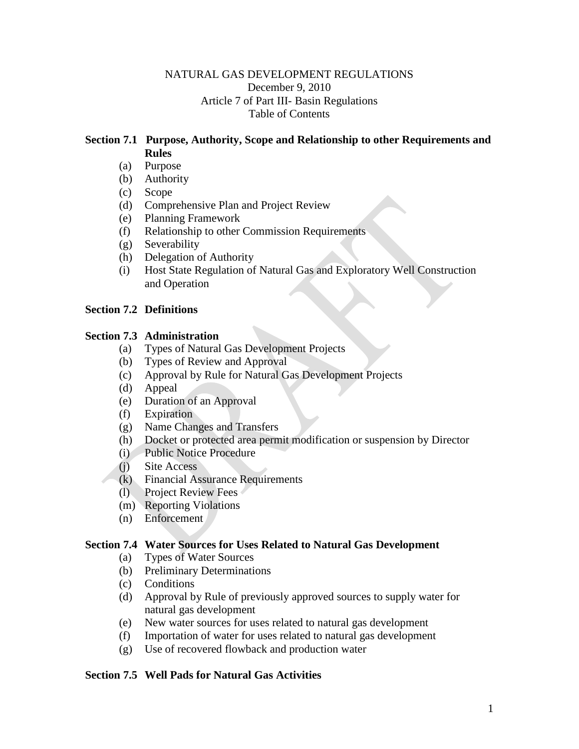NATURAL GAS DEVELOPMENT REGULATIONS
December 9, 2010
Article 7 of Part III- Basin Regulations
Table of Contents

**Section 7.1 Purpose, Authority, Scope and Relationship to other Requirements and Rules**

- (a) Purpose
- (b) Authority
- (c) Scope
- (d) Comprehensive Plan and Project Review
- (e) Planning Framework
- (f) Relationship to other Commission Requirements
- (g) Severability
- (h) Delegation of Authority
- (i) Host State Regulation of Natural Gas and Exploratory Well Construction and Operation

**Section 7.2 Definitions**

**Section 7.3 Administration**

- (a) Types of Natural Gas Development Projects
- (b) Types of Review and Approval
- (c) Approval by Rule for Natural Gas Development Projects
- (d) Appeal
- (e) Duration of an Approval
- (f) Expiration
- (g) Name Changes and Transfers
- (h) Docket or protected area permit modification or suspension by Director
- (i) Public Notice Procedure
- (j) Site Access
- (k) Financial Assurance Requirements
- (l) Project Review Fees
- (m) Reporting Violations
- (n) Enforcement

**Section 7.4 Water Sources for Uses Related to Natural Gas Development**

- (a) Types of Water Sources
- (b) Preliminary Determinations
- (c) Conditions
- (d) Approval by Rule of previously approved sources to supply water for natural gas development
- (e) New water sources for uses related to natural gas development
- (f) Importation of water for uses related to natural gas development
- (g) Use of recovered flowback and production water

**Section 7.5 Well Pads for Natural Gas Activities**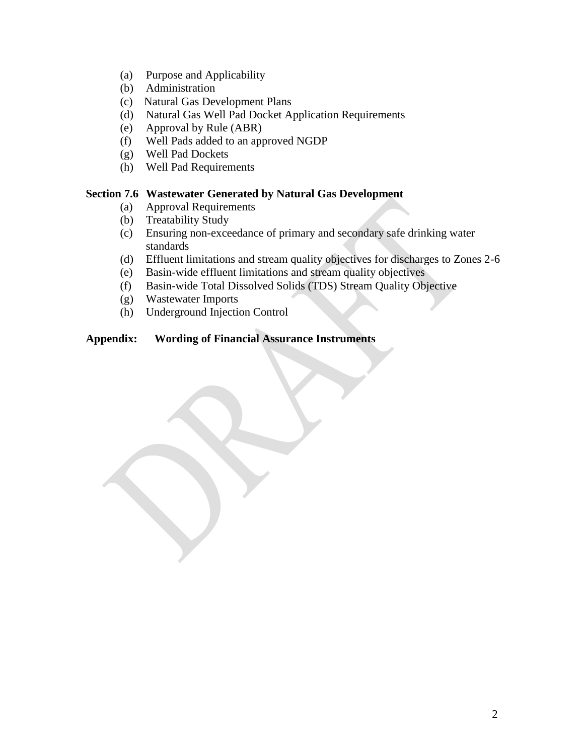(a) Purpose and Applicability
(b) Administration
(c) Natural Gas Development Plans
(d) Natural Gas Well Pad Docket Application Requirements
(e) Approval by Rule (ABR)
(f) Well Pads added to an approved NGDP
(g) Well Pad Dockets
(h) Well Pad Requirements

**Section 7.6 Wastewater Generated by Natural Gas Development**

(a) Approval Requirements
(b) Treatability Study
(c) Ensuring non-exceedance of primary and secondary safe drinking water standards
(d) Effluent limitations and stream quality objectives for discharges to Zones 2-6
(e) Basin-wide effluent limitations and stream quality objectives
(f) Basin-wide Total Dissolved Solids (TDS) Stream Quality Objective
(g) Wastewater Imports
(h) Underground Injection Control

**Appendix: Wording of Financial Assurance Instruments**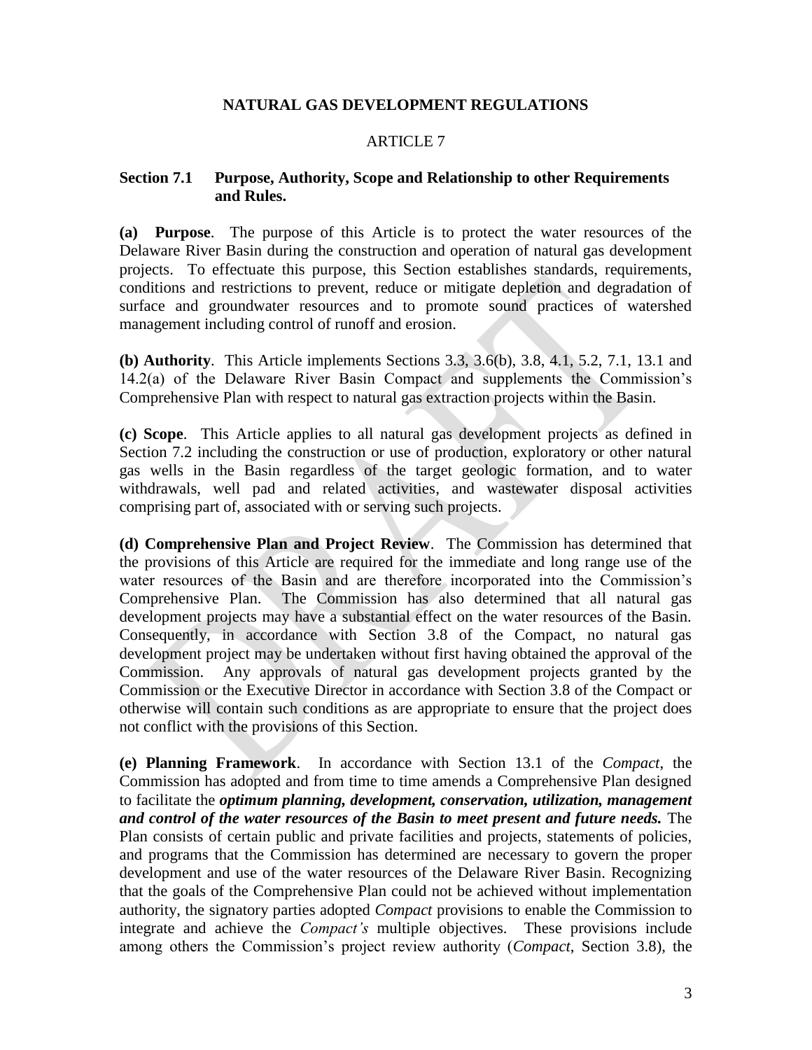# NATURAL GAS DEVELOPMENT REGULATIONS

## ARTICLE 7

### Section 7.1 Purpose, Authority, Scope and Relationship to other Requirements and Rules.

**(a) Purpose**. The purpose of this Article is to protect the water resources of the Delaware River Basin during the construction and operation of natural gas development projects. To effectuate this purpose, this Section establishes standards, requirements, conditions and restrictions to prevent, reduce or mitigate depletion and degradation of surface and groundwater resources and to promote sound practices of watershed management including control of runoff and erosion.

**(b) Authority**. This Article implements Sections 3.3, 3.6(b), 3.8, 4.1, 5.2, 7.1, 13.1 and 14.2(a) of the Delaware River Basin Compact and supplements the Commission's Comprehensive Plan with respect to natural gas extraction projects within the Basin.

**(c) Scope**. This Article applies to all natural gas development projects as defined in Section 7.2 including the construction or use of production, exploratory or other natural gas wells in the Basin regardless of the target geologic formation, and to water withdrawals, well pad and related activities, and wastewater disposal activities comprising part of, associated with or serving such projects.

**(d) Comprehensive Plan and Project Review**. The Commission has determined that the provisions of this Article are required for the immediate and long range use of the water resources of the Basin and are therefore incorporated into the Commission's Comprehensive Plan. The Commission has also determined that all natural gas development projects may have a substantial effect on the water resources of the Basin. Consequently, in accordance with Section 3.8 of the Compact, no natural gas development project may be undertaken without first having obtained the approval of the Commission. Any approvals of natural gas development projects granted by the Commission or the Executive Director in accordance with Section 3.8 of the Compact or otherwise will contain such conditions as are appropriate to ensure that the project does not conflict with the provisions of this Section.

**(e) Planning Framework**. In accordance with Section 13.1 of the *Compact*, the Commission has adopted and from time to time amends a Comprehensive Plan designed to facilitate the ***optimum planning, development, conservation, utilization, management and control of the water resources of the Basin to meet present and future needs.*** The Plan consists of certain public and private facilities and projects, statements of policies, and programs that the Commission has determined are necessary to govern the proper development and use of the water resources of the Delaware River Basin. Recognizing that the goals of the Comprehensive Plan could not be achieved without implementation authority, the signatory parties adopted *Compact* provisions to enable the Commission to integrate and achieve the *Compact's* multiple objectives. These provisions include among others the Commission's project review authority (*Compact*, Section 3.8), the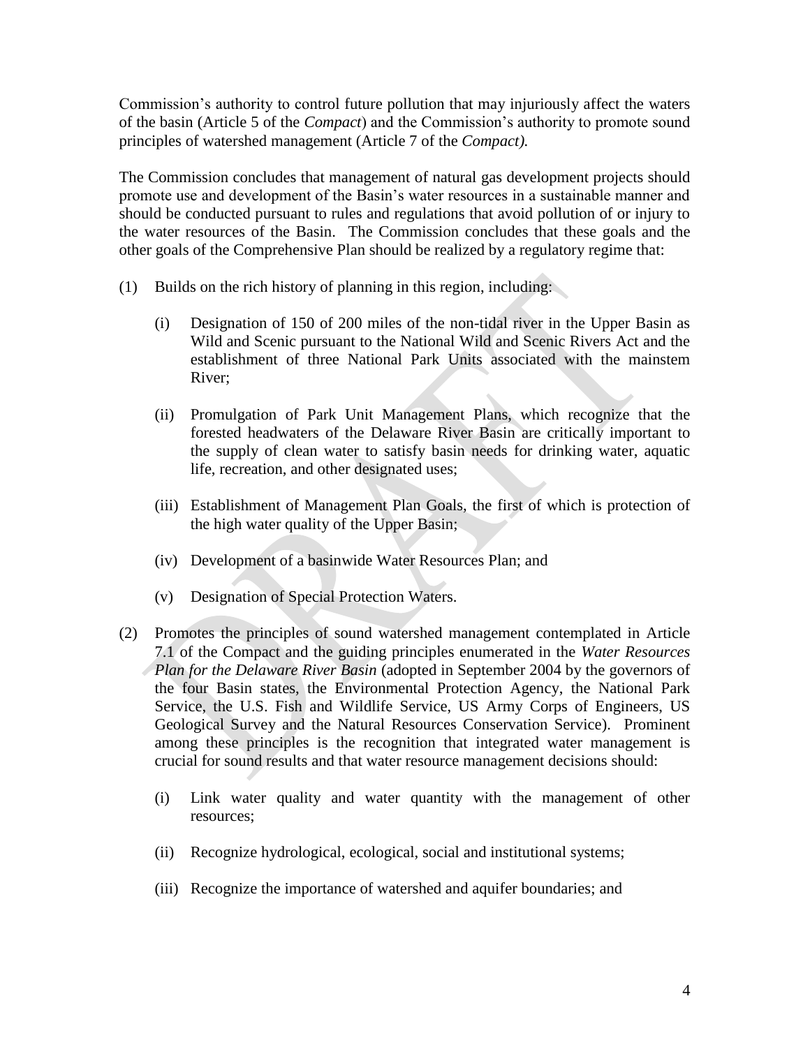Commission's authority to control future pollution that may injuriously affect the waters of the basin (Article 5 of the *Compact*) and the Commission's authority to promote sound principles of watershed management (Article 7 of the *Compact).*

The Commission concludes that management of natural gas development projects should promote use and development of the Basin's water resources in a sustainable manner and should be conducted pursuant to rules and regulations that avoid pollution of or injury to the water resources of the Basin. The Commission concludes that these goals and the other goals of the Comprehensive Plan should be realized by a regulatory regime that:

(1) Builds on the rich history of planning in this region, including:

  (i) Designation of 150 of 200 miles of the non-tidal river in the Upper Basin as Wild and Scenic pursuant to the National Wild and Scenic Rivers Act and the establishment of three National Park Units associated with the mainstem River;

  (ii) Promulgation of Park Unit Management Plans, which recognize that the forested headwaters of the Delaware River Basin are critically important to the supply of clean water to satisfy basin needs for drinking water, aquatic life, recreation, and other designated uses;

  (iii) Establishment of Management Plan Goals, the first of which is protection of the high water quality of the Upper Basin;

  (iv) Development of a basinwide Water Resources Plan; and

  (v) Designation of Special Protection Waters.

(2) Promotes the principles of sound watershed management contemplated in Article 7.1 of the Compact and the guiding principles enumerated in the *Water Resources Plan for the Delaware River Basin* (adopted in September 2004 by the governors of the four Basin states, the Environmental Protection Agency, the National Park Service, the U.S. Fish and Wildlife Service, US Army Corps of Engineers, US Geological Survey and the Natural Resources Conservation Service). Prominent among these principles is the recognition that integrated water management is crucial for sound results and that water resource management decisions should:

  (i) Link water quality and water quantity with the management of other resources;

  (ii) Recognize hydrological, ecological, social and institutional systems;

  (iii) Recognize the importance of watershed and aquifer boundaries; and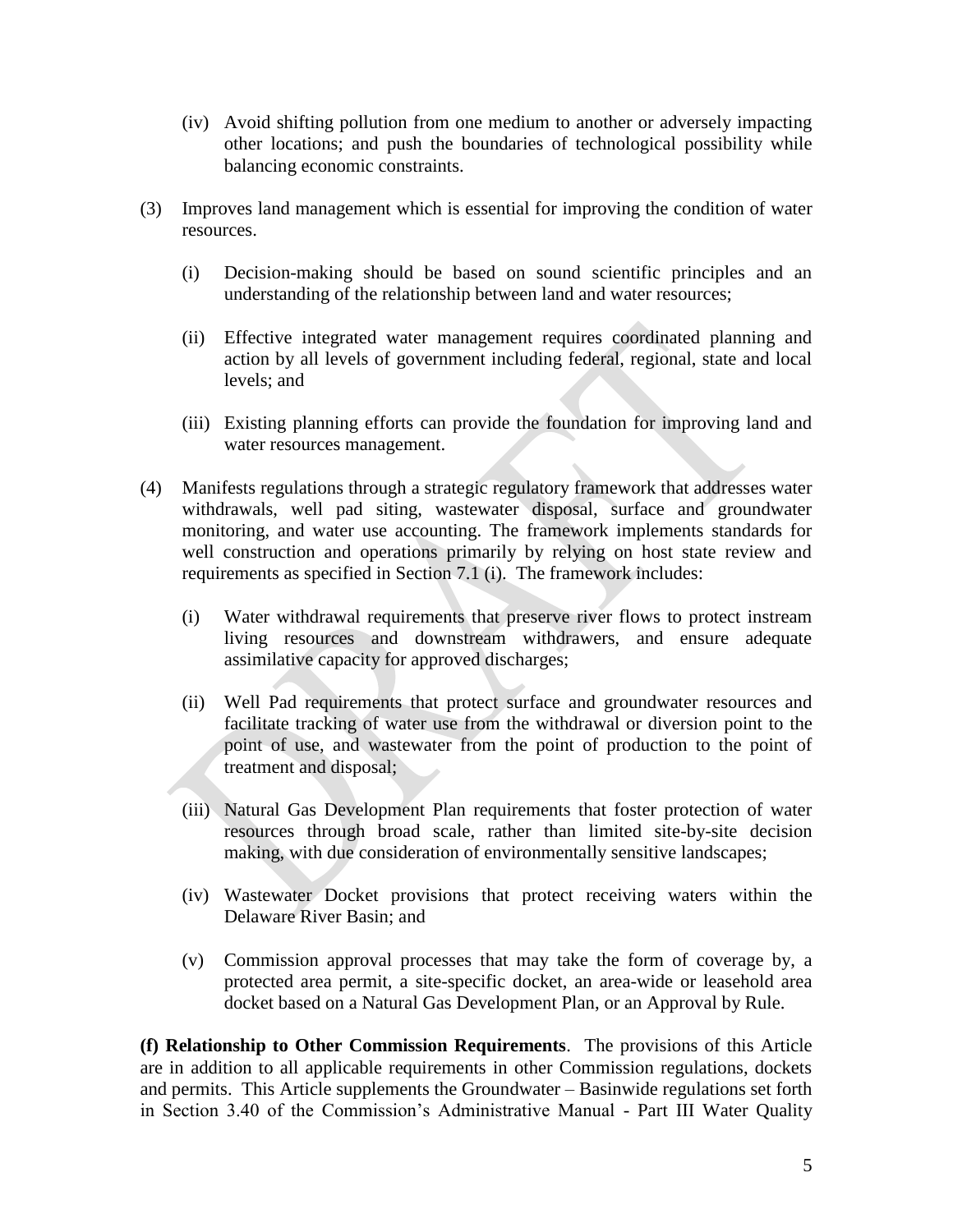(iv) Avoid shifting pollution from one medium to another or adversely impacting other locations; and push the boundaries of technological possibility while balancing economic constraints.

(3) Improves land management which is essential for improving the condition of water resources.

(i) Decision-making should be based on sound scientific principles and an understanding of the relationship between land and water resources;

(ii) Effective integrated water management requires coordinated planning and action by all levels of government including federal, regional, state and local levels; and

(iii) Existing planning efforts can provide the foundation for improving land and water resources management.

(4) Manifests regulations through a strategic regulatory framework that addresses water withdrawals, well pad siting, wastewater disposal, surface and groundwater monitoring, and water use accounting. The framework implements standards for well construction and operations primarily by relying on host state review and requirements as specified in Section 7.1 (i). The framework includes:

(i) Water withdrawal requirements that preserve river flows to protect instream living resources and downstream withdrawers, and ensure adequate assimilative capacity for approved discharges;

(ii) Well Pad requirements that protect surface and groundwater resources and facilitate tracking of water use from the withdrawal or diversion point to the point of use, and wastewater from the point of production to the point of treatment and disposal;

(iii) Natural Gas Development Plan requirements that foster protection of water resources through broad scale, rather than limited site-by-site decision making, with due consideration of environmentally sensitive landscapes;

(iv) Wastewater Docket provisions that protect receiving waters within the Delaware River Basin; and

(v) Commission approval processes that may take the form of coverage by, a protected area permit, a site-specific docket, an area-wide or leasehold area docket based on a Natural Gas Development Plan, or an Approval by Rule.

**(f) Relationship to Other Commission Requirements**. The provisions of this Article are in addition to all applicable requirements in other Commission regulations, dockets and permits. This Article supplements the Groundwater – Basinwide regulations set forth in Section 3.40 of the Commission's Administrative Manual - Part III Water Quality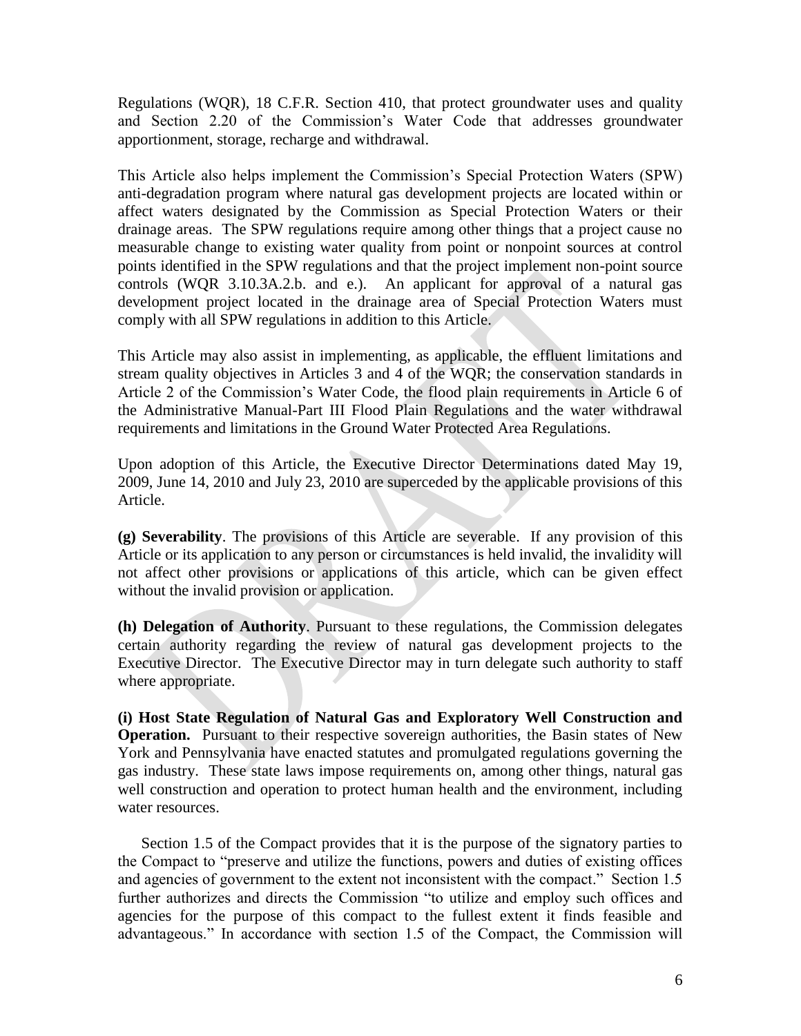Regulations (WQR), 18 C.F.R. Section 410, that protect groundwater uses and quality and Section 2.20 of the Commission's Water Code that addresses groundwater apportionment, storage, recharge and withdrawal.

This Article also helps implement the Commission's Special Protection Waters (SPW) anti-degradation program where natural gas development projects are located within or affect waters designated by the Commission as Special Protection Waters or their drainage areas. The SPW regulations require among other things that a project cause no measurable change to existing water quality from point or nonpoint sources at control points identified in the SPW regulations and that the project implement non-point source controls (WQR 3.10.3A.2.b. and e.). An applicant for approval of a natural gas development project located in the drainage area of Special Protection Waters must comply with all SPW regulations in addition to this Article.

This Article may also assist in implementing, as applicable, the effluent limitations and stream quality objectives in Articles 3 and 4 of the WQR; the conservation standards in Article 2 of the Commission's Water Code, the flood plain requirements in Article 6 of the Administrative Manual-Part III Flood Plain Regulations and the water withdrawal requirements and limitations in the Ground Water Protected Area Regulations.

Upon adoption of this Article, the Executive Director Determinations dated May 19, 2009, June 14, 2010 and July 23, 2010 are superceded by the applicable provisions of this Article.

**(g) Severability**. The provisions of this Article are severable. If any provision of this Article or its application to any person or circumstances is held invalid, the invalidity will not affect other provisions or applications of this article, which can be given effect without the invalid provision or application.

**(h) Delegation of Authority**. Pursuant to these regulations, the Commission delegates certain authority regarding the review of natural gas development projects to the Executive Director. The Executive Director may in turn delegate such authority to staff where appropriate.

**(i) Host State Regulation of Natural Gas and Exploratory Well Construction and Operation.** Pursuant to their respective sovereign authorities, the Basin states of New York and Pennsylvania have enacted statutes and promulgated regulations governing the gas industry. These state laws impose requirements on, among other things, natural gas well construction and operation to protect human health and the environment, including water resources.

Section 1.5 of the Compact provides that it is the purpose of the signatory parties to the Compact to "preserve and utilize the functions, powers and duties of existing offices and agencies of government to the extent not inconsistent with the compact." Section 1.5 further authorizes and directs the Commission "to utilize and employ such offices and agencies for the purpose of this compact to the fullest extent it finds feasible and advantageous." In accordance with section 1.5 of the Compact, the Commission will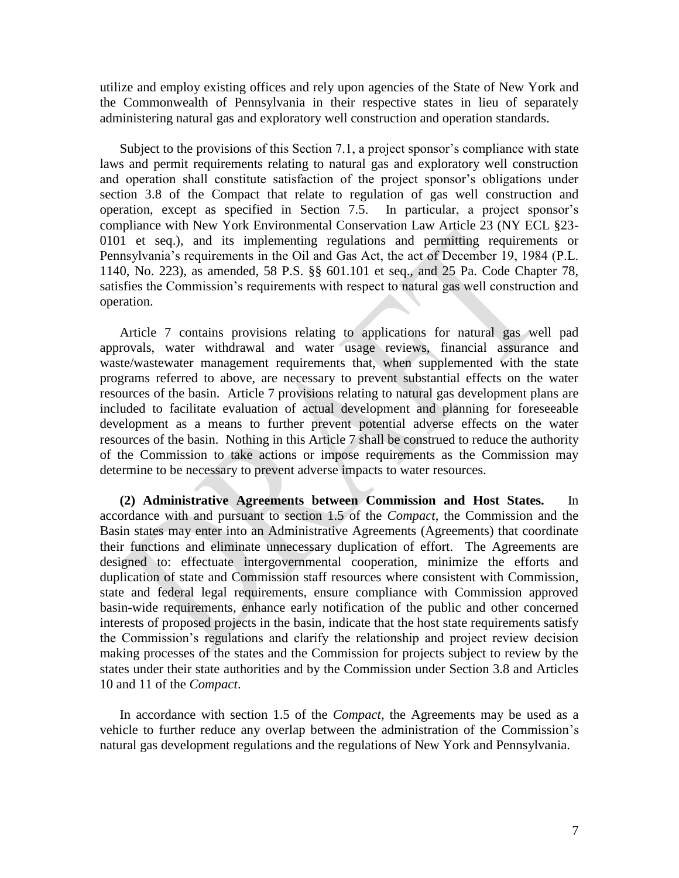utilize and employ existing offices and rely upon agencies of the State of New York and the Commonwealth of Pennsylvania in their respective states in lieu of separately administering natural gas and exploratory well construction and operation standards.

Subject to the provisions of this Section 7.1, a project sponsor's compliance with state laws and permit requirements relating to natural gas and exploratory well construction and operation shall constitute satisfaction of the project sponsor's obligations under section 3.8 of the Compact that relate to regulation of gas well construction and operation, except as specified in Section 7.5. In particular, a project sponsor's compliance with New York Environmental Conservation Law Article 23 (NY ECL §23-0101 et seq.), and its implementing regulations and permitting requirements or Pennsylvania's requirements in the Oil and Gas Act, the act of December 19, 1984 (P.L. 1140, No. 223), as amended, 58 P.S. §§ 601.101 et seq., and 25 Pa. Code Chapter 78, satisfies the Commission's requirements with respect to natural gas well construction and operation.

Article 7 contains provisions relating to applications for natural gas well pad approvals, water withdrawal and water usage reviews, financial assurance and waste/wastewater management requirements that, when supplemented with the state programs referred to above, are necessary to prevent substantial effects on the water resources of the basin. Article 7 provisions relating to natural gas development plans are included to facilitate evaluation of actual development and planning for foreseeable development as a means to further prevent potential adverse effects on the water resources of the basin. Nothing in this Article 7 shall be construed to reduce the authority of the Commission to take actions or impose requirements as the Commission may determine to be necessary to prevent adverse impacts to water resources.

**(2) Administrative Agreements between Commission and Host States.** In accordance with and pursuant to section 1.5 of the *Compact*, the Commission and the Basin states may enter into an Administrative Agreements (Agreements) that coordinate their functions and eliminate unnecessary duplication of effort. The Agreements are designed to: effectuate intergovernmental cooperation, minimize the efforts and duplication of state and Commission staff resources where consistent with Commission, state and federal legal requirements, ensure compliance with Commission approved basin-wide requirements, enhance early notification of the public and other concerned interests of proposed projects in the basin, indicate that the host state requirements satisfy the Commission's regulations and clarify the relationship and project review decision making processes of the states and the Commission for projects subject to review by the states under their state authorities and by the Commission under Section 3.8 and Articles 10 and 11 of the *Compact*.

In accordance with section 1.5 of the *Compact*, the Agreements may be used as a vehicle to further reduce any overlap between the administration of the Commission's natural gas development regulations and the regulations of New York and Pennsylvania.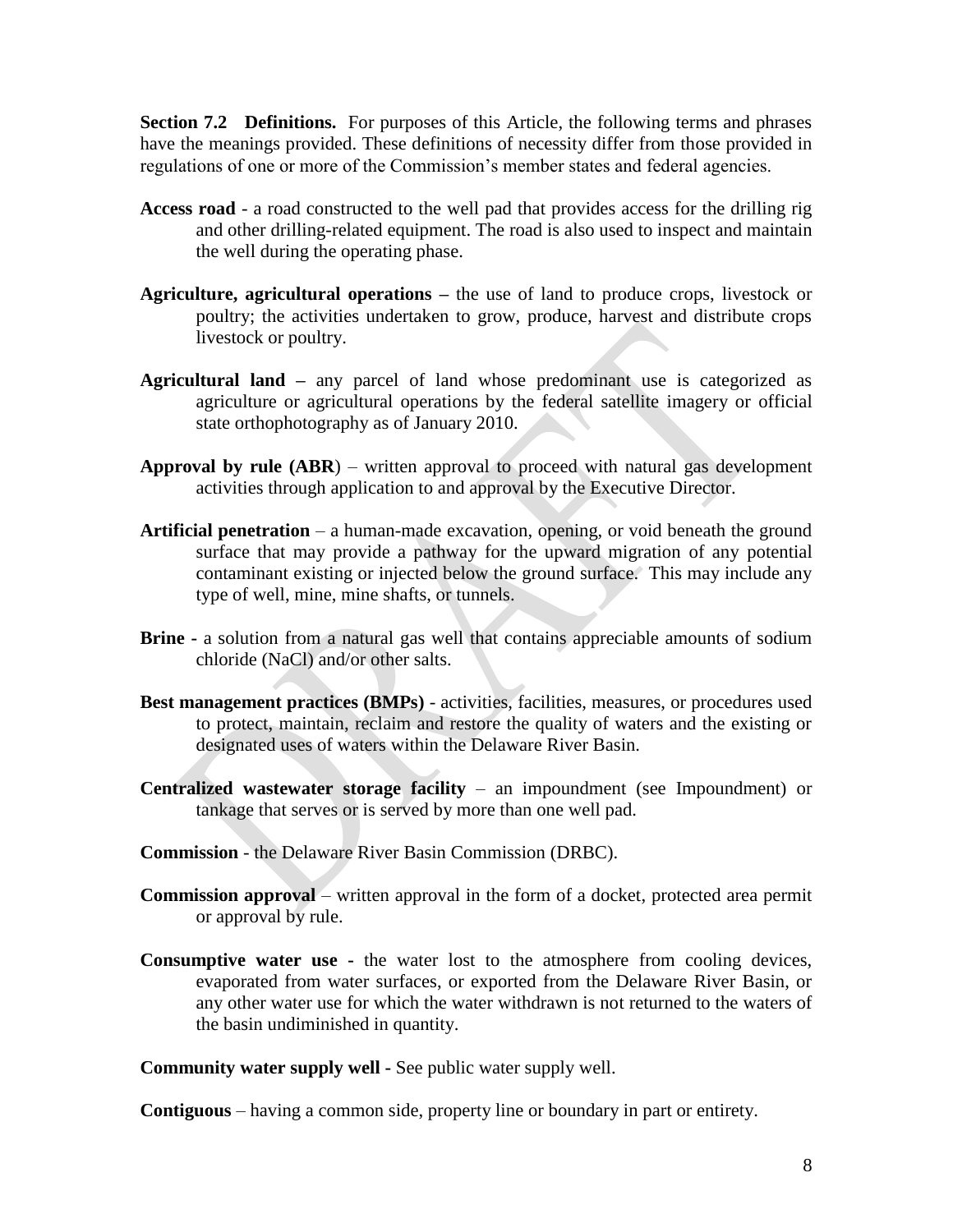**Section 7.2 Definitions.** For purposes of this Article, the following terms and phrases have the meanings provided. These definitions of necessity differ from those provided in regulations of one or more of the Commission's member states and federal agencies.

**Access road** - a road constructed to the well pad that provides access for the drilling rig and other drilling-related equipment. The road is also used to inspect and maintain the well during the operating phase.

**Agriculture, agricultural operations –** the use of land to produce crops, livestock or poultry; the activities undertaken to grow, produce, harvest and distribute crops livestock or poultry.

**Agricultural land –** any parcel of land whose predominant use is categorized as agriculture or agricultural operations by the federal satellite imagery or official state orthophotography as of January 2010.

**Approval by rule (ABR**) – written approval to proceed with natural gas development activities through application to and approval by the Executive Director.

**Artificial penetration** – a human-made excavation, opening, or void beneath the ground surface that may provide a pathway for the upward migration of any potential contaminant existing or injected below the ground surface. This may include any type of well, mine, mine shafts, or tunnels.

**Brine -** a solution from a natural gas well that contains appreciable amounts of sodium chloride ($NaCl$) and/or other salts.

**Best management practices (BMPs)** - activities, facilities, measures, or procedures used to protect, maintain, reclaim and restore the quality of waters and the existing or designated uses of waters within the Delaware River Basin.

**Centralized wastewater storage facility** – an impoundment (see Impoundment) or tankage that serves or is served by more than one well pad.

**Commission** - the Delaware River Basin Commission (DRBC).

**Commission approval** – written approval in the form of a docket, protected area permit or approval by rule.

**Consumptive water use -** the water lost to the atmosphere from cooling devices, evaporated from water surfaces, or exported from the Delaware River Basin, or any other water use for which the water withdrawn is not returned to the waters of the basin undiminished in quantity.

**Community water supply well -** See public water supply well.

**Contiguous** – having a common side, property line or boundary in part or entirety.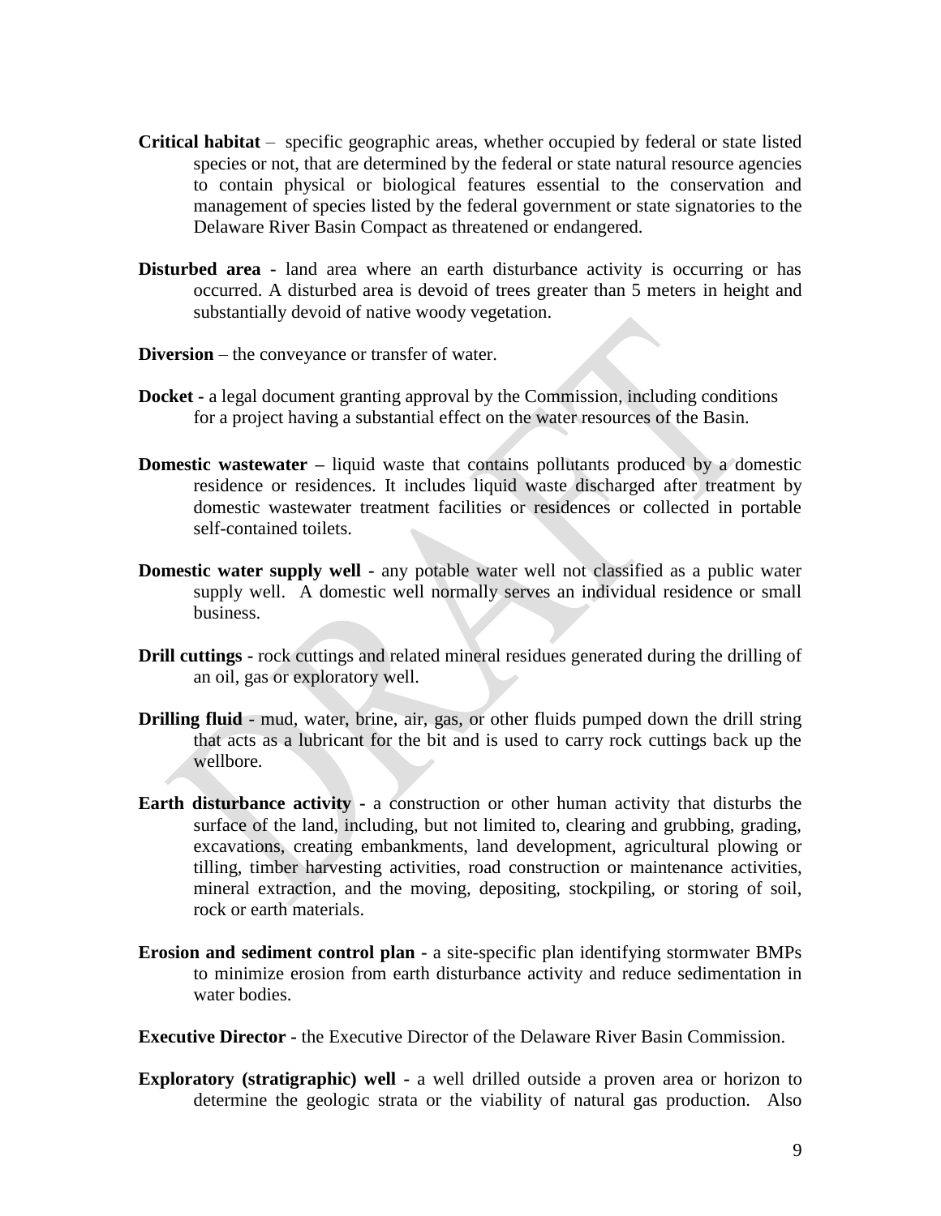**Critical habitat** – specific geographic areas, whether occupied by federal or state listed species or not, that are determined by the federal or state natural resource agencies to contain physical or biological features essential to the conservation and management of species listed by the federal government or state signatories to the Delaware River Basin Compact as threatened or endangered.

**Disturbed area -** land area where an earth disturbance activity is occurring or has occurred. A disturbed area is devoid of trees greater than 5 meters in height and substantially devoid of native woody vegetation.

**Diversion** – the conveyance or transfer of water.

**Docket -** a legal document granting approval by the Commission, including conditions for a project having a substantial effect on the water resources of the Basin.

**Domestic wastewater –** liquid waste that contains pollutants produced by a domestic residence or residences. It includes liquid waste discharged after treatment by domestic wastewater treatment facilities or residences or collected in portable self-contained toilets.

**Domestic water supply well -** any potable water well not classified as a public water supply well. A domestic well normally serves an individual residence or small business.

**Drill cuttings -** rock cuttings and related mineral residues generated during the drilling of an oil, gas or exploratory well.

**Drilling fluid** - mud, water, brine, air, gas, or other fluids pumped down the drill string that acts as a lubricant for the bit and is used to carry rock cuttings back up the wellbore.

**Earth disturbance activity -** a construction or other human activity that disturbs the surface of the land, including, but not limited to, clearing and grubbing, grading, excavations, creating embankments, land development, agricultural plowing or tilling, timber harvesting activities, road construction or maintenance activities, mineral extraction, and the moving, depositing, stockpiling, or storing of soil, rock or earth materials.

**Erosion and sediment control plan -** a site-specific plan identifying stormwater BMPs to minimize erosion from earth disturbance activity and reduce sedimentation in water bodies.

**Executive Director -** the Executive Director of the Delaware River Basin Commission.

**Exploratory (stratigraphic) well -** a well drilled outside a proven area or horizon to determine the geologic strata or the viability of natural gas production. Also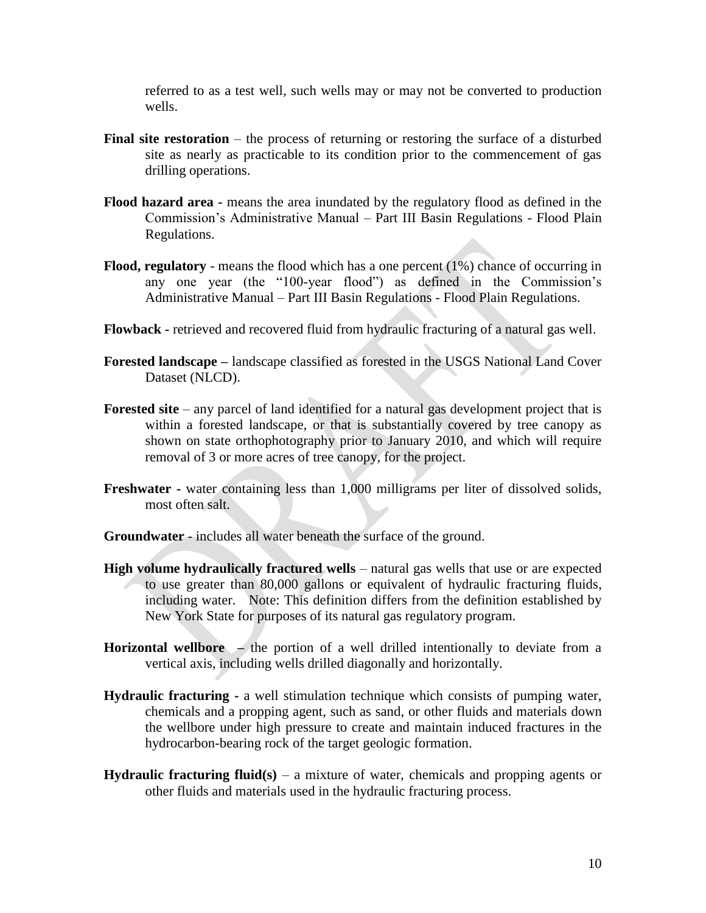referred to as a test well, such wells may or may not be converted to production wells.

**Final site restoration** – the process of returning or restoring the surface of a disturbed site as nearly as practicable to its condition prior to the commencement of gas drilling operations.

**Flood hazard area -** means the area inundated by the regulatory flood as defined in the Commission's Administrative Manual – Part III Basin Regulations - Flood Plain Regulations.

**Flood, regulatory** - means the flood which has a one percent (1%) chance of occurring in any one year (the "100-year flood") as defined in the Commission's Administrative Manual – Part III Basin Regulations - Flood Plain Regulations.

**Flowback -** retrieved and recovered fluid from hydraulic fracturing of a natural gas well.

**Forested landscape –** landscape classified as forested in the USGS National Land Cover Dataset (NLCD).

**Forested site** – any parcel of land identified for a natural gas development project that is within a forested landscape, or that is substantially covered by tree canopy as shown on state orthophotography prior to January 2010, and which will require removal of 3 or more acres of tree canopy, for the project.

**Freshwater -** water containing less than 1,000 milligrams per liter of dissolved solids, most often salt.

**Groundwater** - includes all water beneath the surface of the ground.

**High volume hydraulically fractured wells** – natural gas wells that use or are expected to use greater than 80,000 gallons or equivalent of hydraulic fracturing fluids, including water. Note: This definition differs from the definition established by New York State for purposes of its natural gas regulatory program.

**Horizontal wellbore –** the portion of a well drilled intentionally to deviate from a vertical axis, including wells drilled diagonally and horizontally.

**Hydraulic fracturing -** a well stimulation technique which consists of pumping water, chemicals and a propping agent, such as sand, or other fluids and materials down the wellbore under high pressure to create and maintain induced fractures in the hydrocarbon-bearing rock of the target geologic formation.

**Hydraulic fracturing fluid(s)** – a mixture of water, chemicals and propping agents or other fluids and materials used in the hydraulic fracturing process.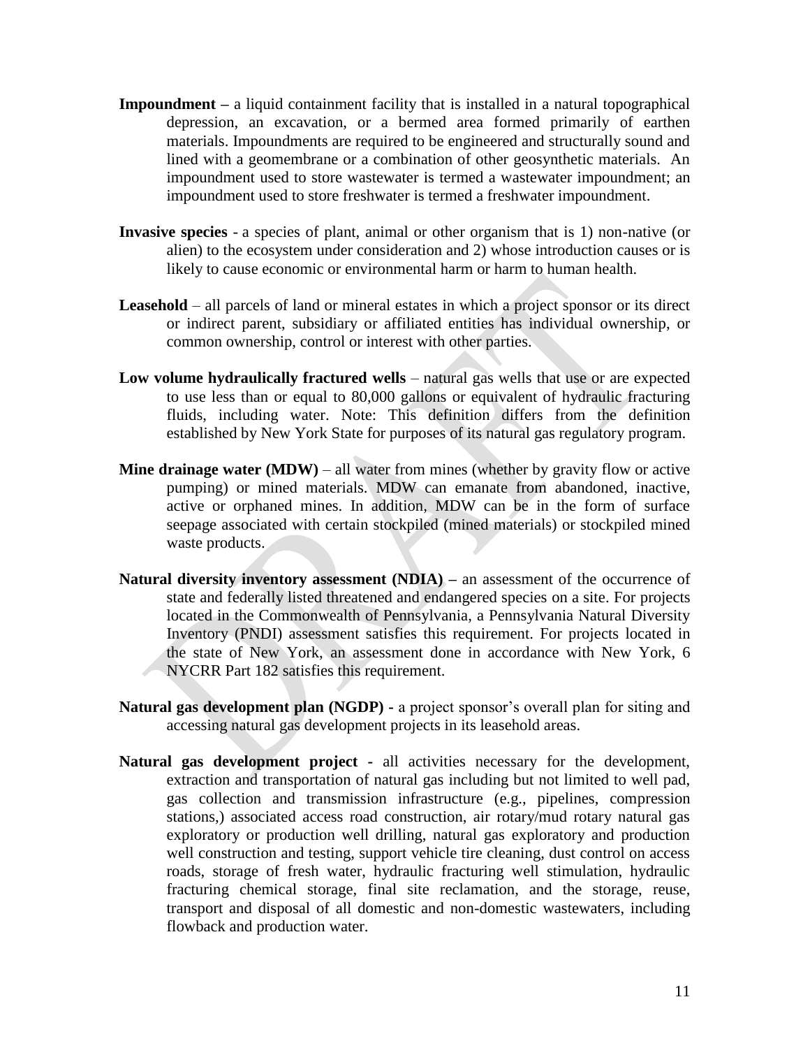**Impoundment –** a liquid containment facility that is installed in a natural topographical depression, an excavation, or a bermed area formed primarily of earthen materials. Impoundments are required to be engineered and structurally sound and lined with a geomembrane or a combination of other geosynthetic materials. An impoundment used to store wastewater is termed a wastewater impoundment; an impoundment used to store freshwater is termed a freshwater impoundment.

**Invasive species** - a species of plant, animal or other organism that is 1) non-native (or alien) to the ecosystem under consideration and 2) whose introduction causes or is likely to cause economic or environmental harm or harm to human health.

**Leasehold** – all parcels of land or mineral estates in which a project sponsor or its direct or indirect parent, subsidiary or affiliated entities has individual ownership, or common ownership, control or interest with other parties.

**Low volume hydraulically fractured wells** – natural gas wells that use or are expected to use less than or equal to 80,000 gallons or equivalent of hydraulic fracturing fluids, including water. Note: This definition differs from the definition established by New York State for purposes of its natural gas regulatory program.

**Mine drainage water (MDW)** – all water from mines (whether by gravity flow or active pumping) or mined materials. MDW can emanate from abandoned, inactive, active or orphaned mines. In addition, MDW can be in the form of surface seepage associated with certain stockpiled (mined materials) or stockpiled mined waste products.

**Natural diversity inventory assessment (NDIA) –** an assessment of the occurrence of state and federally listed threatened and endangered species on a site. For projects located in the Commonwealth of Pennsylvania, a Pennsylvania Natural Diversity Inventory (PNDI) assessment satisfies this requirement. For projects located in the state of New York, an assessment done in accordance with New York, 6 NYCRR Part 182 satisfies this requirement.

**Natural gas development plan (NGDP) -** a project sponsor's overall plan for siting and accessing natural gas development projects in its leasehold areas.

**Natural gas development project** - all activities necessary for the development, extraction and transportation of natural gas including but not limited to well pad, gas collection and transmission infrastructure (e.g., pipelines, compression stations,) associated access road construction, air rotary/mud rotary natural gas exploratory or production well drilling, natural gas exploratory and production well construction and testing, support vehicle tire cleaning, dust control on access roads, storage of fresh water, hydraulic fracturing well stimulation, hydraulic fracturing chemical storage, final site reclamation, and the storage, reuse, transport and disposal of all domestic and non-domestic wastewaters, including flowback and production water.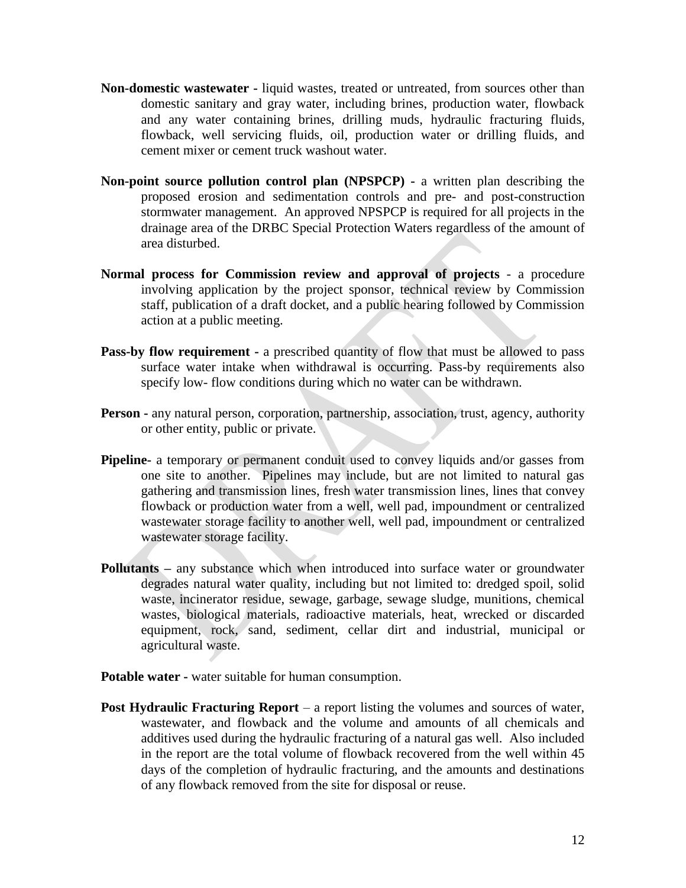**Non-domestic wastewater -** liquid wastes, treated or untreated, from sources other than domestic sanitary and gray water, including brines, production water, flowback and any water containing brines, drilling muds, hydraulic fracturing fluids, flowback, well servicing fluids, oil, production water or drilling fluids, and cement mixer or cement truck washout water.

**Non-point source pollution control plan (NPSPCP) -** a written plan describing the proposed erosion and sedimentation controls and pre- and post-construction stormwater management. An approved NPSPCP is required for all projects in the drainage area of the DRBC Special Protection Waters regardless of the amount of area disturbed.

**Normal process for Commission review and approval of projects** - a procedure involving application by the project sponsor, technical review by Commission staff, publication of a draft docket, and a public hearing followed by Commission action at a public meeting.

**Pass-by flow requirement -** a prescribed quantity of flow that must be allowed to pass surface water intake when withdrawal is occurring. Pass-by requirements also specify low- flow conditions during which no water can be withdrawn.

**Person -** any natural person, corporation, partnership, association, trust, agency, authority or other entity, public or private.

**Pipeline-** a temporary or permanent conduit used to convey liquids and/or gasses from one site to another. Pipelines may include, but are not limited to natural gas gathering and transmission lines, fresh water transmission lines, lines that convey flowback or production water from a well, well pad, impoundment or centralized wastewater storage facility to another well, well pad, impoundment or centralized wastewater storage facility.

**Pollutants –** any substance which when introduced into surface water or groundwater degrades natural water quality, including but not limited to: dredged spoil, solid waste, incinerator residue, sewage, garbage, sewage sludge, munitions, chemical wastes, biological materials, radioactive materials, heat, wrecked or discarded equipment, rock, sand, sediment, cellar dirt and industrial, municipal or agricultural waste.

**Potable water -** water suitable for human consumption.

**Post Hydraulic Fracturing Report** – a report listing the volumes and sources of water, wastewater, and flowback and the volume and amounts of all chemicals and additives used during the hydraulic fracturing of a natural gas well. Also included in the report are the total volume of flowback recovered from the well within 45 days of the completion of hydraulic fracturing, and the amounts and destinations of any flowback removed from the site for disposal or reuse.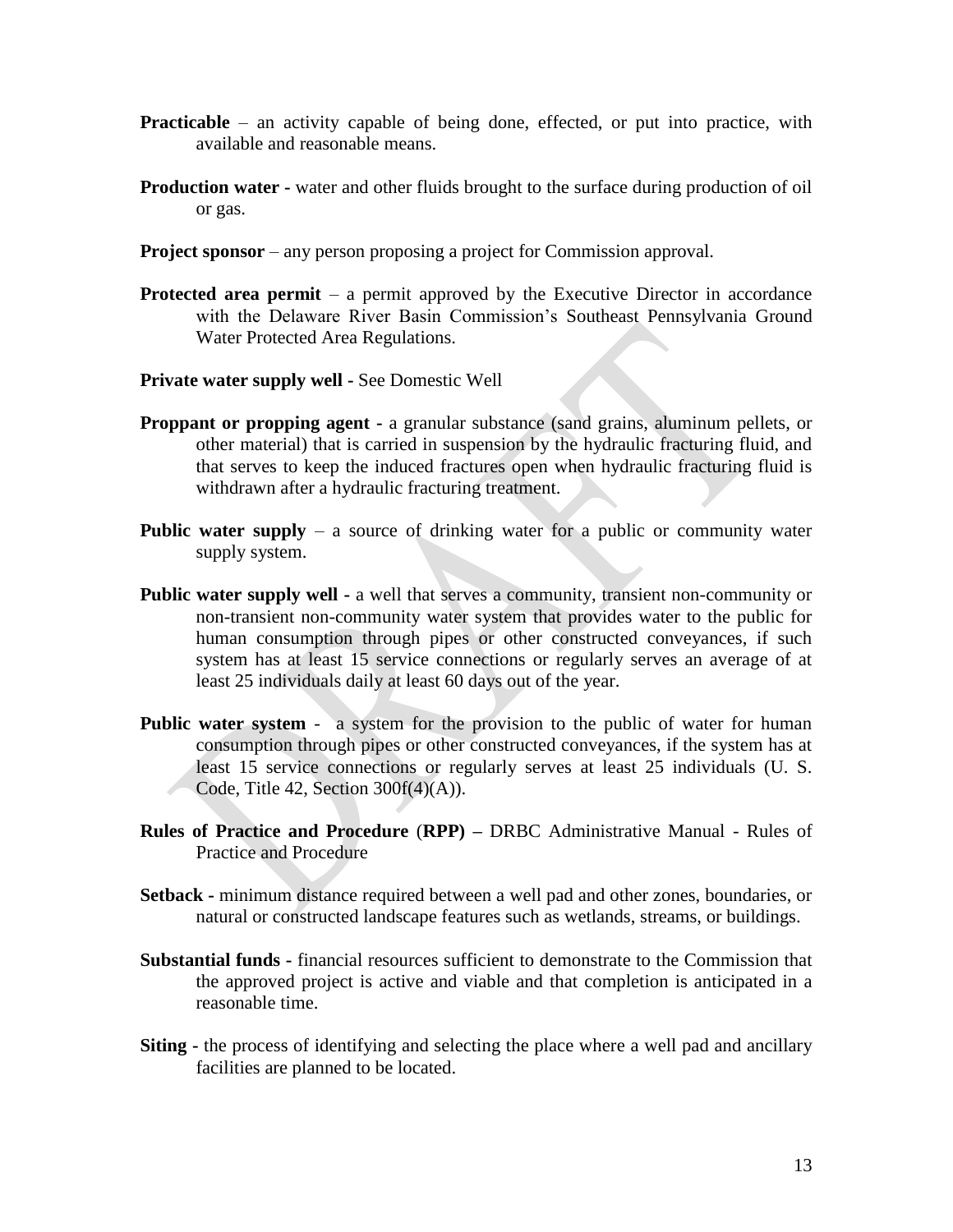**Practicable** – an activity capable of being done, effected, or put into practice, with available and reasonable means.

**Production water -** water and other fluids brought to the surface during production of oil or gas.

**Project sponsor** – any person proposing a project for Commission approval.

**Protected area permit** – a permit approved by the Executive Director in accordance with the Delaware River Basin Commission's Southeast Pennsylvania Ground Water Protected Area Regulations.

**Private water supply well -** See Domestic Well

**Proppant or propping agent -** a granular substance (sand grains, aluminum pellets, or other material) that is carried in suspension by the hydraulic fracturing fluid, and that serves to keep the induced fractures open when hydraulic fracturing fluid is withdrawn after a hydraulic fracturing treatment.

**Public water supply** – a source of drinking water for a public or community water supply system.

**Public water supply well -** a well that serves a community, transient non-community or non-transient non-community water system that provides water to the public for human consumption through pipes or other constructed conveyances, if such system has at least 15 service connections or regularly serves an average of at least 25 individuals daily at least 60 days out of the year.

**Public water system** - a system for the provision to the public of water for human consumption through pipes or other constructed conveyances, if the system has at least 15 service connections or regularly serves at least 25 individuals (U. S. Code, Title 42, Section 300f(4)(A)).

**Rules of Practice and Procedure** (**RPP) –** DRBC Administrative Manual - Rules of Practice and Procedure

**Setback -** minimum distance required between a well pad and other zones, boundaries, or natural or constructed landscape features such as wetlands, streams, or buildings.

**Substantial funds -** financial resources sufficient to demonstrate to the Commission that the approved project is active and viable and that completion is anticipated in a reasonable time.

**Siting -** the process of identifying and selecting the place where a well pad and ancillary facilities are planned to be located.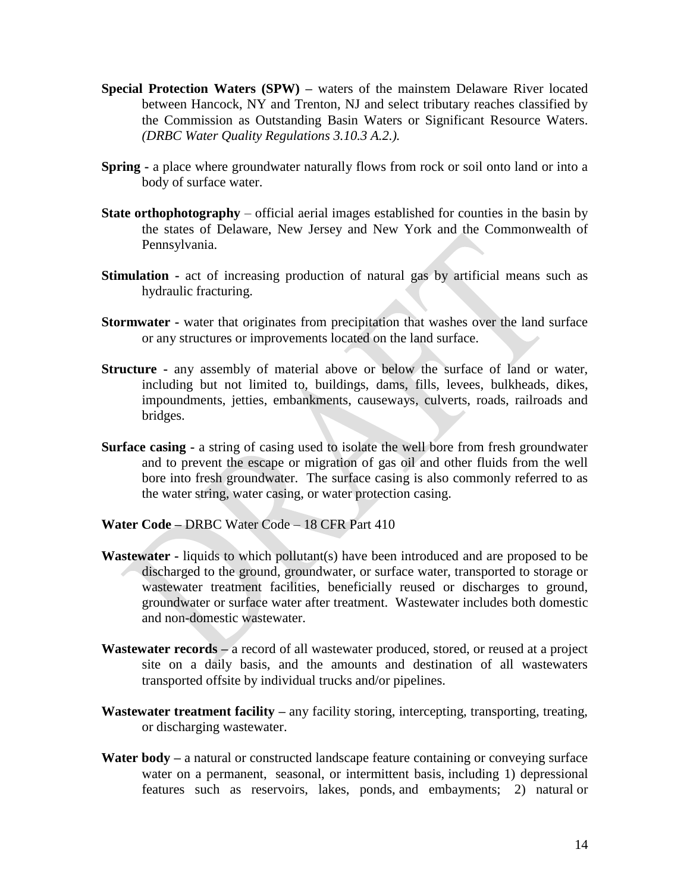**Special Protection Waters (SPW) –** waters of the mainstem Delaware River located between Hancock, NY and Trenton, NJ and select tributary reaches classified by the Commission as Outstanding Basin Waters or Significant Resource Waters. *(DRBC Water Quality Regulations 3.10.3 A.2.).*

**Spring -** a place where groundwater naturally flows from rock or soil onto land or into a body of surface water.

**State orthophotography** – official aerial images established for counties in the basin by the states of Delaware, New Jersey and New York and the Commonwealth of Pennsylvania.

**Stimulation -** act of increasing production of natural gas by artificial means such as hydraulic fracturing.

**Stormwater -** water that originates from precipitation that washes over the land surface or any structures or improvements located on the land surface.

**Structure -** any assembly of material above or below the surface of land or water, including but not limited to, buildings, dams, fills, levees, bulkheads, dikes, impoundments, jetties, embankments, causeways, culverts, roads, railroads and bridges.

**Surface casing -** a string of casing used to isolate the well bore from fresh groundwater and to prevent the escape or migration of gas oil and other fluids from the well bore into fresh groundwater. The surface casing is also commonly referred to as the water string, water casing, or water protection casing.

**Water Code –** DRBC Water Code – 18 CFR Part 410

**Wastewater -** liquids to which pollutant(s) have been introduced and are proposed to be discharged to the ground, groundwater, or surface water, transported to storage or wastewater treatment facilities, beneficially reused or discharges to ground, groundwater or surface water after treatment. Wastewater includes both domestic and non-domestic wastewater.

**Wastewater records –** a record of all wastewater produced, stored, or reused at a project site on a daily basis, and the amounts and destination of all wastewaters transported offsite by individual trucks and/or pipelines.

**Wastewater treatment facility –** any facility storing, intercepting, transporting, treating, or discharging wastewater.

**Water body –** a natural or constructed landscape feature containing or conveying surface water on a permanent, seasonal, or intermittent basis, including 1) depressional features such as reservoirs, lakes, ponds, and embayments; 2) natural or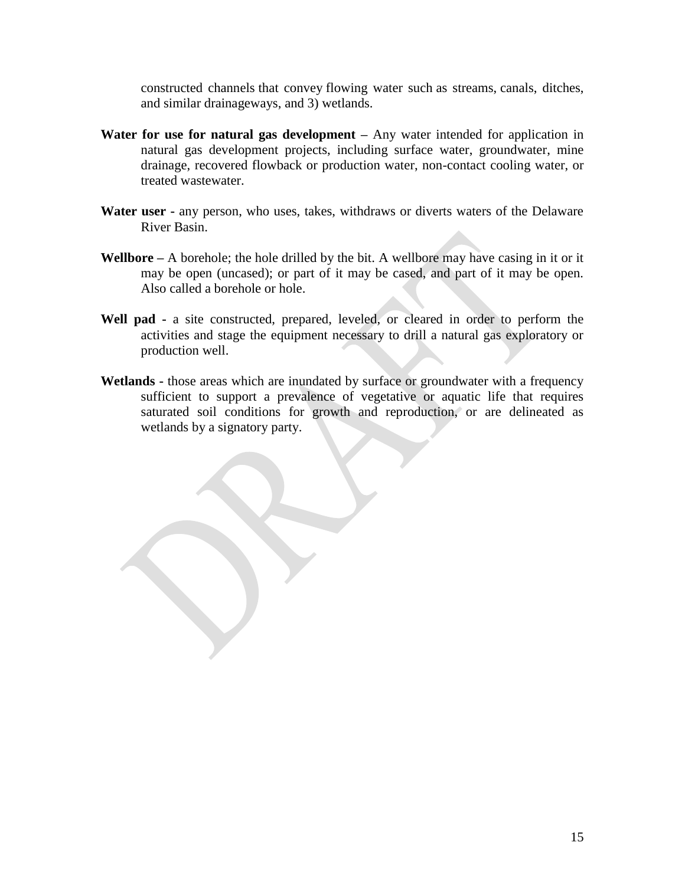constructed channels that convey flowing water such as streams, canals, ditches, and similar drainageways, and 3) wetlands.

**Water for use for natural gas development –** Any water intended for application in natural gas development projects, including surface water, groundwater, mine drainage, recovered flowback or production water, non-contact cooling water, or treated wastewater.

**Water user -** any person, who uses, takes, withdraws or diverts waters of the Delaware River Basin.

**Wellbore –** A borehole; the hole drilled by the bit. A wellbore may have casing in it or it may be open (uncased); or part of it may be cased, and part of it may be open. Also called a borehole or hole.

**Well pad -** a site constructed, prepared, leveled, or cleared in order to perform the activities and stage the equipment necessary to drill a natural gas exploratory or production well.

**Wetlands -** those areas which are inundated by surface or groundwater with a frequency sufficient to support a prevalence of vegetative or aquatic life that requires saturated soil conditions for growth and reproduction, or are delineated as wetlands by a signatory party.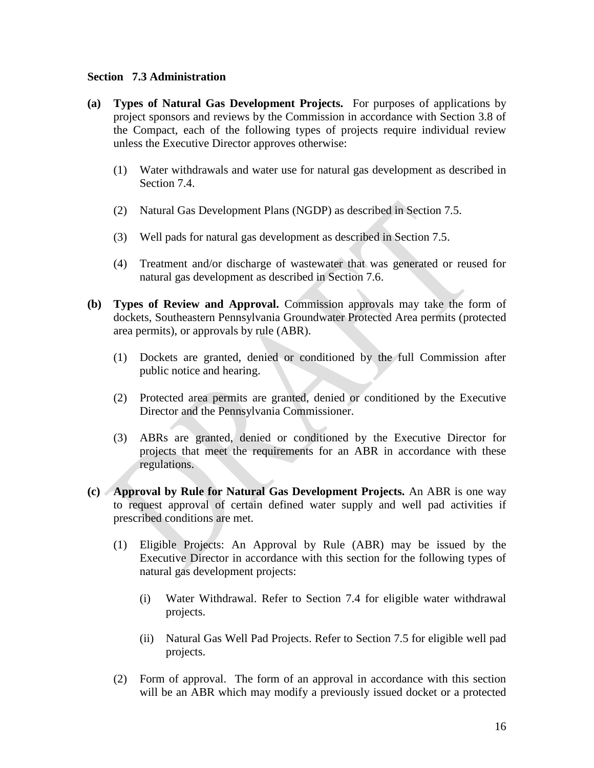**Section 7.3 Administration**

**(a) Types of Natural Gas Development Projects.** For purposes of applications by project sponsors and reviews by the Commission in accordance with Section 3.8 of the Compact, each of the following types of projects require individual review unless the Executive Director approves otherwise:

(1) Water withdrawals and water use for natural gas development as described in Section 7.4.

(2) Natural Gas Development Plans (NGDP) as described in Section 7.5.

(3) Well pads for natural gas development as described in Section 7.5.

(4) Treatment and/or discharge of wastewater that was generated or reused for natural gas development as described in Section 7.6.

**(b) Types of Review and Approval.** Commission approvals may take the form of dockets, Southeastern Pennsylvania Groundwater Protected Area permits (protected area permits), or approvals by rule (ABR).

(1) Dockets are granted, denied or conditioned by the full Commission after public notice and hearing.

(2) Protected area permits are granted, denied or conditioned by the Executive Director and the Pennsylvania Commissioner.

(3) ABRs are granted, denied or conditioned by the Executive Director for projects that meet the requirements for an ABR in accordance with these regulations.

**(c) Approval by Rule for Natural Gas Development Projects.** An ABR is one way to request approval of certain defined water supply and well pad activities if prescribed conditions are met.

(1) Eligible Projects: An Approval by Rule (ABR) may be issued by the Executive Director in accordance with this section for the following types of natural gas development projects:

(i) Water Withdrawal. Refer to Section 7.4 for eligible water withdrawal projects.

(ii) Natural Gas Well Pad Projects. Refer to Section 7.5 for eligible well pad projects.

(2) Form of approval. The form of an approval in accordance with this section will be an ABR which may modify a previously issued docket or a protected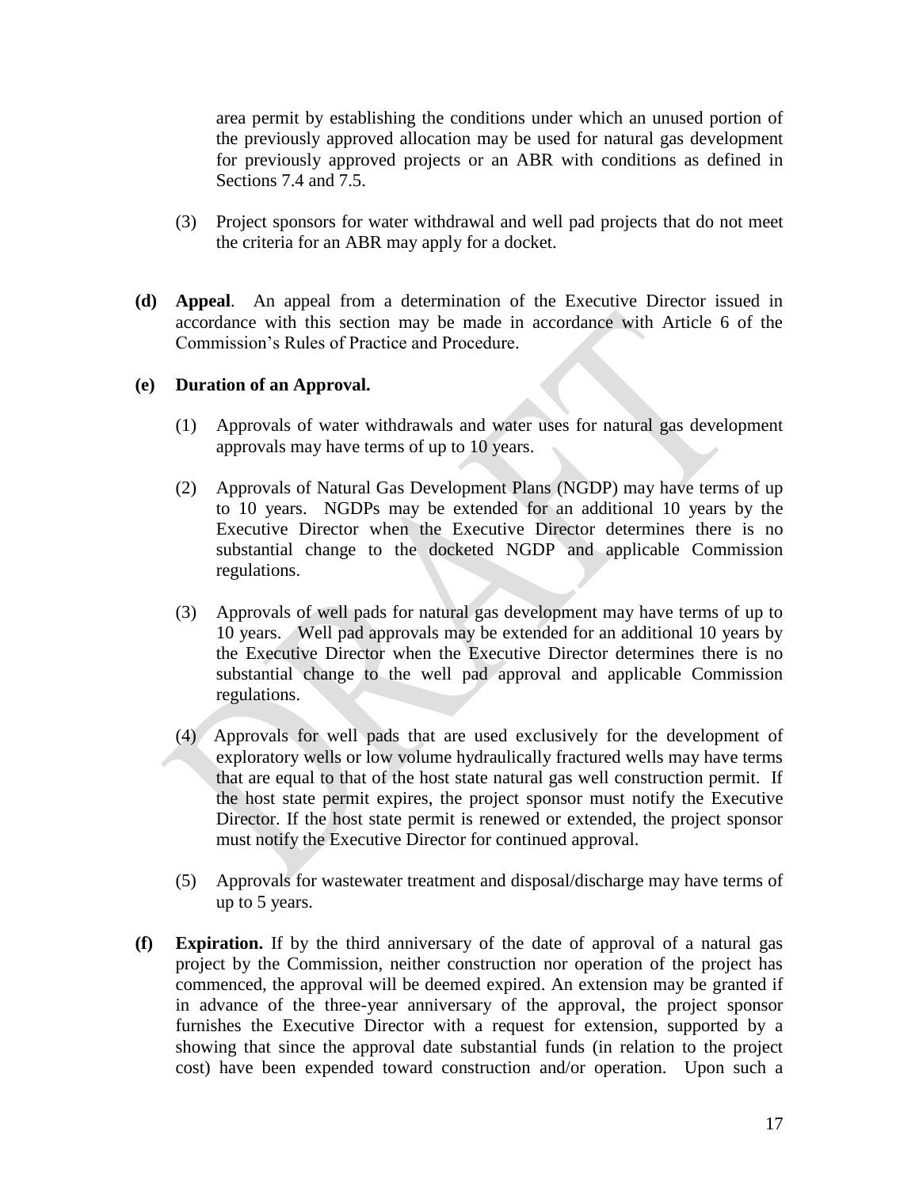area permit by establishing the conditions under which an unused portion of the previously approved allocation may be used for natural gas development for previously approved projects or an ABR with conditions as defined in Sections 7.4 and 7.5.

(3) Project sponsors for water withdrawal and well pad projects that do not meet the criteria for an ABR may apply for a docket.

**(d) Appeal**. An appeal from a determination of the Executive Director issued in accordance with this section may be made in accordance with Article 6 of the Commission's Rules of Practice and Procedure.

**(e) Duration of an Approval.**

(1) Approvals of water withdrawals and water uses for natural gas development approvals may have terms of up to 10 years.

(2) Approvals of Natural Gas Development Plans (NGDP) may have terms of up to 10 years. NGDPs may be extended for an additional 10 years by the Executive Director when the Executive Director determines there is no substantial change to the docketed NGDP and applicable Commission regulations.

(3) Approvals of well pads for natural gas development may have terms of up to 10 years. Well pad approvals may be extended for an additional 10 years by the Executive Director when the Executive Director determines there is no substantial change to the well pad approval and applicable Commission regulations.

(4) Approvals for well pads that are used exclusively for the development of exploratory wells or low volume hydraulically fractured wells may have terms that are equal to that of the host state natural gas well construction permit. If the host state permit expires, the project sponsor must notify the Executive Director. If the host state permit is renewed or extended, the project sponsor must notify the Executive Director for continued approval.

(5) Approvals for wastewater treatment and disposal/discharge may have terms of up to 5 years.

**(f) Expiration.** If by the third anniversary of the date of approval of a natural gas project by the Commission, neither construction nor operation of the project has commenced, the approval will be deemed expired. An extension may be granted if in advance of the three-year anniversary of the approval, the project sponsor furnishes the Executive Director with a request for extension, supported by a showing that since the approval date substantial funds (in relation to the project cost) have been expended toward construction and/or operation. Upon such a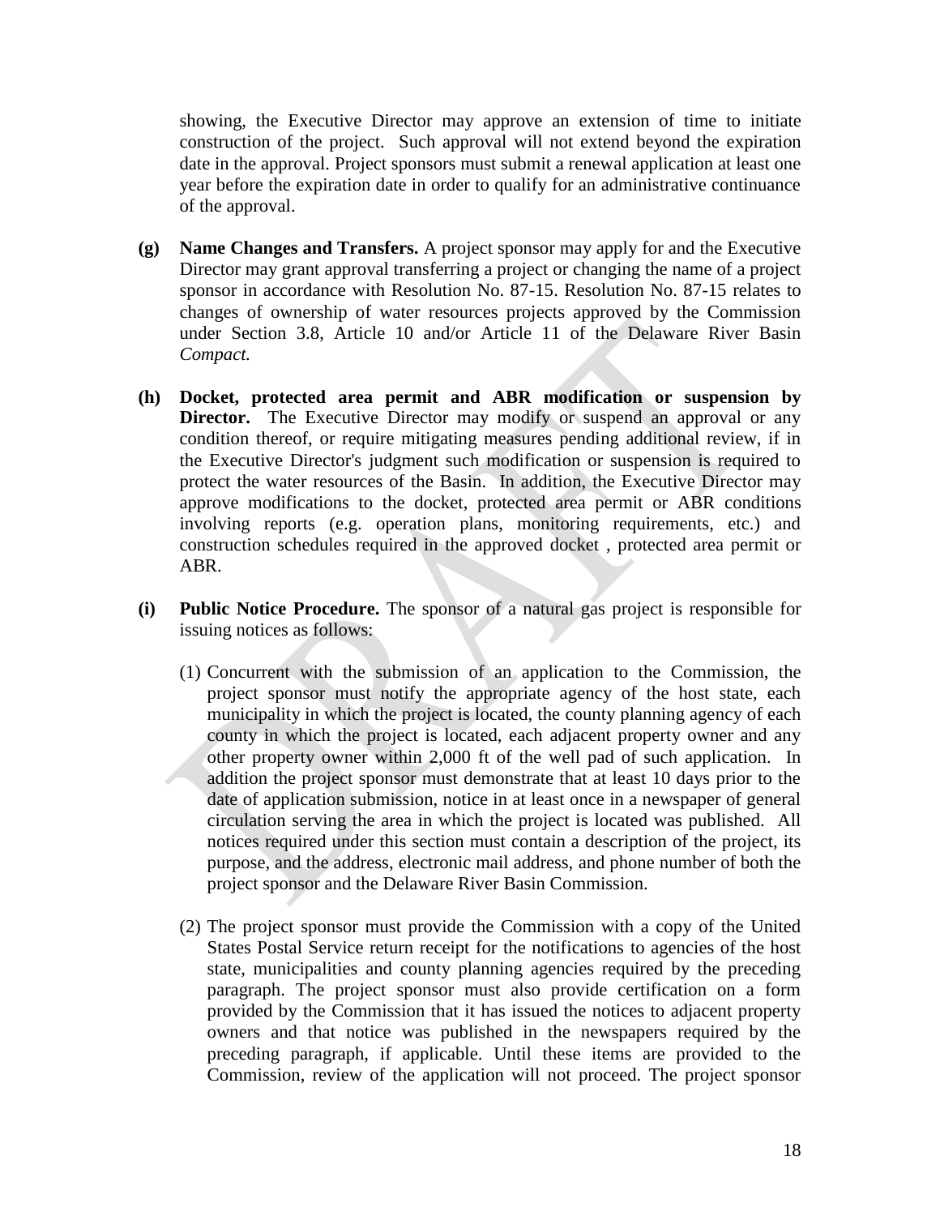showing, the Executive Director may approve an extension of time to initiate construction of the project. Such approval will not extend beyond the expiration date in the approval. Project sponsors must submit a renewal application at least one year before the expiration date in order to qualify for an administrative continuance of the approval.

**(g) Name Changes and Transfers.** A project sponsor may apply for and the Executive Director may grant approval transferring a project or changing the name of a project sponsor in accordance with Resolution No. 87-15. Resolution No. 87-15 relates to changes of ownership of water resources projects approved by the Commission under Section 3.8, Article 10 and/or Article 11 of the Delaware River Basin *Compact.*

**(h) Docket, protected area permit and ABR modification or suspension by Director.** The Executive Director may modify or suspend an approval or any condition thereof, or require mitigating measures pending additional review, if in the Executive Director's judgment such modification or suspension is required to protect the water resources of the Basin. In addition, the Executive Director may approve modifications to the docket, protected area permit or ABR conditions involving reports (e.g. operation plans, monitoring requirements, etc.) and construction schedules required in the approved docket , protected area permit or ABR.

**(i) Public Notice Procedure.** The sponsor of a natural gas project is responsible for issuing notices as follows:

(1) Concurrent with the submission of an application to the Commission, the project sponsor must notify the appropriate agency of the host state, each municipality in which the project is located, the county planning agency of each county in which the project is located, each adjacent property owner and any other property owner within 2,000 ft of the well pad of such application. In addition the project sponsor must demonstrate that at least 10 days prior to the date of application submission, notice in at least once in a newspaper of general circulation serving the area in which the project is located was published. All notices required under this section must contain a description of the project, its purpose, and the address, electronic mail address, and phone number of both the project sponsor and the Delaware River Basin Commission.

(2) The project sponsor must provide the Commission with a copy of the United States Postal Service return receipt for the notifications to agencies of the host state, municipalities and county planning agencies required by the preceding paragraph. The project sponsor must also provide certification on a form provided by the Commission that it has issued the notices to adjacent property owners and that notice was published in the newspapers required by the preceding paragraph, if applicable. Until these items are provided to the Commission, review of the application will not proceed. The project sponsor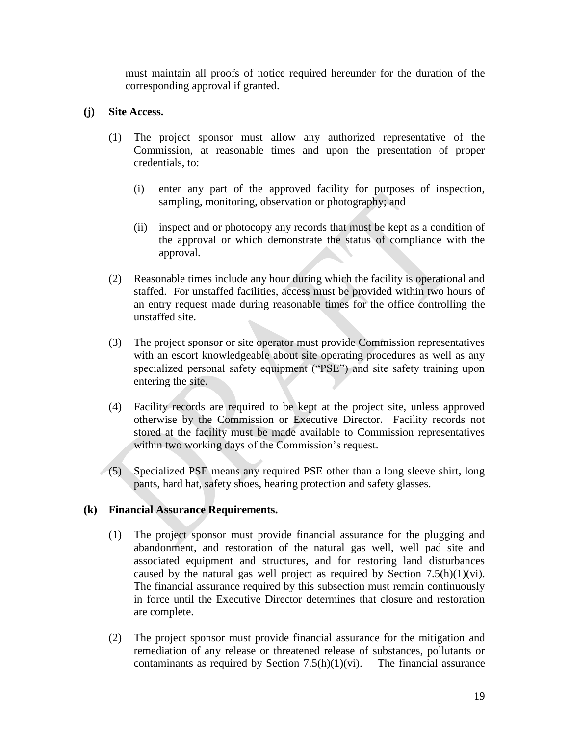must maintain all proofs of notice required hereunder for the duration of the corresponding approval if granted.

**(j) Site Access.**

(1) The project sponsor must allow any authorized representative of the Commission, at reasonable times and upon the presentation of proper credentials, to:

(i) enter any part of the approved facility for purposes of inspection, sampling, monitoring, observation or photography; and

(ii) inspect and or photocopy any records that must be kept as a condition of the approval or which demonstrate the status of compliance with the approval.

(2) Reasonable times include any hour during which the facility is operational and staffed. For unstaffed facilities, access must be provided within two hours of an entry request made during reasonable times for the office controlling the unstaffed site.

(3) The project sponsor or site operator must provide Commission representatives with an escort knowledgeable about site operating procedures as well as any specialized personal safety equipment ("PSE") and site safety training upon entering the site.

(4) Facility records are required to be kept at the project site, unless approved otherwise by the Commission or Executive Director. Facility records not stored at the facility must be made available to Commission representatives within two working days of the Commission's request.

(5) Specialized PSE means any required PSE other than a long sleeve shirt, long pants, hard hat, safety shoes, hearing protection and safety glasses.

**(k) Financial Assurance Requirements.**

(1) The project sponsor must provide financial assurance for the plugging and abandonment, and restoration of the natural gas well, well pad site and associated equipment and structures, and for restoring land disturbances caused by the natural gas well project as required by Section 7.5(h)(1)(vi). The financial assurance required by this subsection must remain continuously in force until the Executive Director determines that closure and restoration are complete.

(2) The project sponsor must provide financial assurance for the mitigation and remediation of any release or threatened release of substances, pollutants or contaminants as required by Section 7.5(h)(1)(vi). The financial assurance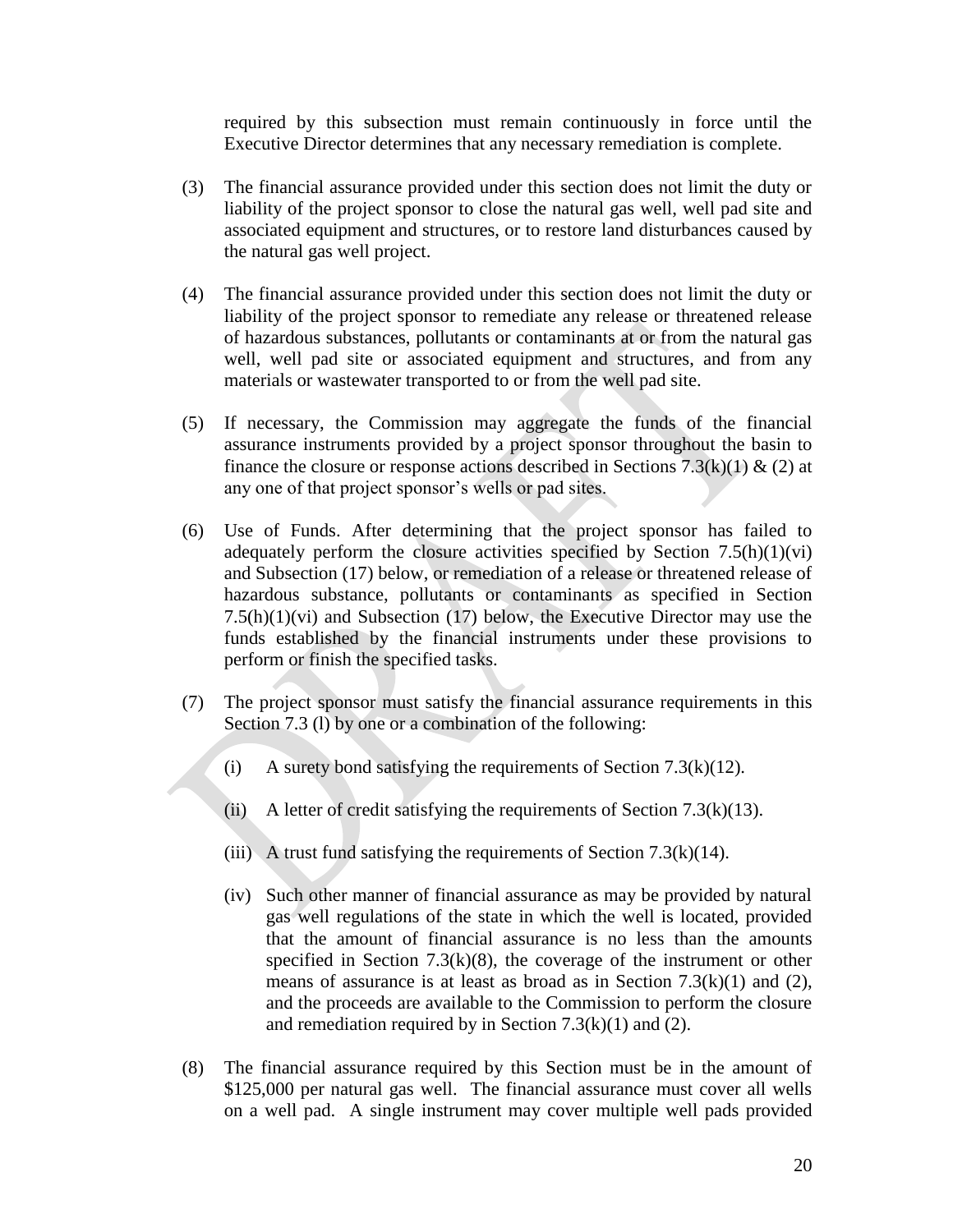required by this subsection must remain continuously in force until the Executive Director determines that any necessary remediation is complete.

(3) The financial assurance provided under this section does not limit the duty or liability of the project sponsor to close the natural gas well, well pad site and associated equipment and structures, or to restore land disturbances caused by the natural gas well project.

(4) The financial assurance provided under this section does not limit the duty or liability of the project sponsor to remediate any release or threatened release of hazardous substances, pollutants or contaminants at or from the natural gas well, well pad site or associated equipment and structures, and from any materials or wastewater transported to or from the well pad site.

(5) If necessary, the Commission may aggregate the funds of the financial assurance instruments provided by a project sponsor throughout the basin to finance the closure or response actions described in Sections 7.3(k)(1) & (2) at any one of that project sponsor's wells or pad sites.

(6) Use of Funds. After determining that the project sponsor has failed to adequately perform the closure activities specified by Section 7.5(h)(1)(vi) and Subsection (17) below, or remediation of a release or threatened release of hazardous substance, pollutants or contaminants as specified in Section 7.5(h)(1)(vi) and Subsection (17) below, the Executive Director may use the funds established by the financial instruments under these provisions to perform or finish the specified tasks.

(7) The project sponsor must satisfy the financial assurance requirements in this Section 7.3 (l) by one or a combination of the following:

   (i) A surety bond satisfying the requirements of Section 7.3(k)(12).

   (ii) A letter of credit satisfying the requirements of Section 7.3(k)(13).

   (iii) A trust fund satisfying the requirements of Section 7.3(k)(14).

   (iv) Such other manner of financial assurance as may be provided by natural gas well regulations of the state in which the well is located, provided that the amount of financial assurance is no less than the amounts specified in Section 7.3(k)(8), the coverage of the instrument or other means of assurance is at least as broad as in Section 7.3(k)(1) and (2), and the proceeds are available to the Commission to perform the closure and remediation required by in Section 7.3(k)(1) and (2).

(8) The financial assurance required by this Section must be in the amount of $125,000 per natural gas well. The financial assurance must cover all wells on a well pad. A single instrument may cover multiple well pads provided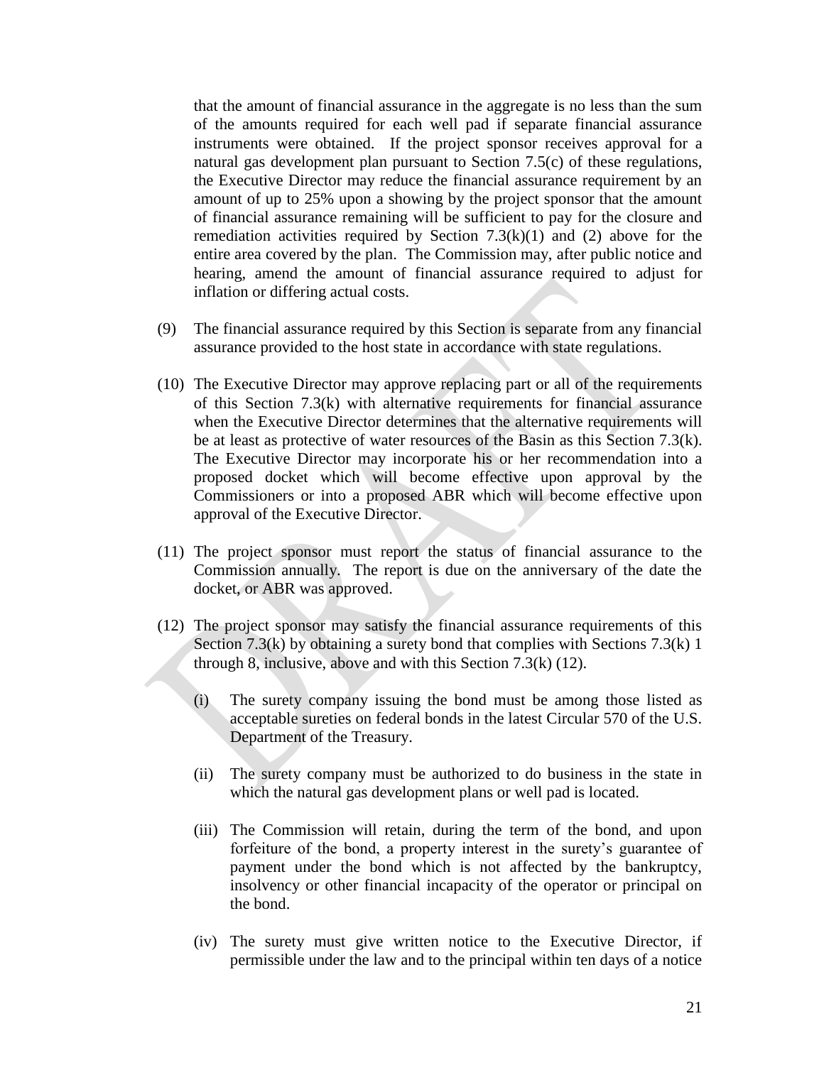that the amount of financial assurance in the aggregate is no less than the sum of the amounts required for each well pad if separate financial assurance instruments were obtained. If the project sponsor receives approval for a natural gas development plan pursuant to Section 7.5(c) of these regulations, the Executive Director may reduce the financial assurance requirement by an amount of up to 25% upon a showing by the project sponsor that the amount of financial assurance remaining will be sufficient to pay for the closure and remediation activities required by Section 7.3(k)(1) and (2) above for the entire area covered by the plan. The Commission may, after public notice and hearing, amend the amount of financial assurance required to adjust for inflation or differing actual costs.

(9) The financial assurance required by this Section is separate from any financial assurance provided to the host state in accordance with state regulations.

(10) The Executive Director may approve replacing part or all of the requirements of this Section 7.3(k) with alternative requirements for financial assurance when the Executive Director determines that the alternative requirements will be at least as protective of water resources of the Basin as this Section 7.3(k). The Executive Director may incorporate his or her recommendation into a proposed docket which will become effective upon approval by the Commissioners or into a proposed ABR which will become effective upon approval of the Executive Director.

(11) The project sponsor must report the status of financial assurance to the Commission annually. The report is due on the anniversary of the date the docket, or ABR was approved.

(12) The project sponsor may satisfy the financial assurance requirements of this Section 7.3(k) by obtaining a surety bond that complies with Sections 7.3(k) 1 through 8, inclusive, above and with this Section 7.3(k) (12).

(i) The surety company issuing the bond must be among those listed as acceptable sureties on federal bonds in the latest Circular 570 of the U.S. Department of the Treasury.

(ii) The surety company must be authorized to do business in the state in which the natural gas development plans or well pad is located.

(iii) The Commission will retain, during the term of the bond, and upon forfeiture of the bond, a property interest in the surety's guarantee of payment under the bond which is not affected by the bankruptcy, insolvency or other financial incapacity of the operator or principal on the bond.

(iv) The surety must give written notice to the Executive Director, if permissible under the law and to the principal within ten days of a notice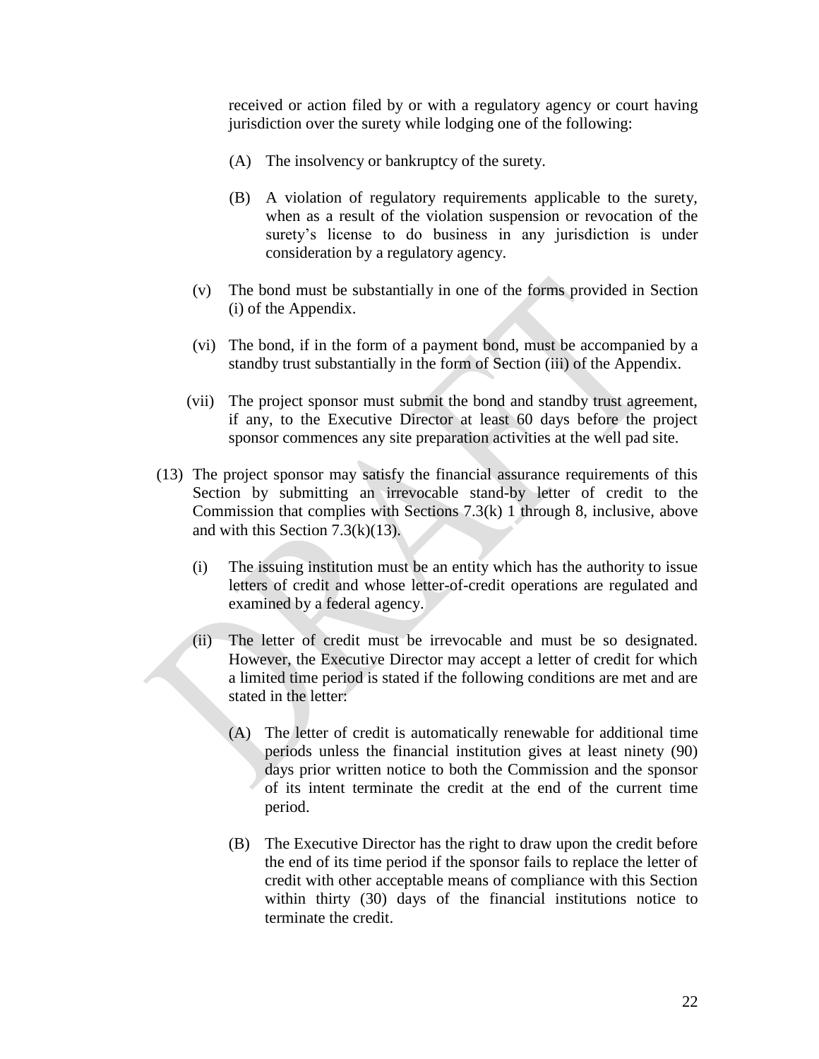received or action filed by or with a regulatory agency or court having jurisdiction over the surety while lodging one of the following:

(A) The insolvency or bankruptcy of the surety.

(B) A violation of regulatory requirements applicable to the surety, when as a result of the violation suspension or revocation of the surety's license to do business in any jurisdiction is under consideration by a regulatory agency.

(v) The bond must be substantially in one of the forms provided in Section (i) of the Appendix.

(vi) The bond, if in the form of a payment bond, must be accompanied by a standby trust substantially in the form of Section (iii) of the Appendix.

(vii) The project sponsor must submit the bond and standby trust agreement, if any, to the Executive Director at least 60 days before the project sponsor commences any site preparation activities at the well pad site.

(13) The project sponsor may satisfy the financial assurance requirements of this Section by submitting an irrevocable stand-by letter of credit to the Commission that complies with Sections 7.3(k) 1 through 8, inclusive, above and with this Section 7.3(k)(13).

(i) The issuing institution must be an entity which has the authority to issue letters of credit and whose letter-of-credit operations are regulated and examined by a federal agency.

(ii) The letter of credit must be irrevocable and must be so designated. However, the Executive Director may accept a letter of credit for which a limited time period is stated if the following conditions are met and are stated in the letter:

(A) The letter of credit is automatically renewable for additional time periods unless the financial institution gives at least ninety (90) days prior written notice to both the Commission and the sponsor of its intent terminate the credit at the end of the current time period.

(B) The Executive Director has the right to draw upon the credit before the end of its time period if the sponsor fails to replace the letter of credit with other acceptable means of compliance with this Section within thirty (30) days of the financial institutions notice to terminate the credit.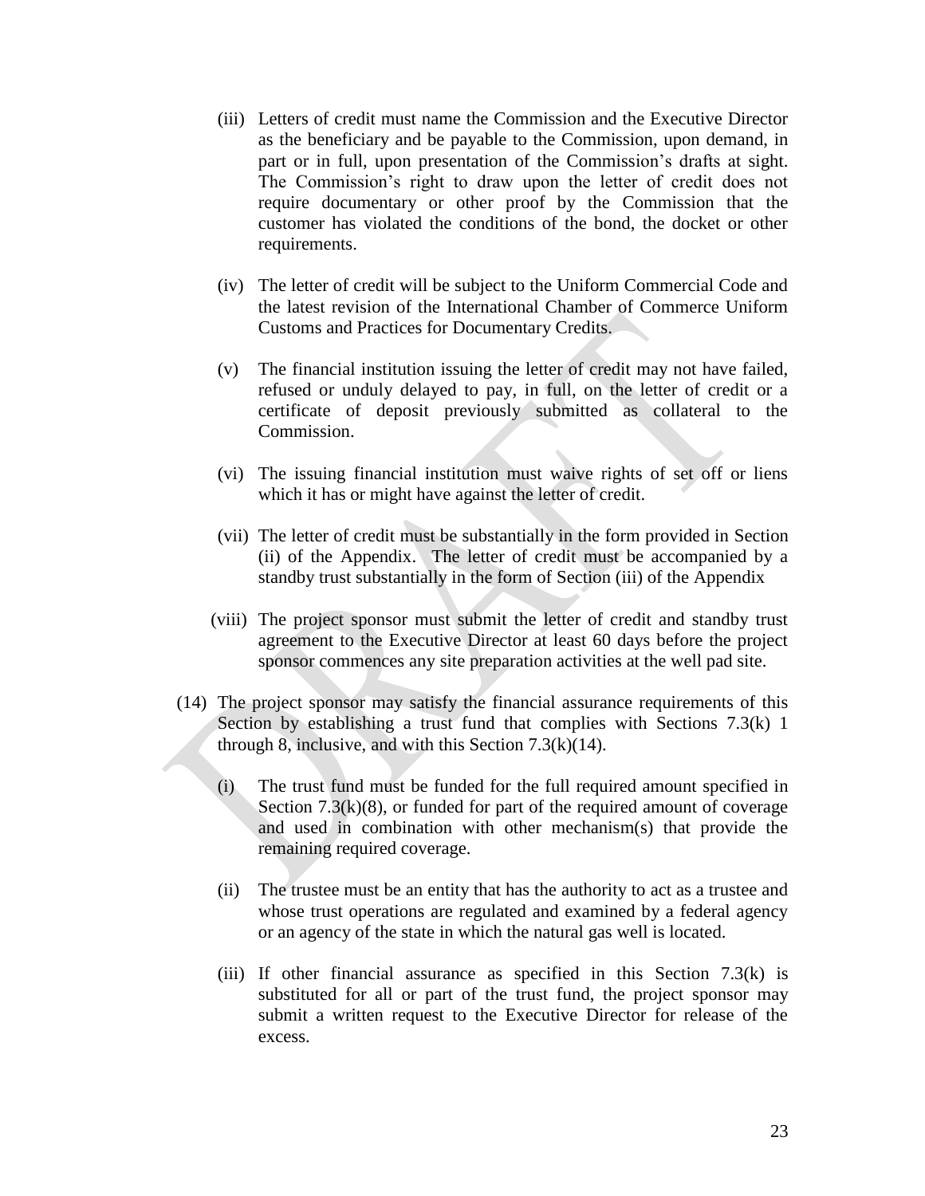(iii) Letters of credit must name the Commission and the Executive Director as the beneficiary and be payable to the Commission, upon demand, in part or in full, upon presentation of the Commission's drafts at sight. The Commission's right to draw upon the letter of credit does not require documentary or other proof by the Commission that the customer has violated the conditions of the bond, the docket or other requirements.

(iv) The letter of credit will be subject to the Uniform Commercial Code and the latest revision of the International Chamber of Commerce Uniform Customs and Practices for Documentary Credits.

(v) The financial institution issuing the letter of credit may not have failed, refused or unduly delayed to pay, in full, on the letter of credit or a certificate of deposit previously submitted as collateral to the Commission.

(vi) The issuing financial institution must waive rights of set off or liens which it has or might have against the letter of credit.

(vii) The letter of credit must be substantially in the form provided in Section (ii) of the Appendix. The letter of credit must be accompanied by a standby trust substantially in the form of Section (iii) of the Appendix

(viii) The project sponsor must submit the letter of credit and standby trust agreement to the Executive Director at least 60 days before the project sponsor commences any site preparation activities at the well pad site.

(14) The project sponsor may satisfy the financial assurance requirements of this Section by establishing a trust fund that complies with Sections 7.3(k) 1 through 8, inclusive, and with this Section 7.3(k)(14).

(i) The trust fund must be funded for the full required amount specified in Section 7.3(k)(8), or funded for part of the required amount of coverage and used in combination with other mechanism(s) that provide the remaining required coverage.

(ii) The trustee must be an entity that has the authority to act as a trustee and whose trust operations are regulated and examined by a federal agency or an agency of the state in which the natural gas well is located.

(iii) If other financial assurance as specified in this Section 7.3(k) is substituted for all or part of the trust fund, the project sponsor may submit a written request to the Executive Director for release of the excess.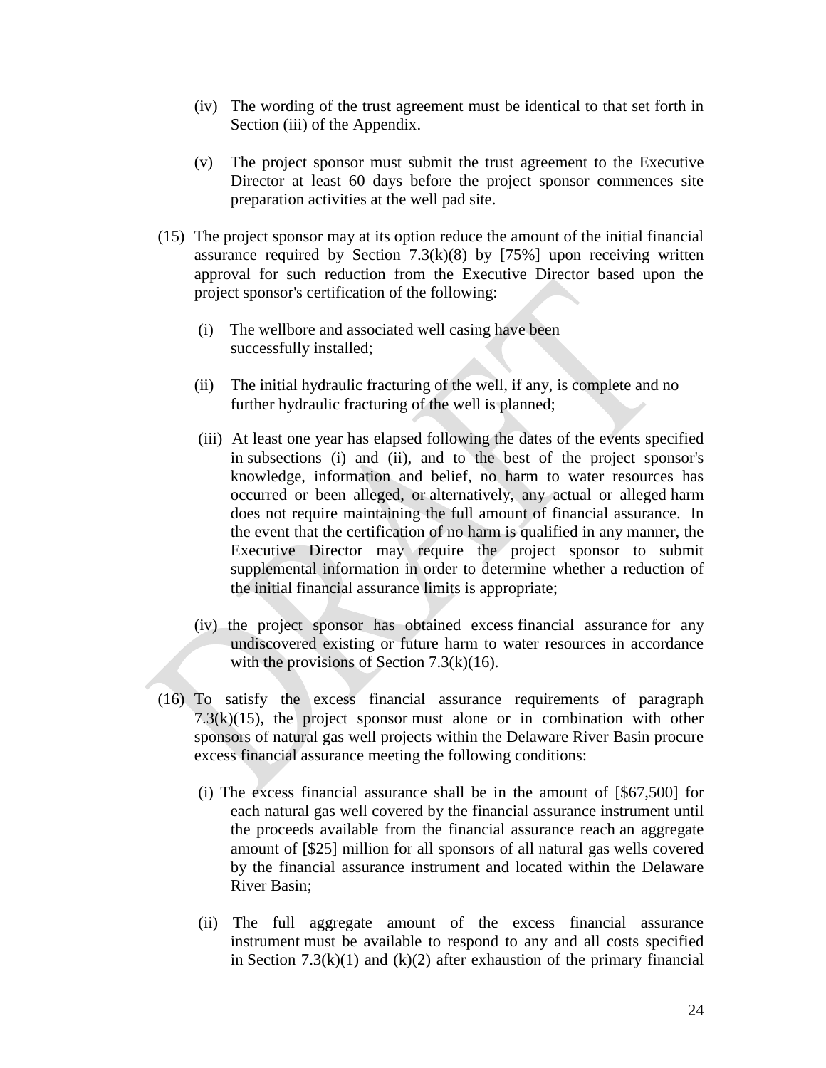(iv) The wording of the trust agreement must be identical to that set forth in Section (iii) of the Appendix.

(v) The project sponsor must submit the trust agreement to the Executive Director at least 60 days before the project sponsor commences site preparation activities at the well pad site.

(15) The project sponsor may at its option reduce the amount of the initial financial assurance required by Section 7.3(k)(8) by [75%] upon receiving written approval for such reduction from the Executive Director based upon the project sponsor's certification of the following:

(i) The wellbore and associated well casing have been successfully installed;

(ii) The initial hydraulic fracturing of the well, if any, is complete and no further hydraulic fracturing of the well is planned;

(iii) At least one year has elapsed following the dates of the events specified in subsections (i) and (ii), and to the best of the project sponsor's knowledge, information and belief, no harm to water resources has occurred or been alleged, or alternatively, any actual or alleged harm does not require maintaining the full amount of financial assurance. In the event that the certification of no harm is qualified in any manner, the Executive Director may require the project sponsor to submit supplemental information in order to determine whether a reduction of the initial financial assurance limits is appropriate;

(iv) the project sponsor has obtained excess financial assurance for any undiscovered existing or future harm to water resources in accordance with the provisions of Section 7.3(k)(16).

(16) To satisfy the excess financial assurance requirements of paragraph 7.3(k)(15), the project sponsor must alone or in combination with other sponsors of natural gas well projects within the Delaware River Basin procure excess financial assurance meeting the following conditions:

(i) The excess financial assurance shall be in the amount of [$67,500] for each natural gas well covered by the financial assurance instrument until the proceeds available from the financial assurance reach an aggregate amount of [$25] million for all sponsors of all natural gas wells covered by the financial assurance instrument and located within the Delaware River Basin;

(ii) The full aggregate amount of the excess financial assurance instrument must be available to respond to any and all costs specified in Section 7.3(k)(1) and (k)(2) after exhaustion of the primary financial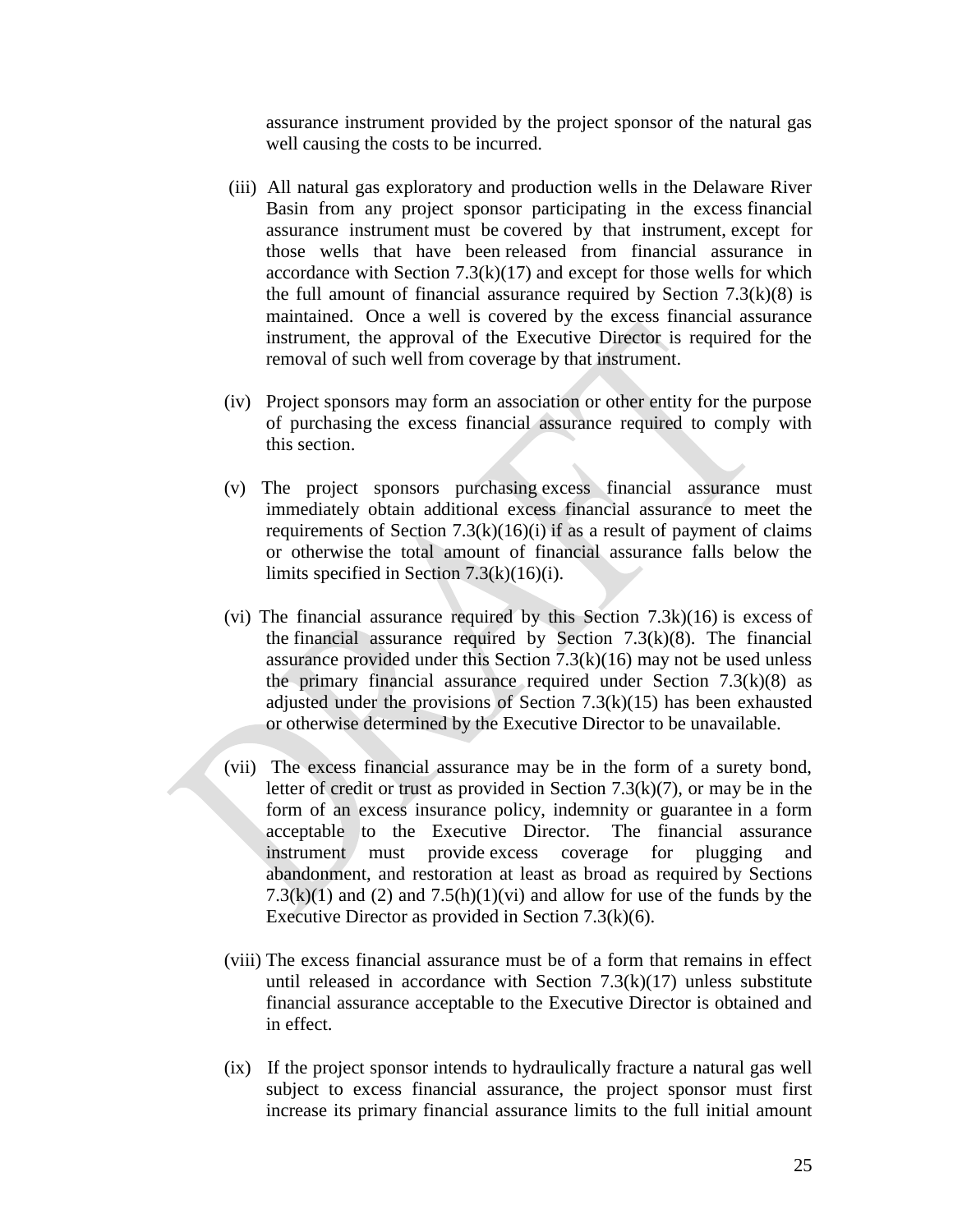assurance instrument provided by the project sponsor of the natural gas well causing the costs to be incurred.

(iii) All natural gas exploratory and production wells in the Delaware River Basin from any project sponsor participating in the excess financial assurance instrument must be covered by that instrument, except for those wells that have been released from financial assurance in accordance with Section 7.3(k)(17) and except for those wells for which the full amount of financial assurance required by Section 7.3(k)(8) is maintained. Once a well is covered by the excess financial assurance instrument, the approval of the Executive Director is required for the removal of such well from coverage by that instrument.

(iv) Project sponsors may form an association or other entity for the purpose of purchasing the excess financial assurance required to comply with this section.

(v) The project sponsors purchasing excess financial assurance must immediately obtain additional excess financial assurance to meet the requirements of Section 7.3(k)(16)(i) if as a result of payment of claims or otherwise the total amount of financial assurance falls below the limits specified in Section 7.3(k)(16)(i).

(vi) The financial assurance required by this Section 7.3k)(16) is excess of the financial assurance required by Section 7.3(k)(8). The financial assurance provided under this Section 7.3(k)(16) may not be used unless the primary financial assurance required under Section 7.3(k)(8) as adjusted under the provisions of Section 7.3(k)(15) has been exhausted or otherwise determined by the Executive Director to be unavailable.

(vii) The excess financial assurance may be in the form of a surety bond, letter of credit or trust as provided in Section 7.3(k)(7), or may be in the form of an excess insurance policy, indemnity or guarantee in a form acceptable to the Executive Director. The financial assurance instrument must provide excess coverage for plugging and abandonment, and restoration at least as broad as required by Sections 7.3(k)(1) and (2) and 7.5(h)(1)(vi) and allow for use of the funds by the Executive Director as provided in Section 7.3(k)(6).

(viii) The excess financial assurance must be of a form that remains in effect until released in accordance with Section 7.3(k)(17) unless substitute financial assurance acceptable to the Executive Director is obtained and in effect.

(ix) If the project sponsor intends to hydraulically fracture a natural gas well subject to excess financial assurance, the project sponsor must first increase its primary financial assurance limits to the full initial amount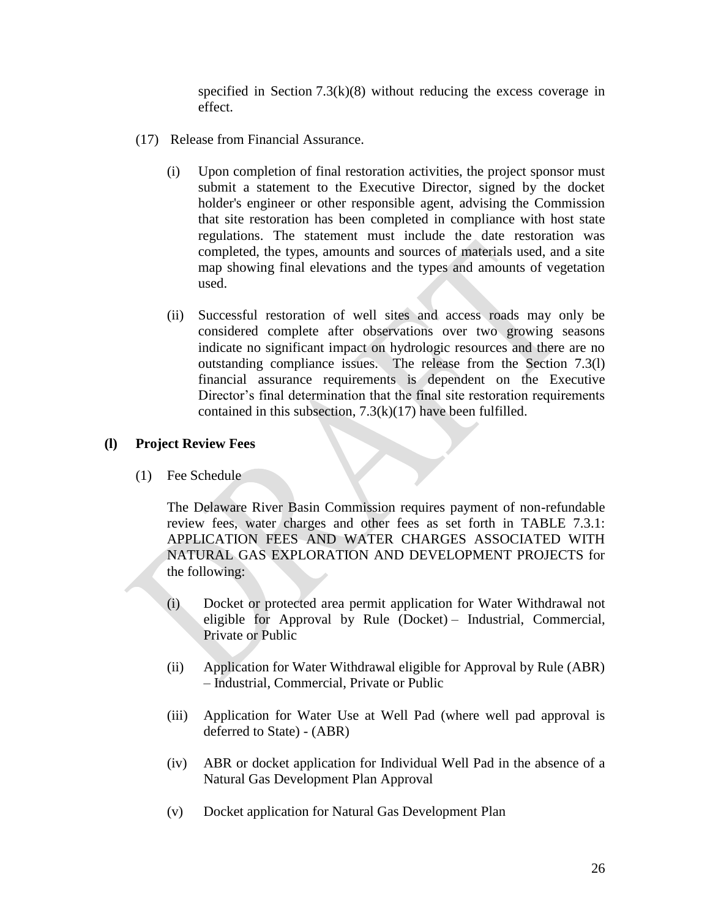specified in Section 7.3(k)(8) without reducing the excess coverage in effect.

(17) Release from Financial Assurance.

(i) Upon completion of final restoration activities, the project sponsor must submit a statement to the Executive Director, signed by the docket holder's engineer or other responsible agent, advising the Commission that site restoration has been completed in compliance with host state regulations. The statement must include the date restoration was completed, the types, amounts and sources of materials used, and a site map showing final elevations and the types and amounts of vegetation used.

(ii) Successful restoration of well sites and access roads may only be considered complete after observations over two growing seasons indicate no significant impact on hydrologic resources and there are no outstanding compliance issues. The release from the Section 7.3(l) financial assurance requirements is dependent on the Executive Director's final determination that the final site restoration requirements contained in this subsection, 7.3(k)(17) have been fulfilled.

**(l) Project Review Fees**

(1) Fee Schedule

The Delaware River Basin Commission requires payment of non-refundable review fees, water charges and other fees as set forth in TABLE 7.3.1: APPLICATION FEES AND WATER CHARGES ASSOCIATED WITH NATURAL GAS EXPLORATION AND DEVELOPMENT PROJECTS for the following:

(i) Docket or protected area permit application for Water Withdrawal not eligible for Approval by Rule (Docket) – Industrial, Commercial, Private or Public

(ii) Application for Water Withdrawal eligible for Approval by Rule (ABR) – Industrial, Commercial, Private or Public

(iii) Application for Water Use at Well Pad (where well pad approval is deferred to State) - (ABR)

(iv) ABR or docket application for Individual Well Pad in the absence of a Natural Gas Development Plan Approval

(v) Docket application for Natural Gas Development Plan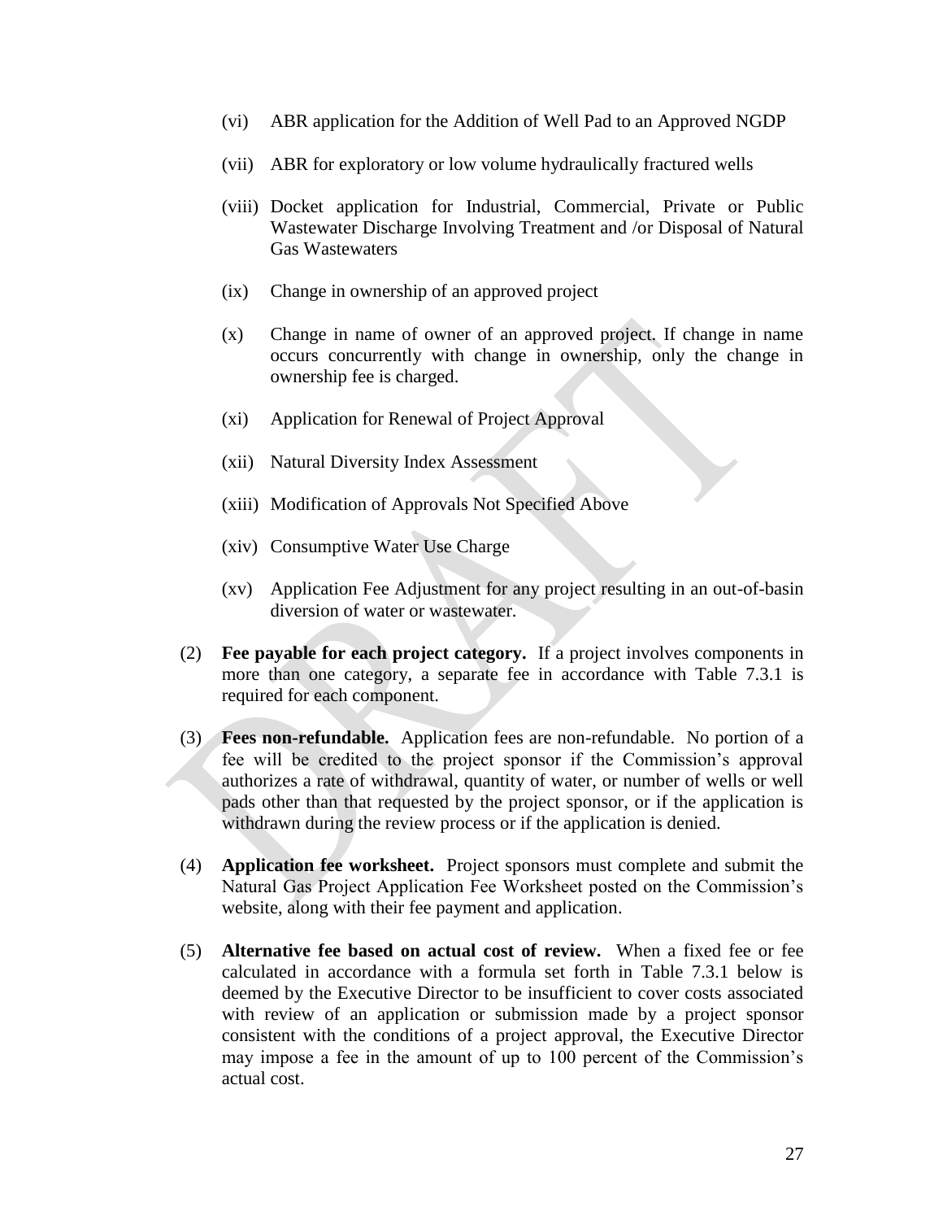(vi) ABR application for the Addition of Well Pad to an Approved NGDP

(vii) ABR for exploratory or low volume hydraulically fractured wells

(viii) Docket application for Industrial, Commercial, Private or Public Wastewater Discharge Involving Treatment and /or Disposal of Natural Gas Wastewaters

(ix) Change in ownership of an approved project

(x) Change in name of owner of an approved project. If change in name occurs concurrently with change in ownership, only the change in ownership fee is charged.

(xi) Application for Renewal of Project Approval

(xii) Natural Diversity Index Assessment

(xiii) Modification of Approvals Not Specified Above

(xiv) Consumptive Water Use Charge

(xv) Application Fee Adjustment for any project resulting in an out-of-basin diversion of water or wastewater.

(2) **Fee payable for each project category.** If a project involves components in more than one category, a separate fee in accordance with Table 7.3.1 is required for each component.

(3) **Fees non-refundable.** Application fees are non-refundable. No portion of a fee will be credited to the project sponsor if the Commission's approval authorizes a rate of withdrawal, quantity of water, or number of wells or well pads other than that requested by the project sponsor, or if the application is withdrawn during the review process or if the application is denied.

(4) **Application fee worksheet.** Project sponsors must complete and submit the Natural Gas Project Application Fee Worksheet posted on the Commission's website, along with their fee payment and application.

(5) **Alternative fee based on actual cost of review.** When a fixed fee or fee calculated in accordance with a formula set forth in Table 7.3.1 below is deemed by the Executive Director to be insufficient to cover costs associated with review of an application or submission made by a project sponsor consistent with the conditions of a project approval, the Executive Director may impose a fee in the amount of up to 100 percent of the Commission's actual cost.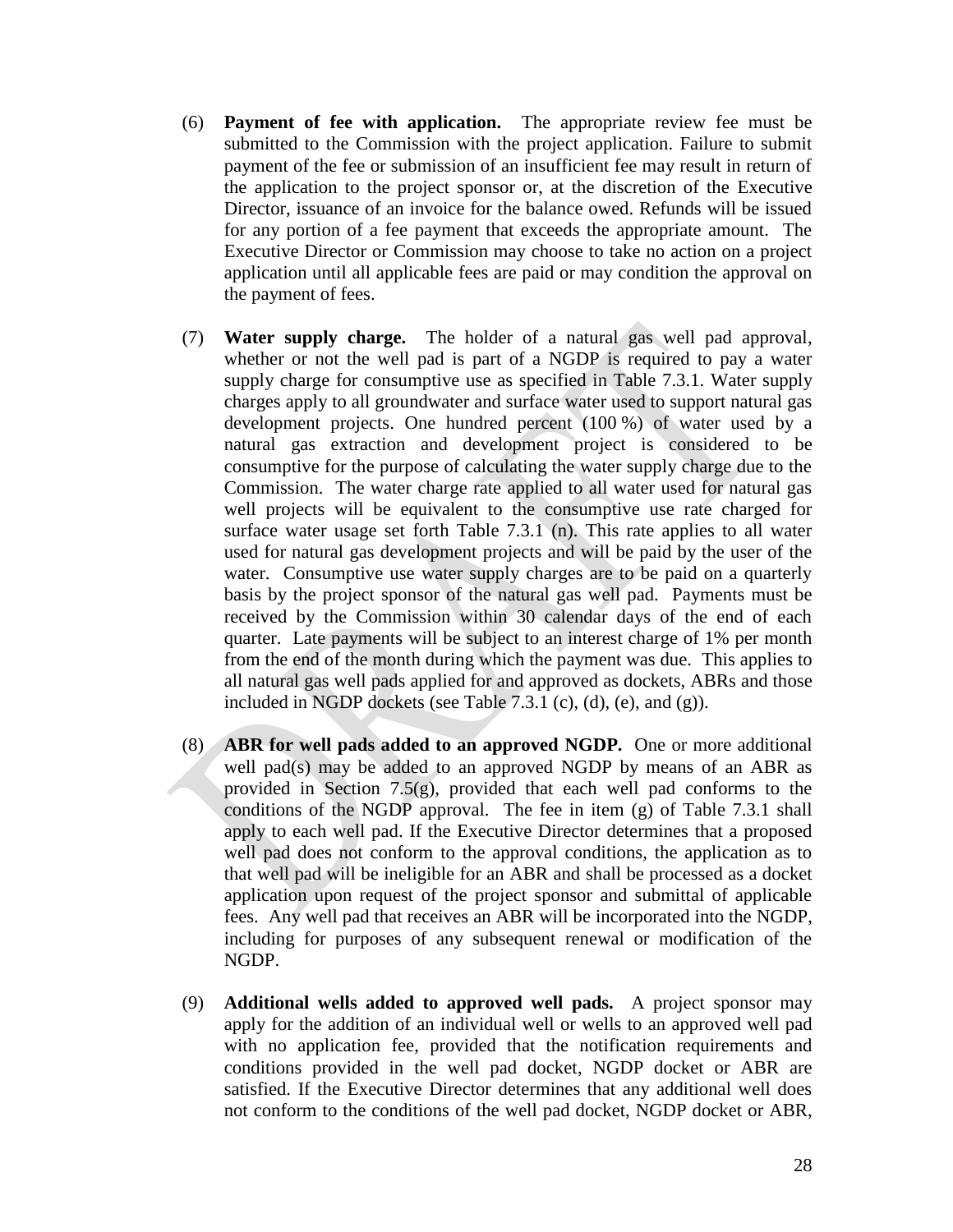(6) **Payment of fee with application.** The appropriate review fee must be submitted to the Commission with the project application. Failure to submit payment of the fee or submission of an insufficient fee may result in return of the application to the project sponsor or, at the discretion of the Executive Director, issuance of an invoice for the balance owed. Refunds will be issued for any portion of a fee payment that exceeds the appropriate amount. The Executive Director or Commission may choose to take no action on a project application until all applicable fees are paid or may condition the approval on the payment of fees.

(7) **Water supply charge.** The holder of a natural gas well pad approval, whether or not the well pad is part of a NGDP is required to pay a water supply charge for consumptive use as specified in Table 7.3.1. Water supply charges apply to all groundwater and surface water used to support natural gas development projects. One hundred percent (100 %) of water used by a natural gas extraction and development project is considered to be consumptive for the purpose of calculating the water supply charge due to the Commission. The water charge rate applied to all water used for natural gas well projects will be equivalent to the consumptive use rate charged for surface water usage set forth Table 7.3.1 (n). This rate applies to all water used for natural gas development projects and will be paid by the user of the water. Consumptive use water supply charges are to be paid on a quarterly basis by the project sponsor of the natural gas well pad. Payments must be received by the Commission within 30 calendar days of the end of each quarter. Late payments will be subject to an interest charge of 1% per month from the end of the month during which the payment was due. This applies to all natural gas well pads applied for and approved as dockets, ABRs and those included in NGDP dockets (see Table 7.3.1 (c), (d), (e), and (g)).

(8) **ABR for well pads added to an approved NGDP.** One or more additional well pad(s) may be added to an approved NGDP by means of an ABR as provided in Section 7.5(g), provided that each well pad conforms to the conditions of the NGDP approval. The fee in item (g) of Table 7.3.1 shall apply to each well pad. If the Executive Director determines that a proposed well pad does not conform to the approval conditions, the application as to that well pad will be ineligible for an ABR and shall be processed as a docket application upon request of the project sponsor and submittal of applicable fees. Any well pad that receives an ABR will be incorporated into the NGDP, including for purposes of any subsequent renewal or modification of the NGDP.

(9) **Additional wells added to approved well pads.** A project sponsor may apply for the addition of an individual well or wells to an approved well pad with no application fee, provided that the notification requirements and conditions provided in the well pad docket, NGDP docket or ABR are satisfied. If the Executive Director determines that any additional well does not conform to the conditions of the well pad docket, NGDP docket or ABR,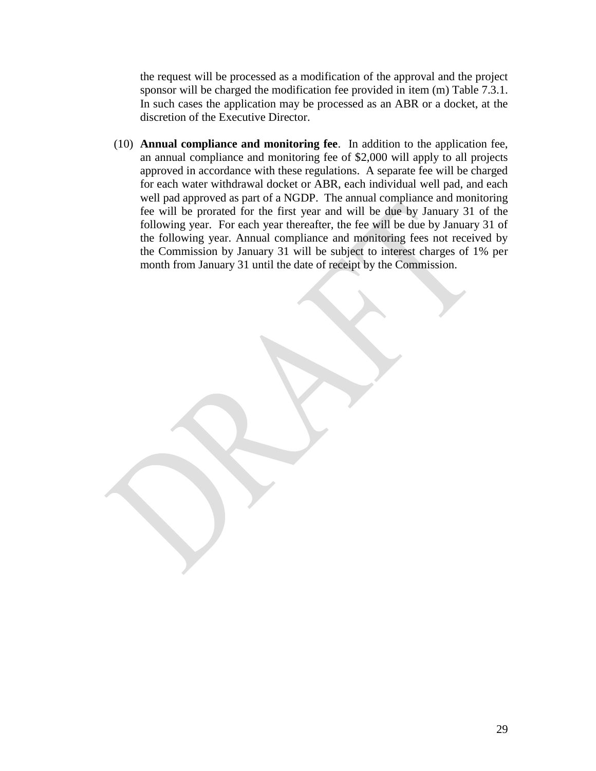the request will be processed as a modification of the approval and the project sponsor will be charged the modification fee provided in item (m) Table 7.3.1. In such cases the application may be processed as an ABR or a docket, at the discretion of the Executive Director.

(10) **Annual compliance and monitoring fee**. In addition to the application fee, an annual compliance and monitoring fee of $2,000 will apply to all projects approved in accordance with these regulations. A separate fee will be charged for each water withdrawal docket or ABR, each individual well pad, and each well pad approved as part of a NGDP. The annual compliance and monitoring fee will be prorated for the first year and will be due by January 31 of the following year. For each year thereafter, the fee will be due by January 31 of the following year. Annual compliance and monitoring fees not received by the Commission by January 31 will be subject to interest charges of 1% per month from January 31 until the date of receipt by the Commission.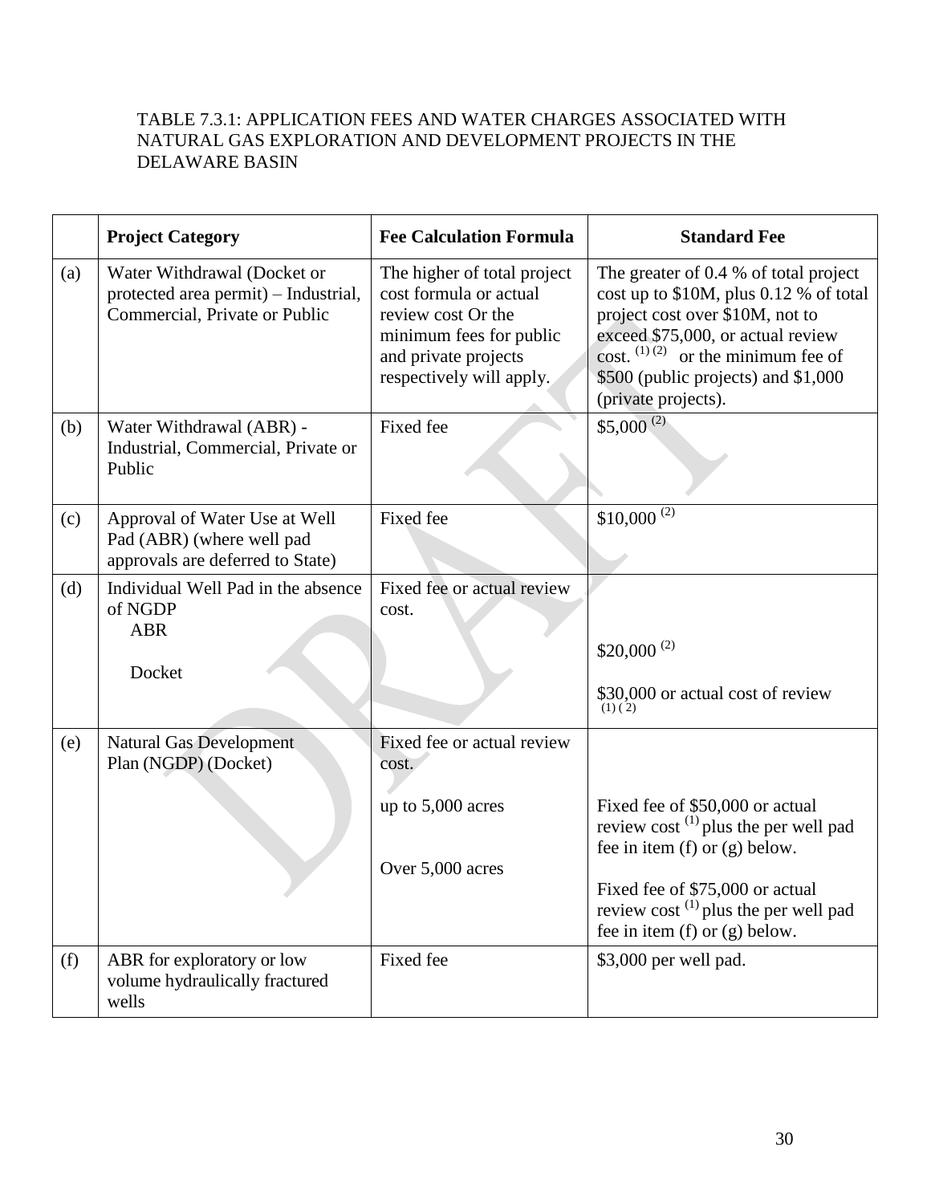TABLE 7.3.1: APPLICATION FEES AND WATER CHARGES ASSOCIATED WITH NATURAL GAS EXPLORATION AND DEVELOPMENT PROJECTS IN THE DELAWARE BASIN

| | **Project Category** | **Fee Calculation Formula** | **Standard Fee** |
|---|---|---|---|
| (a) | Water Withdrawal (Docket or protected area permit) – Industrial, Commercial, Private or Public | The higher of total project cost formula or actual review cost Or the minimum fees for public and private projects respectively will apply. | The greater of 0.4 % of total project cost up to \$10M, plus 0.12 % of total project cost over \$10M, not to exceed \$75,000, or actual review cost. (1) (2) or the minimum fee of \$500 (public projects) and \$1,000 (private projects). |
| (b) | Water Withdrawal (ABR) - Industrial, Commercial, Private or Public | Fixed fee | \$5,000 (2) |
| (c) | Approval of Water Use at Well Pad (ABR) (where well pad approvals are deferred to State) | Fixed fee | \$10,000 (2) |
| (d) | Individual Well Pad in the absence of NGDP<br>ABR<br>Docket | Fixed fee or actual review cost. | <br>\$20,000 (2)<br>\$30,000 or actual cost of review (1) (2) |
| (e) | Natural Gas Development Plan (NGDP) (Docket) | Fixed fee or actual review cost.<br>up to 5,000 acres<br>Over 5,000 acres | <br>Fixed fee of \$50,000 or actual review cost (1) plus the per well pad fee in item (f) or (g) below.<br>Fixed fee of \$75,000 or actual review cost (1) plus the per well pad fee in item (f) or (g) below. |
| (f) | ABR for exploratory or low volume hydraulically fractured wells | Fixed fee | \$3,000 per well pad. |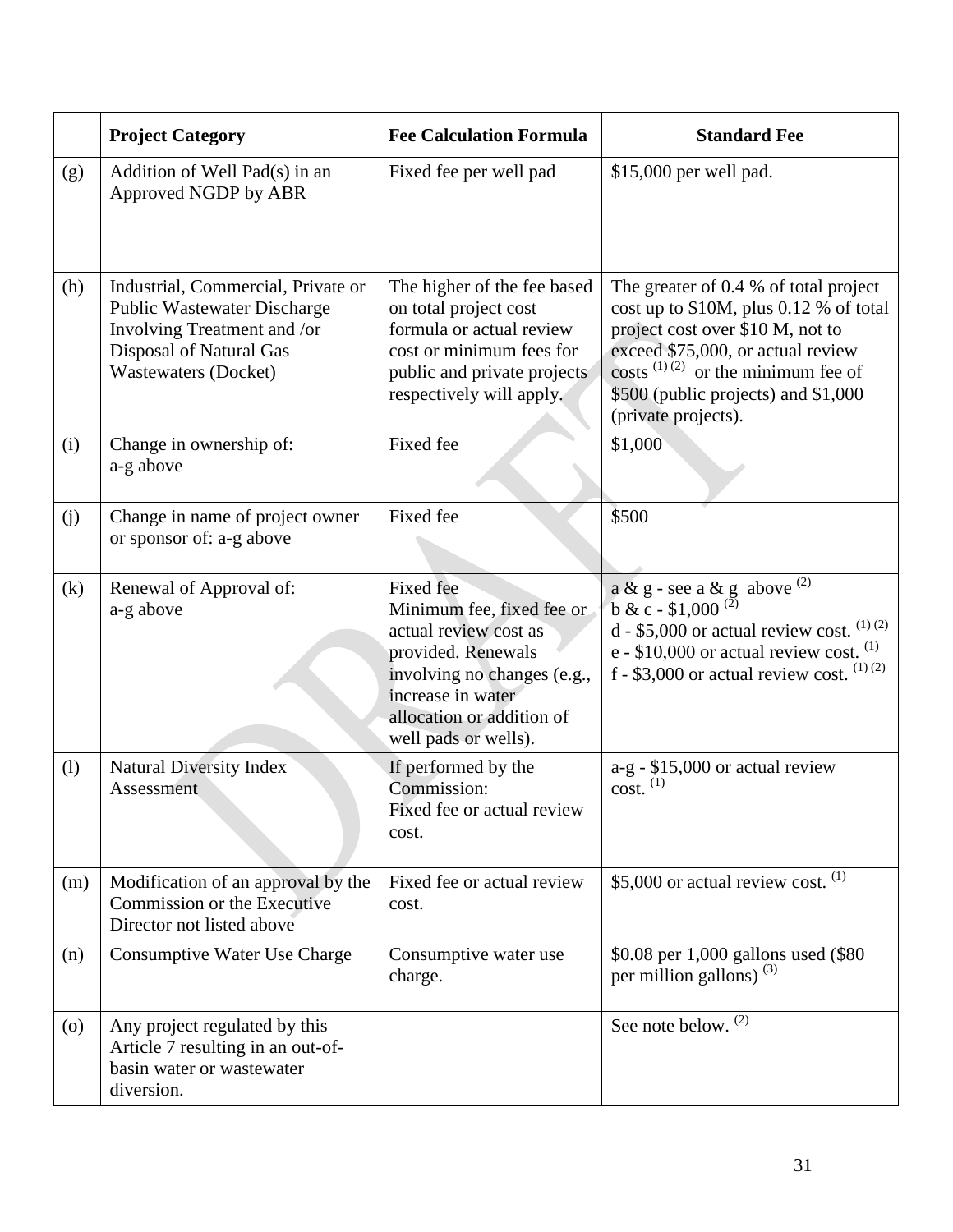|  | Project Category | Fee Calculation Formula | Standard Fee |
|---|---|---|---|
| (g) | Addition of Well Pad(s) in an Approved NGDP by ABR | Fixed fee per well pad | $15,000 per well pad. |
| (h) | Industrial, Commercial, Private or Public Wastewater Discharge Involving Treatment and /or Disposal of Natural Gas Wastewaters (Docket) | The higher of the fee based on total project cost formula or actual review cost or minimum fees for public and private projects respectively will apply. | The greater of 0.4 % of total project cost up to $10M, plus 0.12 % of total project cost over $10 M, not to exceed $75,000, or actual review costs (1) (2) or the minimum fee of $500 (public projects) and $1,000 (private projects). |
| (i) | Change in ownership of: a-g above | Fixed fee | $1,000 |
| (j) | Change in name of project owner or sponsor of: a-g above | Fixed fee | $500 |
| (k) | Renewal of Approval of: a-g above | Fixed fee Minimum fee, fixed fee or actual review cost as provided. Renewals involving no changes (e.g., increase in water allocation or addition of well pads or wells). | a & g - see a & g above (2)<br>b & c - $1,000 (2)<br>d - $5,000 or actual review cost. (1) (2)<br>e - $10,000 or actual review cost. (1)<br>f - $3,000 or actual review cost. (1) (2) |
| (l) | Natural Diversity Index Assessment | If performed by the Commission: Fixed fee or actual review cost. | a-g - $15,000 or actual review cost. (1) |
| (m) | Modification of an approval by the Commission or the Executive Director not listed above | Fixed fee or actual review cost. | $5,000 or actual review cost. (1) |
| (n) | Consumptive Water Use Charge | Consumptive water use charge. | $0.08 per 1,000 gallons used ($80 per million gallons) (3) |
| (o) | Any project regulated by this Article 7 resulting in an out-of-basin water or wastewater diversion. |  | See note below. (2) |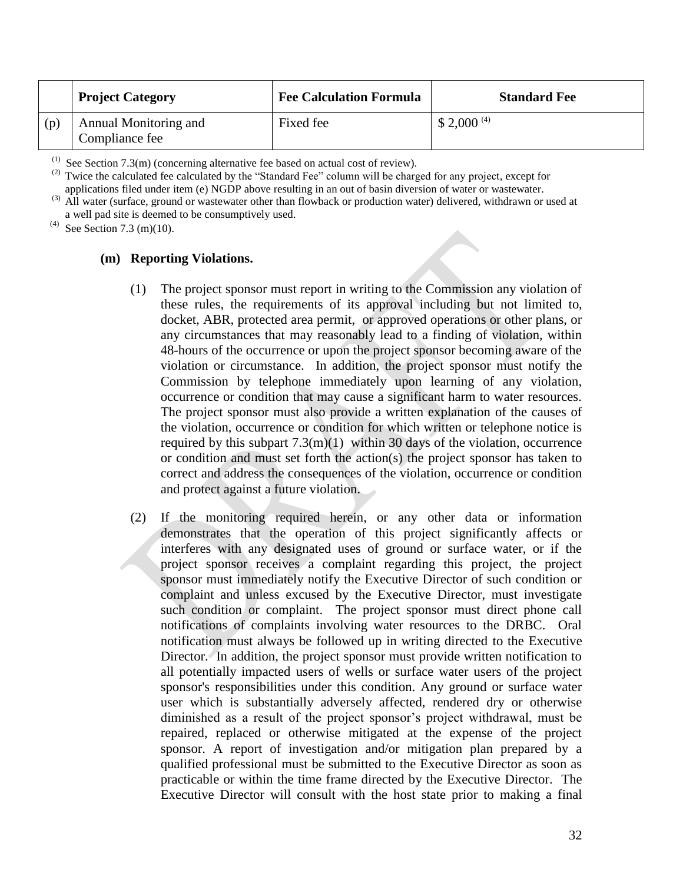| | Project Category | Fee Calculation Formula | Standard Fee |
|---|---|---|---|
| (p) | Annual Monitoring and Compliance fee | Fixed fee | $ 2,000 [(4)] |

[(1)] See Section 7.3(m) (concerning alternative fee based on actual cost of review).

[(2)] Twice the calculated fee calculated by the "Standard Fee" column will be charged for any project, except for applications filed under item (e) NGDP above resulting in an out of basin diversion of water or wastewater.

[(3)] All water (surface, ground or wastewater other than flowback or production water) delivered, withdrawn or used at a well pad site is deemed to be consumptively used.

[(4)] See Section 7.3 (m)(10).

**(m) Reporting Violations.**

(1) The project sponsor must report in writing to the Commission any violation of these rules, the requirements of its approval including but not limited to, docket, ABR, protected area permit, or approved operations or other plans, or any circumstances that may reasonably lead to a finding of violation, within 48-hours of the occurrence or upon the project sponsor becoming aware of the violation or circumstance. In addition, the project sponsor must notify the Commission by telephone immediately upon learning of any violation, occurrence or condition that may cause a significant harm to water resources. The project sponsor must also provide a written explanation of the causes of the violation, occurrence or condition for which written or telephone notice is required by this subpart 7.3(m)(1) within 30 days of the violation, occurrence or condition and must set forth the action(s) the project sponsor has taken to correct and address the consequences of the violation, occurrence or condition and protect against a future violation.

(2) If the monitoring required herein, or any other data or information demonstrates that the operation of this project significantly affects or interferes with any designated uses of ground or surface water, or if the project sponsor receives a complaint regarding this project, the project sponsor must immediately notify the Executive Director of such condition or complaint and unless excused by the Executive Director, must investigate such condition or complaint. The project sponsor must direct phone call notifications of complaints involving water resources to the DRBC. Oral notification must always be followed up in writing directed to the Executive Director. In addition, the project sponsor must provide written notification to all potentially impacted users of wells or surface water users of the project sponsor's responsibilities under this condition. Any ground or surface water user which is substantially adversely affected, rendered dry or otherwise diminished as a result of the project sponsor's project withdrawal, must be repaired, replaced or otherwise mitigated at the expense of the project sponsor. A report of investigation and/or mitigation plan prepared by a qualified professional must be submitted to the Executive Director as soon as practicable or within the time frame directed by the Executive Director. The Executive Director will consult with the host state prior to making a final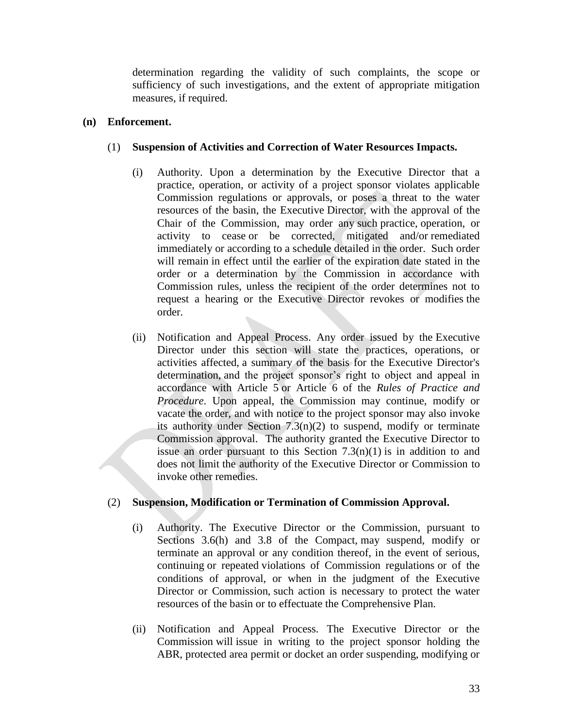determination regarding the validity of such complaints, the scope or sufficiency of such investigations, and the extent of appropriate mitigation measures, if required.

**(n) Enforcement.**

(1) **Suspension of Activities and Correction of Water Resources Impacts.**

(i) Authority. Upon a determination by the Executive Director that a practice, operation, or activity of a project sponsor violates applicable Commission regulations or approvals, or poses a threat to the water resources of the basin, the Executive Director, with the approval of the Chair of the Commission, may order any such practice, operation, or activity to cease or be corrected, mitigated and/or remediated immediately or according to a schedule detailed in the order. Such order will remain in effect until the earlier of the expiration date stated in the order or a determination by the Commission in accordance with Commission rules, unless the recipient of the order determines not to request a hearing or the Executive Director revokes or modifies the order.

(ii) Notification and Appeal Process. Any order issued by the Executive Director under this section will state the practices, operations, or activities affected, a summary of the basis for the Executive Director's determination, and the project sponsor's right to object and appeal in accordance with Article 5 or Article 6 of the *Rules of Practice and Procedure*. Upon appeal, the Commission may continue, modify or vacate the order, and with notice to the project sponsor may also invoke its authority under Section 7.3(n)(2) to suspend, modify or terminate Commission approval. The authority granted the Executive Director to issue an order pursuant to this Section 7.3(n)(1) is in addition to and does not limit the authority of the Executive Director or Commission to invoke other remedies.

(2) **Suspension, Modification or Termination of Commission Approval.**

(i) Authority. The Executive Director or the Commission, pursuant to Sections 3.6(h) and 3.8 of the Compact, may suspend, modify or terminate an approval or any condition thereof, in the event of serious, continuing or repeated violations of Commission regulations or of the conditions of approval, or when in the judgment of the Executive Director or Commission, such action is necessary to protect the water resources of the basin or to effectuate the Comprehensive Plan.

(ii) Notification and Appeal Process. The Executive Director or the Commission will issue in writing to the project sponsor holding the ABR, protected area permit or docket an order suspending, modifying or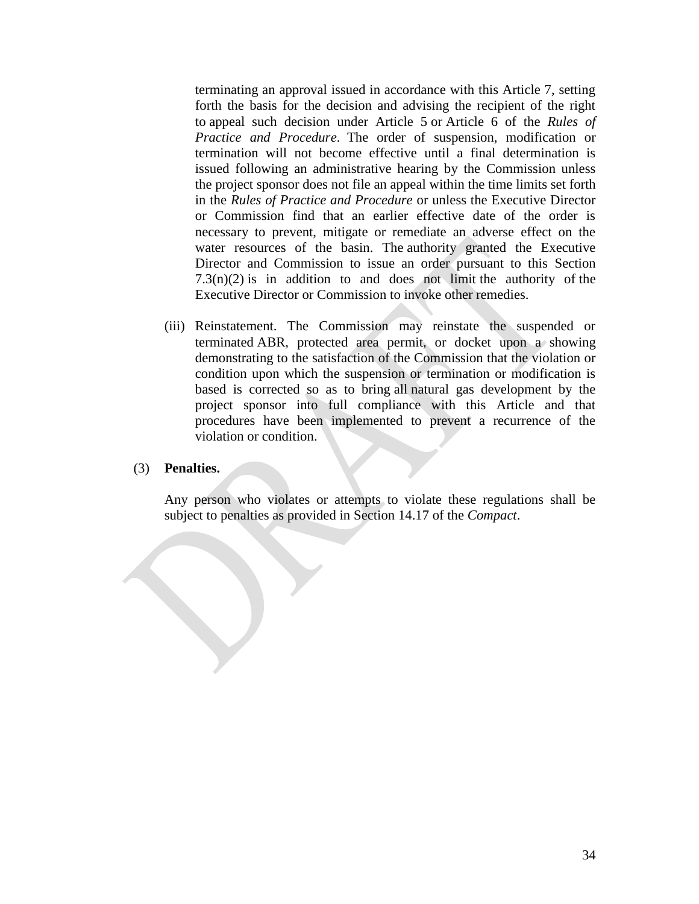terminating an approval issued in accordance with this Article 7, setting forth the basis for the decision and advising the recipient of the right to appeal such decision under Article 5 or Article 6 of the *Rules of Practice and Procedure*. The order of suspension, modification or termination will not become effective until a final determination is issued following an administrative hearing by the Commission unless the project sponsor does not file an appeal within the time limits set forth in the *Rules of Practice and Procedure* or unless the Executive Director or Commission find that an earlier effective date of the order is necessary to prevent, mitigate or remediate an adverse effect on the water resources of the basin. The authority granted the Executive Director and Commission to issue an order pursuant to this Section 7.3(n)(2) is in addition to and does not limit the authority of the Executive Director or Commission to invoke other remedies.

(iii) Reinstatement. The Commission may reinstate the suspended or terminated ABR, protected area permit, or docket upon a showing demonstrating to the satisfaction of the Commission that the violation or condition upon which the suspension or termination or modification is based is corrected so as to bring all natural gas development by the project sponsor into full compliance with this Article and that procedures have been implemented to prevent a recurrence of the violation or condition.

(3) **Penalties.**

Any person who violates or attempts to violate these regulations shall be subject to penalties as provided in Section 14.17 of the *Compact*.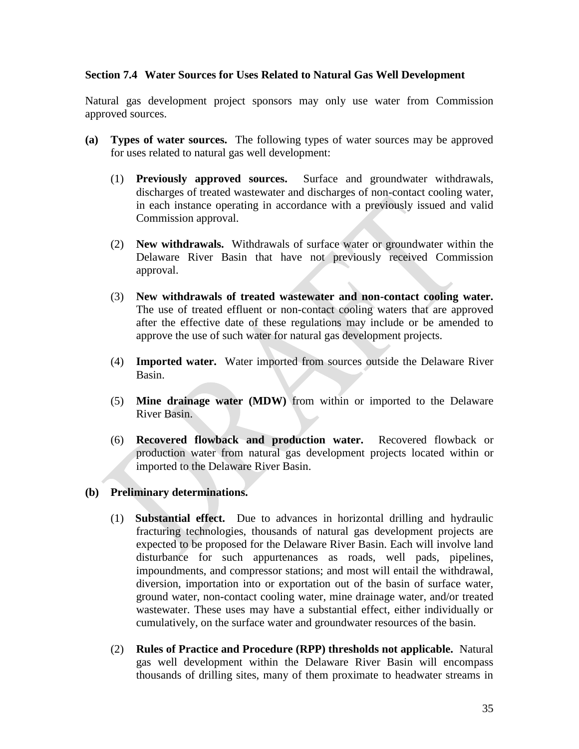**Section 7.4 Water Sources for Uses Related to Natural Gas Well Development**

Natural gas development project sponsors may only use water from Commission approved sources.

**(a) Types of water sources.** The following types of water sources may be approved for uses related to natural gas well development:

(1) **Previously approved sources.** Surface and groundwater withdrawals, discharges of treated wastewater and discharges of non-contact cooling water, in each instance operating in accordance with a previously issued and valid Commission approval.

(2) **New withdrawals.** Withdrawals of surface water or groundwater within the Delaware River Basin that have not previously received Commission approval.

(3) **New withdrawals of treated wastewater and non-contact cooling water.** The use of treated effluent or non-contact cooling waters that are approved after the effective date of these regulations may include or be amended to approve the use of such water for natural gas development projects.

(4) **Imported water.** Water imported from sources outside the Delaware River Basin.

(5) **Mine drainage water (MDW)** from within or imported to the Delaware River Basin.

(6) **Recovered flowback and production water.** Recovered flowback or production water from natural gas development projects located within or imported to the Delaware River Basin.

**(b) Preliminary determinations.**

(1) **Substantial effect.** Due to advances in horizontal drilling and hydraulic fracturing technologies, thousands of natural gas development projects are expected to be proposed for the Delaware River Basin. Each will involve land disturbance for such appurtenances as roads, well pads, pipelines, impoundments, and compressor stations; and most will entail the withdrawal, diversion, importation into or exportation out of the basin of surface water, ground water, non-contact cooling water, mine drainage water, and/or treated wastewater. These uses may have a substantial effect, either individually or cumulatively, on the surface water and groundwater resources of the basin.

(2) **Rules of Practice and Procedure (RPP) thresholds not applicable.** Natural gas well development within the Delaware River Basin will encompass thousands of drilling sites, many of them proximate to headwater streams in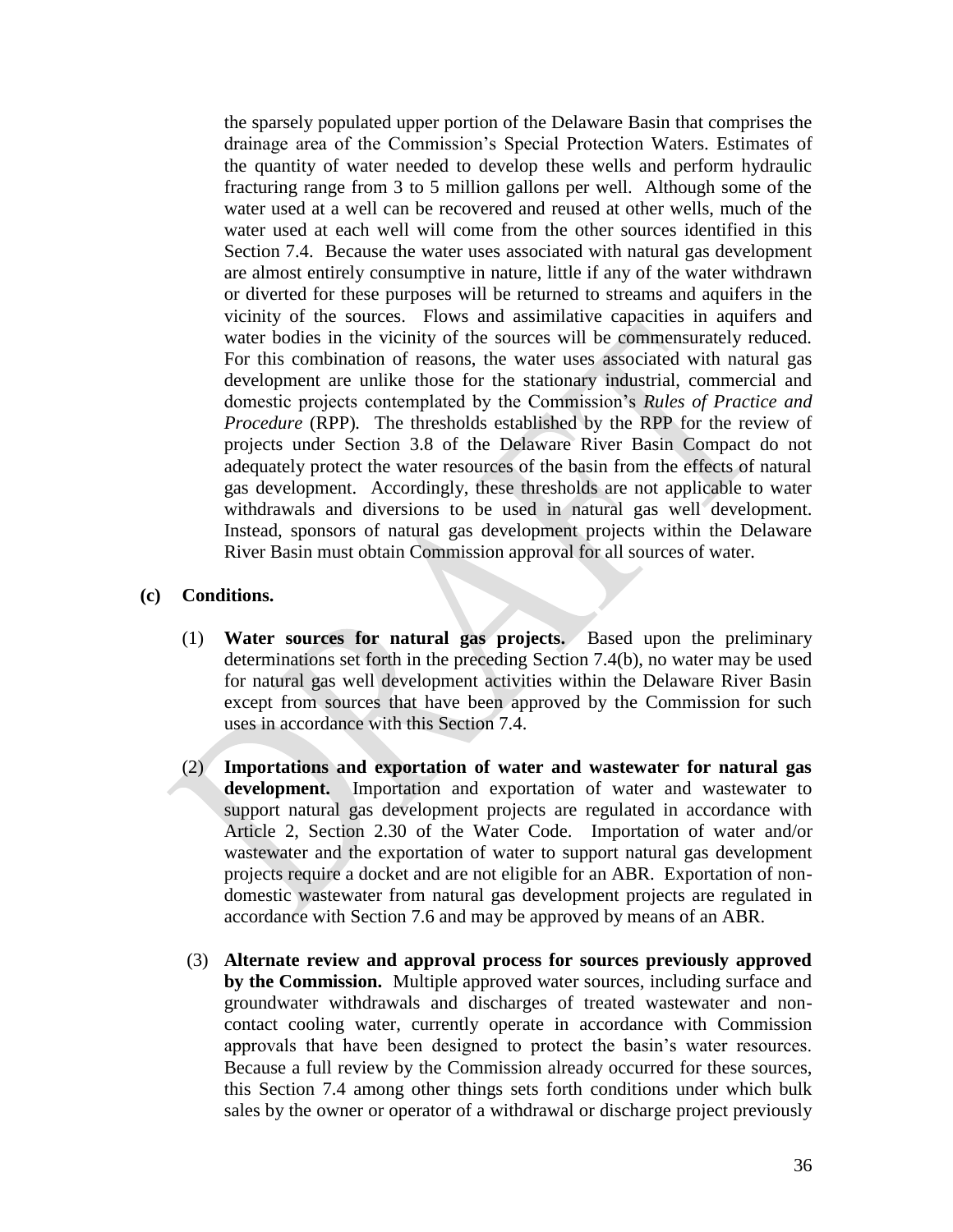the sparsely populated upper portion of the Delaware Basin that comprises the drainage area of the Commission's Special Protection Waters. Estimates of the quantity of water needed to develop these wells and perform hydraulic fracturing range from 3 to 5 million gallons per well. Although some of the water used at a well can be recovered and reused at other wells, much of the water used at each well will come from the other sources identified in this Section 7.4. Because the water uses associated with natural gas development are almost entirely consumptive in nature, little if any of the water withdrawn or diverted for these purposes will be returned to streams and aquifers in the vicinity of the sources. Flows and assimilative capacities in aquifers and water bodies in the vicinity of the sources will be commensurately reduced. For this combination of reasons, the water uses associated with natural gas development are unlike those for the stationary industrial, commercial and domestic projects contemplated by the Commission's *Rules of Practice and Procedure* (RPP). The thresholds established by the RPP for the review of projects under Section 3.8 of the Delaware River Basin Compact do not adequately protect the water resources of the basin from the effects of natural gas development. Accordingly, these thresholds are not applicable to water withdrawals and diversions to be used in natural gas well development. Instead, sponsors of natural gas development projects within the Delaware River Basin must obtain Commission approval for all sources of water.

**(c) Conditions.**

(1) **Water sources for natural gas projects.** Based upon the preliminary determinations set forth in the preceding Section 7.4(b), no water may be used for natural gas well development activities within the Delaware River Basin except from sources that have been approved by the Commission for such uses in accordance with this Section 7.4.

(2) **Importations and exportation of water and wastewater for natural gas development.** Importation and exportation of water and wastewater to support natural gas development projects are regulated in accordance with Article 2, Section 2.30 of the Water Code. Importation of water and/or wastewater and the exportation of water to support natural gas development projects require a docket and are not eligible for an ABR. Exportation of non-domestic wastewater from natural gas development projects are regulated in accordance with Section 7.6 and may be approved by means of an ABR.

(3) **Alternate review and approval process for sources previously approved by the Commission.** Multiple approved water sources, including surface and groundwater withdrawals and discharges of treated wastewater and non-contact cooling water, currently operate in accordance with Commission approvals that have been designed to protect the basin's water resources. Because a full review by the Commission already occurred for these sources, this Section 7.4 among other things sets forth conditions under which bulk sales by the owner or operator of a withdrawal or discharge project previously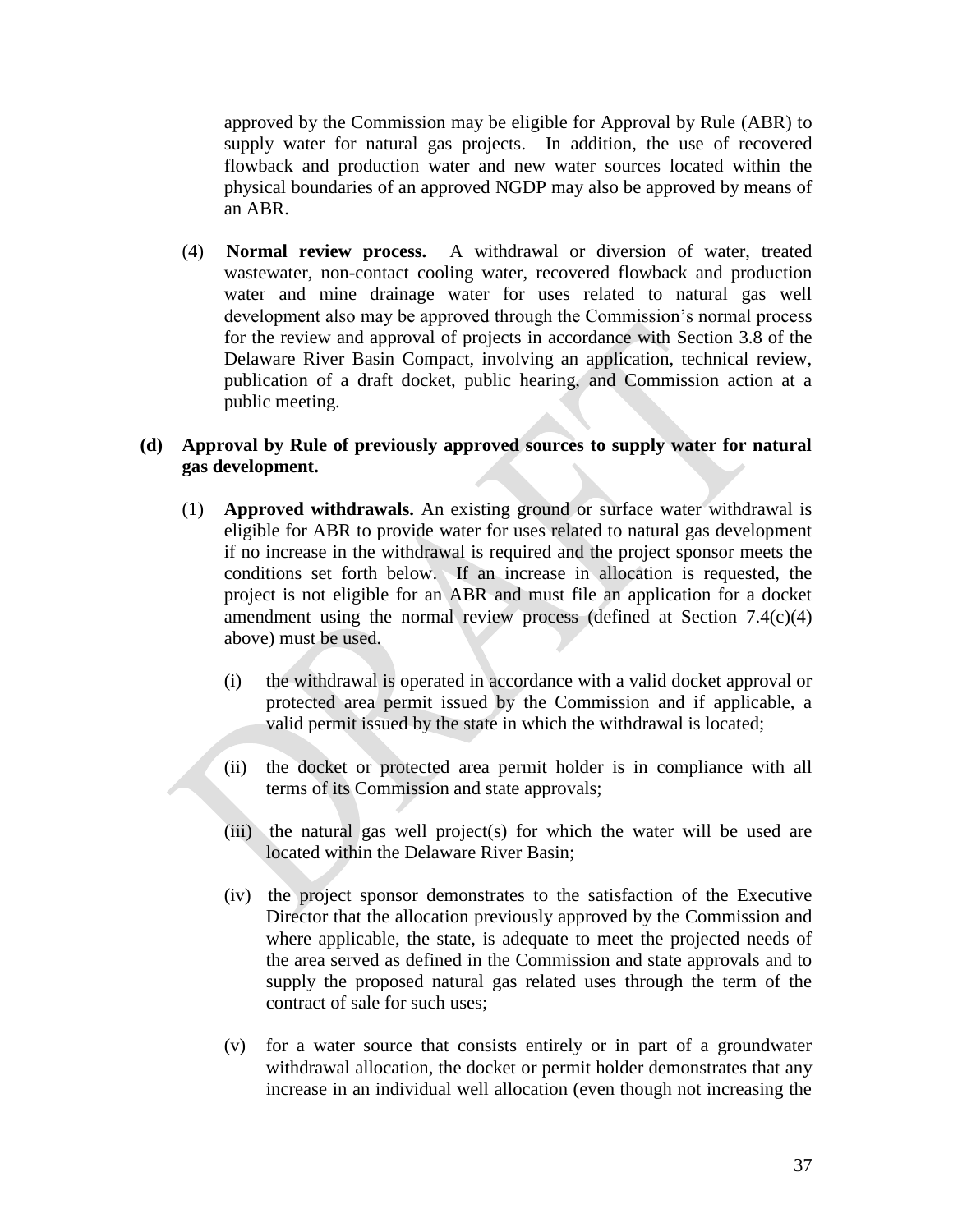approved by the Commission may be eligible for Approval by Rule (ABR) to supply water for natural gas projects. In addition, the use of recovered flowback and production water and new water sources located within the physical boundaries of an approved NGDP may also be approved by means of an ABR.

(4) **Normal review process.** A withdrawal or diversion of water, treated wastewater, non-contact cooling water, recovered flowback and production water and mine drainage water for uses related to natural gas well development also may be approved through the Commission's normal process for the review and approval of projects in accordance with Section 3.8 of the Delaware River Basin Compact, involving an application, technical review, publication of a draft docket, public hearing, and Commission action at a public meeting.

**(d) Approval by Rule of previously approved sources to supply water for natural gas development.**

(1) **Approved withdrawals.** An existing ground or surface water withdrawal is eligible for ABR to provide water for uses related to natural gas development if no increase in the withdrawal is required and the project sponsor meets the conditions set forth below. If an increase in allocation is requested, the project is not eligible for an ABR and must file an application for a docket amendment using the normal review process (defined at Section 7.4(c)(4) above) must be used.

(i) the withdrawal is operated in accordance with a valid docket approval or protected area permit issued by the Commission and if applicable, a valid permit issued by the state in which the withdrawal is located;

(ii) the docket or protected area permit holder is in compliance with all terms of its Commission and state approvals;

(iii) the natural gas well project(s) for which the water will be used are located within the Delaware River Basin;

(iv) the project sponsor demonstrates to the satisfaction of the Executive Director that the allocation previously approved by the Commission and where applicable, the state, is adequate to meet the projected needs of the area served as defined in the Commission and state approvals and to supply the proposed natural gas related uses through the term of the contract of sale for such uses;

(v) for a water source that consists entirely or in part of a groundwater withdrawal allocation, the docket or permit holder demonstrates that any increase in an individual well allocation (even though not increasing the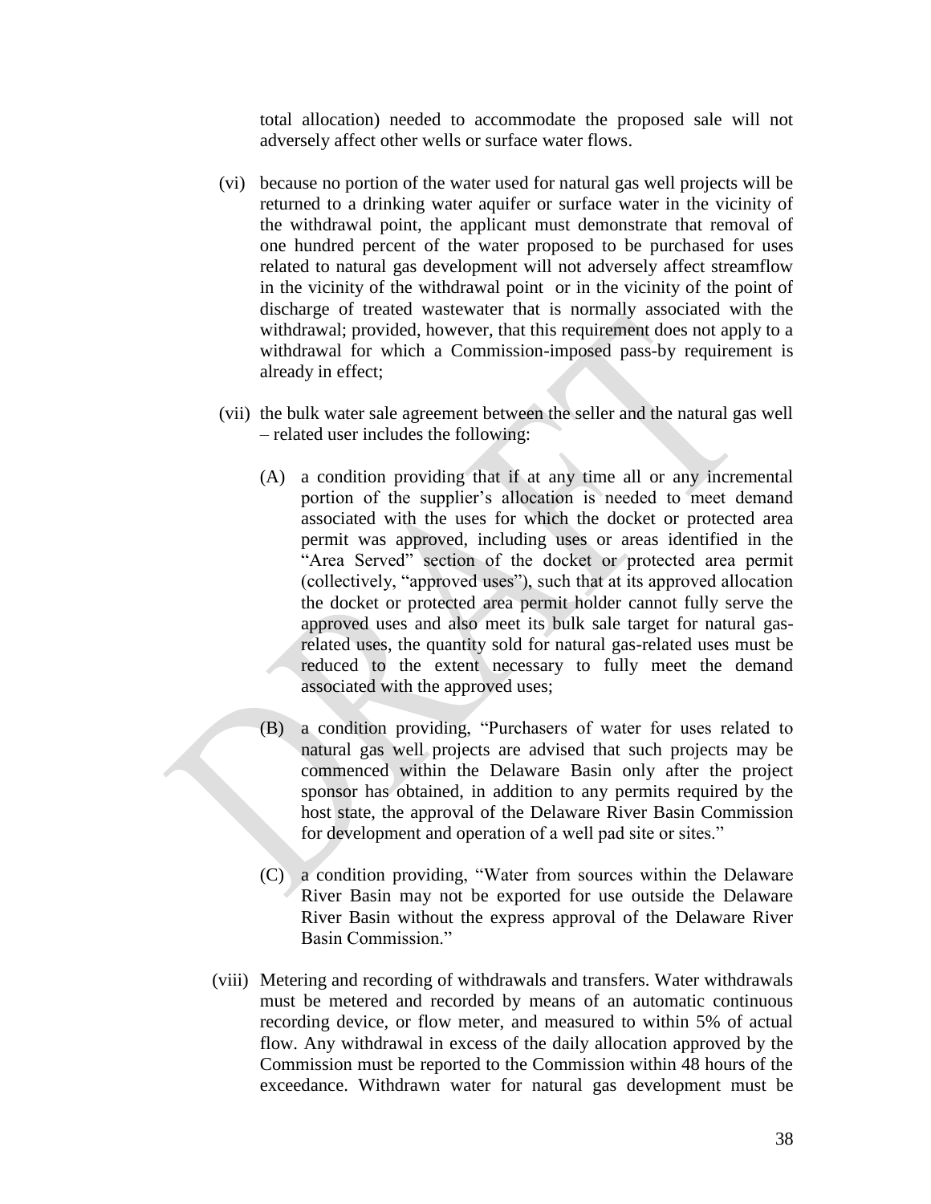total allocation) needed to accommodate the proposed sale will not adversely affect other wells or surface water flows.

(vi) because no portion of the water used for natural gas well projects will be returned to a drinking water aquifer or surface water in the vicinity of the withdrawal point, the applicant must demonstrate that removal of one hundred percent of the water proposed to be purchased for uses related to natural gas development will not adversely affect streamflow in the vicinity of the withdrawal point or in the vicinity of the point of discharge of treated wastewater that is normally associated with the withdrawal; provided, however, that this requirement does not apply to a withdrawal for which a Commission-imposed pass-by requirement is already in effect;

(vii) the bulk water sale agreement between the seller and the natural gas well – related user includes the following:

(A) a condition providing that if at any time all or any incremental portion of the supplier's allocation is needed to meet demand associated with the uses for which the docket or protected area permit was approved, including uses or areas identified in the "Area Served" section of the docket or protected area permit (collectively, "approved uses"), such that at its approved allocation the docket or protected area permit holder cannot fully serve the approved uses and also meet its bulk sale target for natural gas-related uses, the quantity sold for natural gas-related uses must be reduced to the extent necessary to fully meet the demand associated with the approved uses;

(B) a condition providing, "Purchasers of water for uses related to natural gas well projects are advised that such projects may be commenced within the Delaware Basin only after the project sponsor has obtained, in addition to any permits required by the host state, the approval of the Delaware River Basin Commission for development and operation of a well pad site or sites."

(C) a condition providing, "Water from sources within the Delaware River Basin may not be exported for use outside the Delaware River Basin without the express approval of the Delaware River Basin Commission."

(viii) Metering and recording of withdrawals and transfers. Water withdrawals must be metered and recorded by means of an automatic continuous recording device, or flow meter, and measured to within 5% of actual flow. Any withdrawal in excess of the daily allocation approved by the Commission must be reported to the Commission within 48 hours of the exceedance. Withdrawn water for natural gas development must be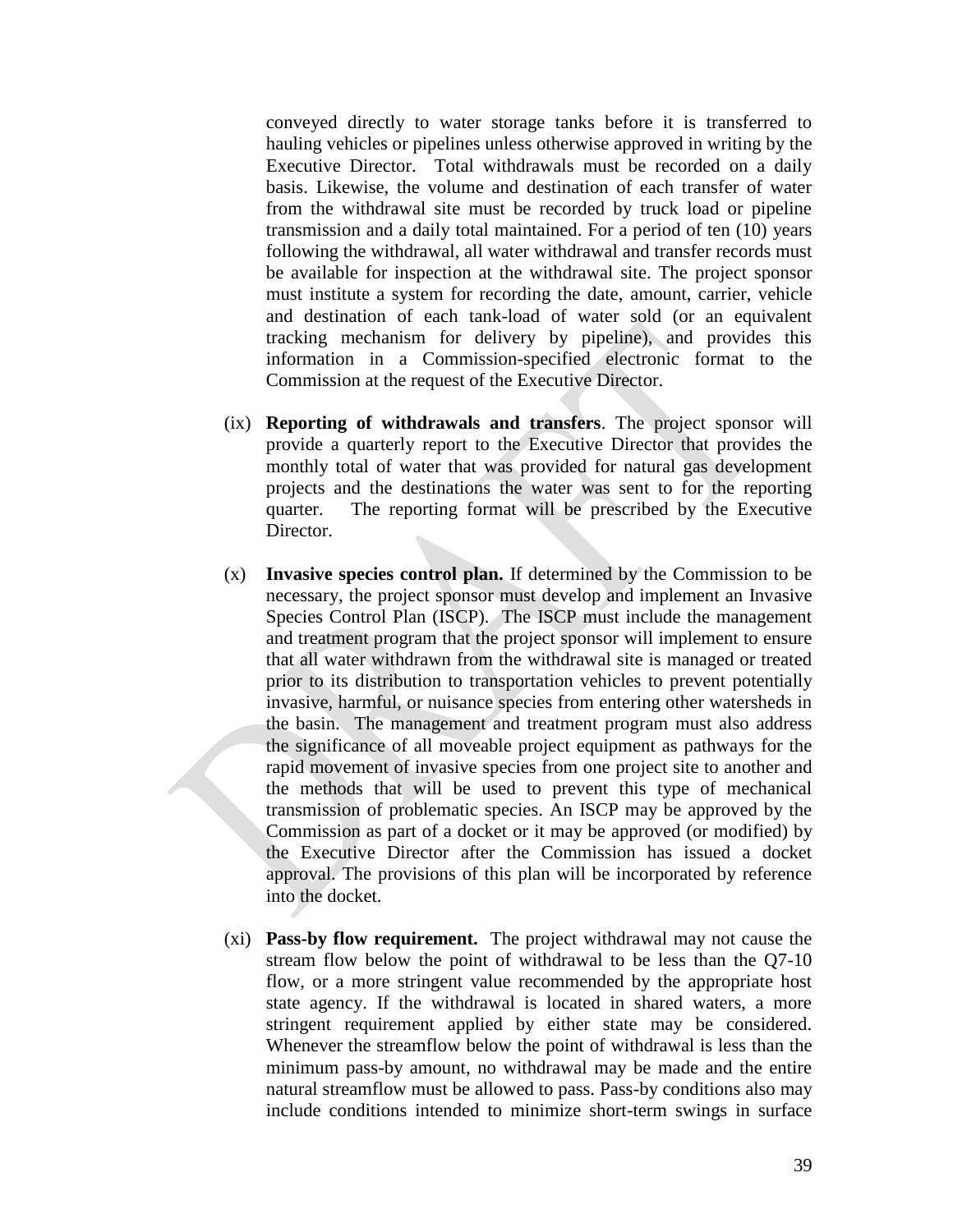conveyed directly to water storage tanks before it is transferred to hauling vehicles or pipelines unless otherwise approved in writing by the Executive Director. Total withdrawals must be recorded on a daily basis. Likewise, the volume and destination of each transfer of water from the withdrawal site must be recorded by truck load or pipeline transmission and a daily total maintained. For a period of ten (10) years following the withdrawal, all water withdrawal and transfer records must be available for inspection at the withdrawal site. The project sponsor must institute a system for recording the date, amount, carrier, vehicle and destination of each tank-load of water sold (or an equivalent tracking mechanism for delivery by pipeline), and provides this information in a Commission-specified electronic format to the Commission at the request of the Executive Director.

(ix) **Reporting of withdrawals and transfers**. The project sponsor will provide a quarterly report to the Executive Director that provides the monthly total of water that was provided for natural gas development projects and the destinations the water was sent to for the reporting quarter. The reporting format will be prescribed by the Executive Director.

(x) **Invasive species control plan.** If determined by the Commission to be necessary, the project sponsor must develop and implement an Invasive Species Control Plan (ISCP). The ISCP must include the management and treatment program that the project sponsor will implement to ensure that all water withdrawn from the withdrawal site is managed or treated prior to its distribution to transportation vehicles to prevent potentially invasive, harmful, or nuisance species from entering other watersheds in the basin. The management and treatment program must also address the significance of all moveable project equipment as pathways for the rapid movement of invasive species from one project site to another and the methods that will be used to prevent this type of mechanical transmission of problematic species. An ISCP may be approved by the Commission as part of a docket or it may be approved (or modified) by the Executive Director after the Commission has issued a docket approval. The provisions of this plan will be incorporated by reference into the docket.

(xi) **Pass-by flow requirement.** The project withdrawal may not cause the stream flow below the point of withdrawal to be less than the Q7-10 flow, or a more stringent value recommended by the appropriate host state agency. If the withdrawal is located in shared waters, a more stringent requirement applied by either state may be considered. Whenever the streamflow below the point of withdrawal is less than the minimum pass-by amount, no withdrawal may be made and the entire natural streamflow must be allowed to pass. Pass-by conditions also may include conditions intended to minimize short-term swings in surface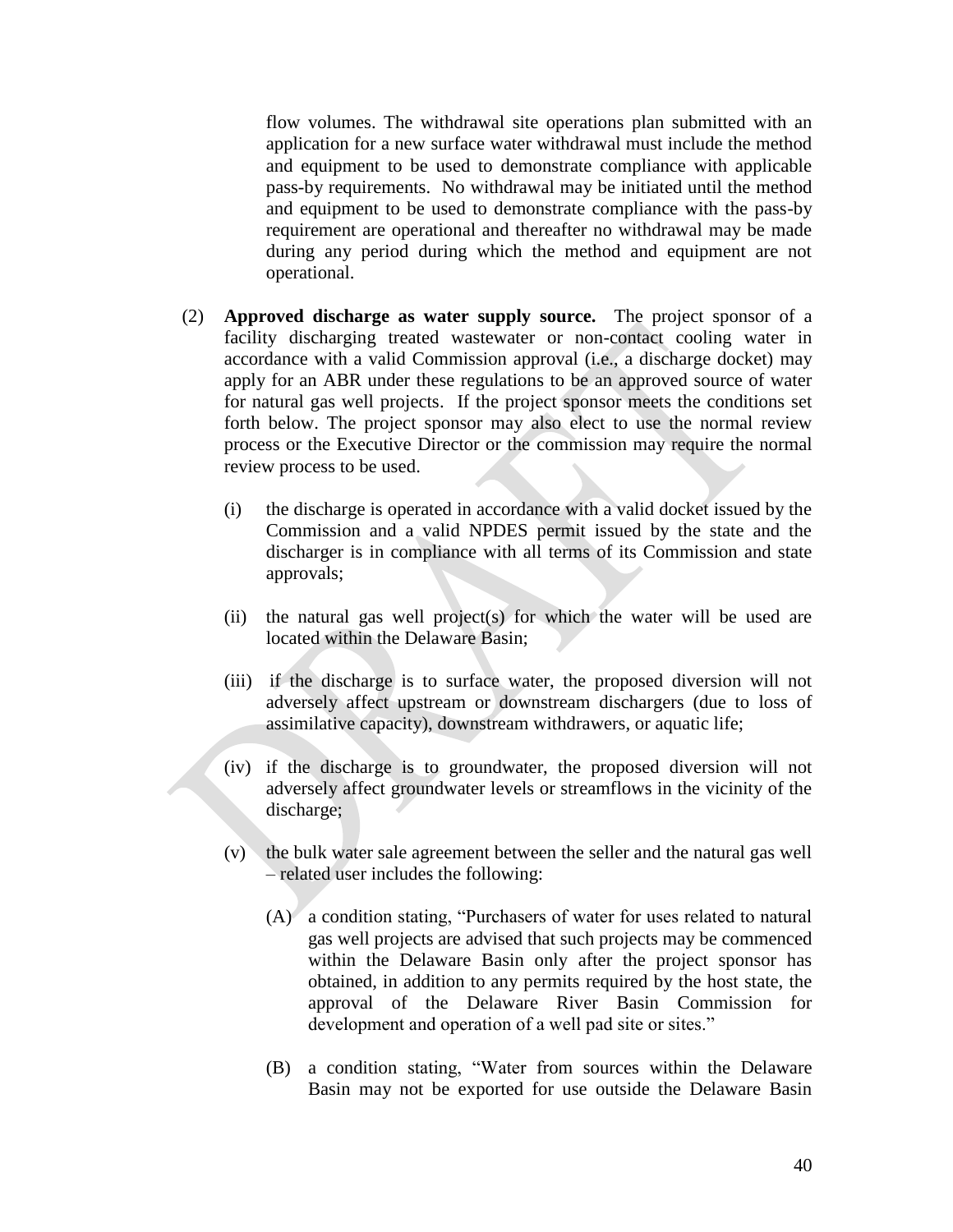flow volumes. The withdrawal site operations plan submitted with an application for a new surface water withdrawal must include the method and equipment to be used to demonstrate compliance with applicable pass-by requirements. No withdrawal may be initiated until the method and equipment to be used to demonstrate compliance with the pass-by requirement are operational and thereafter no withdrawal may be made during any period during which the method and equipment are not operational.

(2) **Approved discharge as water supply source.** The project sponsor of a facility discharging treated wastewater or non-contact cooling water in accordance with a valid Commission approval (i.e., a discharge docket) may apply for an ABR under these regulations to be an approved source of water for natural gas well projects. If the project sponsor meets the conditions set forth below. The project sponsor may also elect to use the normal review process or the Executive Director or the commission may require the normal review process to be used.

(i) the discharge is operated in accordance with a valid docket issued by the Commission and a valid NPDES permit issued by the state and the discharger is in compliance with all terms of its Commission and state approvals;

(ii) the natural gas well project(s) for which the water will be used are located within the Delaware Basin;

(iii) if the discharge is to surface water, the proposed diversion will not adversely affect upstream or downstream dischargers (due to loss of assimilative capacity), downstream withdrawers, or aquatic life;

(iv) if the discharge is to groundwater, the proposed diversion will not adversely affect groundwater levels or streamflows in the vicinity of the discharge;

(v) the bulk water sale agreement between the seller and the natural gas well – related user includes the following:

(A) a condition stating, "Purchasers of water for uses related to natural gas well projects are advised that such projects may be commenced within the Delaware Basin only after the project sponsor has obtained, in addition to any permits required by the host state, the approval of the Delaware River Basin Commission for development and operation of a well pad site or sites."

(B) a condition stating, "Water from sources within the Delaware Basin may not be exported for use outside the Delaware Basin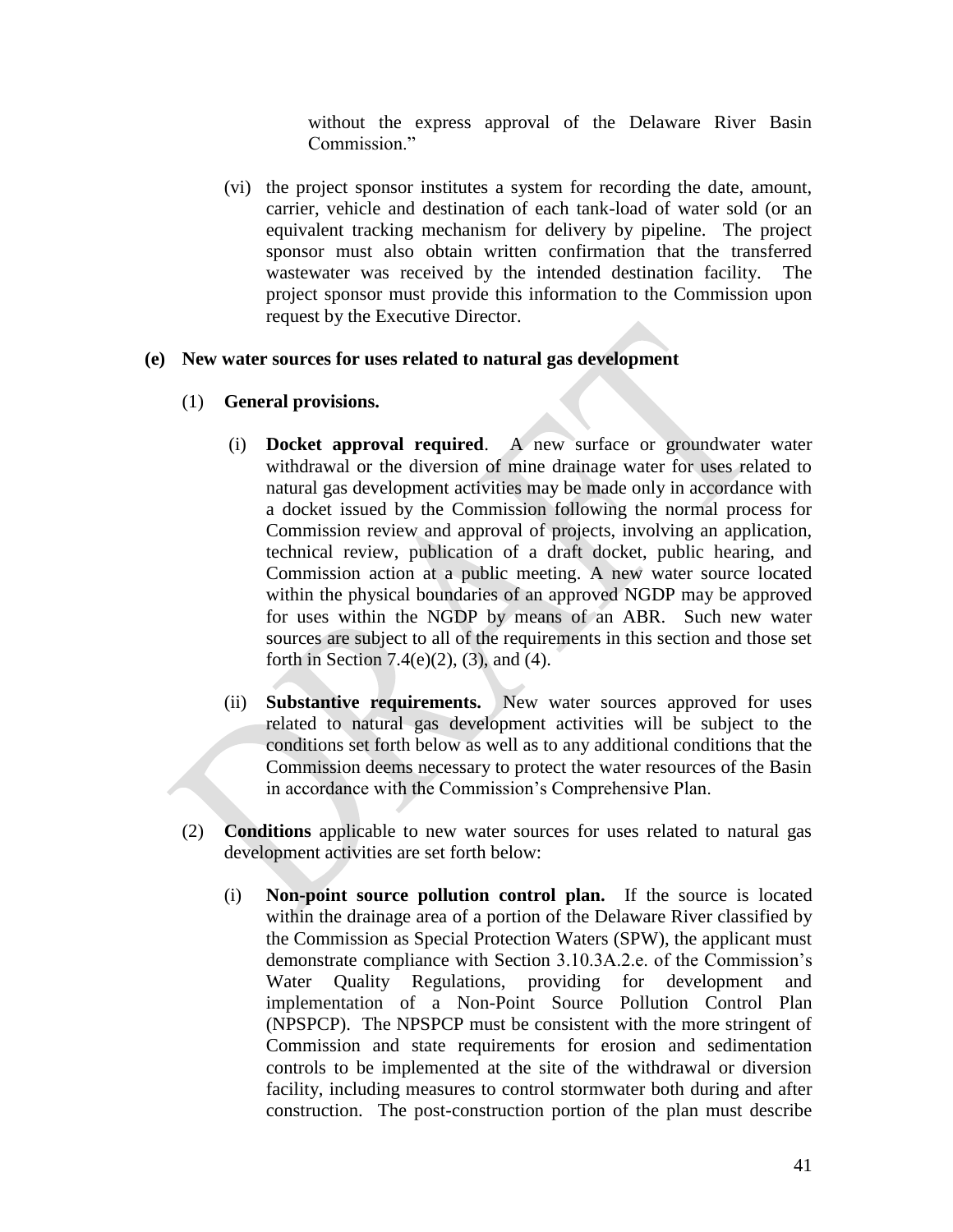without the express approval of the Delaware River Basin Commission."

(vi) the project sponsor institutes a system for recording the date, amount, carrier, vehicle and destination of each tank-load of water sold (or an equivalent tracking mechanism for delivery by pipeline. The project sponsor must also obtain written confirmation that the transferred wastewater was received by the intended destination facility. The project sponsor must provide this information to the Commission upon request by the Executive Director.

**(e) New water sources for uses related to natural gas development**

(1) **General provisions.**

(i) **Docket approval required**. A new surface or groundwater water withdrawal or the diversion of mine drainage water for uses related to natural gas development activities may be made only in accordance with a docket issued by the Commission following the normal process for Commission review and approval of projects, involving an application, technical review, publication of a draft docket, public hearing, and Commission action at a public meeting. A new water source located within the physical boundaries of an approved NGDP may be approved for uses within the NGDP by means of an ABR. Such new water sources are subject to all of the requirements in this section and those set forth in Section 7.4(e)(2), (3), and (4).

(ii) **Substantive requirements.** New water sources approved for uses related to natural gas development activities will be subject to the conditions set forth below as well as to any additional conditions that the Commission deems necessary to protect the water resources of the Basin in accordance with the Commission's Comprehensive Plan.

(2) **Conditions** applicable to new water sources for uses related to natural gas development activities are set forth below:

(i) **Non-point source pollution control plan.** If the source is located within the drainage area of a portion of the Delaware River classified by the Commission as Special Protection Waters (SPW), the applicant must demonstrate compliance with Section 3.10.3A.2.e. of the Commission's Water Quality Regulations, providing for development and implementation of a Non-Point Source Pollution Control Plan (NPSPCP). The NPSPCP must be consistent with the more stringent of Commission and state requirements for erosion and sedimentation controls to be implemented at the site of the withdrawal or diversion facility, including measures to control stormwater both during and after construction. The post-construction portion of the plan must describe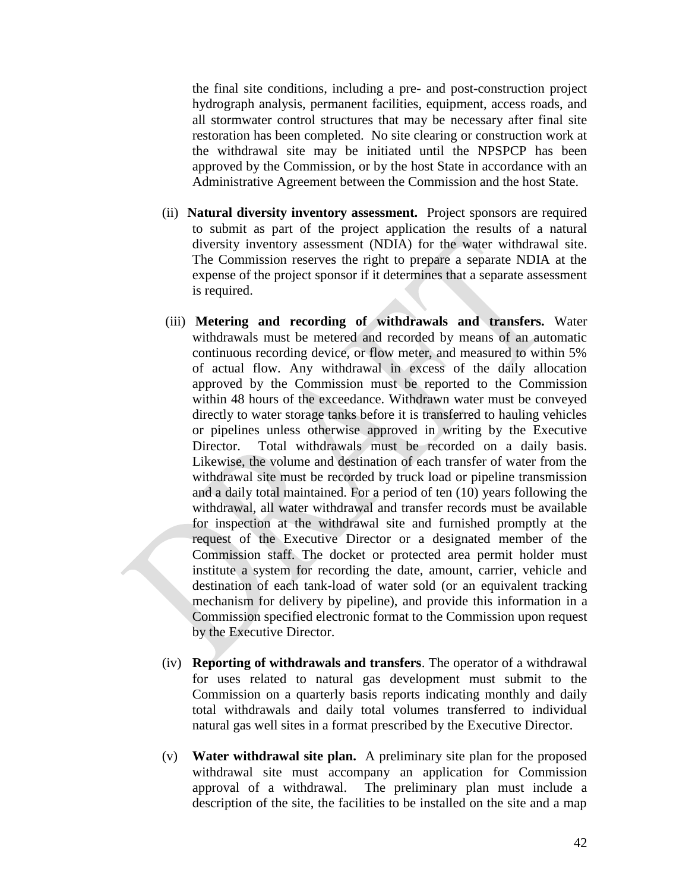the final site conditions, including a pre- and post-construction project hydrograph analysis, permanent facilities, equipment, access roads, and all stormwater control structures that may be necessary after final site restoration has been completed. No site clearing or construction work at the withdrawal site may be initiated until the NPSPCP has been approved by the Commission, or by the host State in accordance with an Administrative Agreement between the Commission and the host State.

(ii) **Natural diversity inventory assessment.** Project sponsors are required to submit as part of the project application the results of a natural diversity inventory assessment (NDIA) for the water withdrawal site. The Commission reserves the right to prepare a separate NDIA at the expense of the project sponsor if it determines that a separate assessment is required.

(iii) **Metering and recording of withdrawals and transfers.** Water withdrawals must be metered and recorded by means of an automatic continuous recording device, or flow meter, and measured to within 5% of actual flow. Any withdrawal in excess of the daily allocation approved by the Commission must be reported to the Commission within 48 hours of the exceedance. Withdrawn water must be conveyed directly to water storage tanks before it is transferred to hauling vehicles or pipelines unless otherwise approved in writing by the Executive Director. Total withdrawals must be recorded on a daily basis. Likewise, the volume and destination of each transfer of water from the withdrawal site must be recorded by truck load or pipeline transmission and a daily total maintained. For a period of ten (10) years following the withdrawal, all water withdrawal and transfer records must be available for inspection at the withdrawal site and furnished promptly at the request of the Executive Director or a designated member of the Commission staff. The docket or protected area permit holder must institute a system for recording the date, amount, carrier, vehicle and destination of each tank-load of water sold (or an equivalent tracking mechanism for delivery by pipeline), and provide this information in a Commission specified electronic format to the Commission upon request by the Executive Director.

(iv) **Reporting of withdrawals and transfers**. The operator of a withdrawal for uses related to natural gas development must submit to the Commission on a quarterly basis reports indicating monthly and daily total withdrawals and daily total volumes transferred to individual natural gas well sites in a format prescribed by the Executive Director.

(v) **Water withdrawal site plan.** A preliminary site plan for the proposed withdrawal site must accompany an application for Commission approval of a withdrawal. The preliminary plan must include a description of the site, the facilities to be installed on the site and a map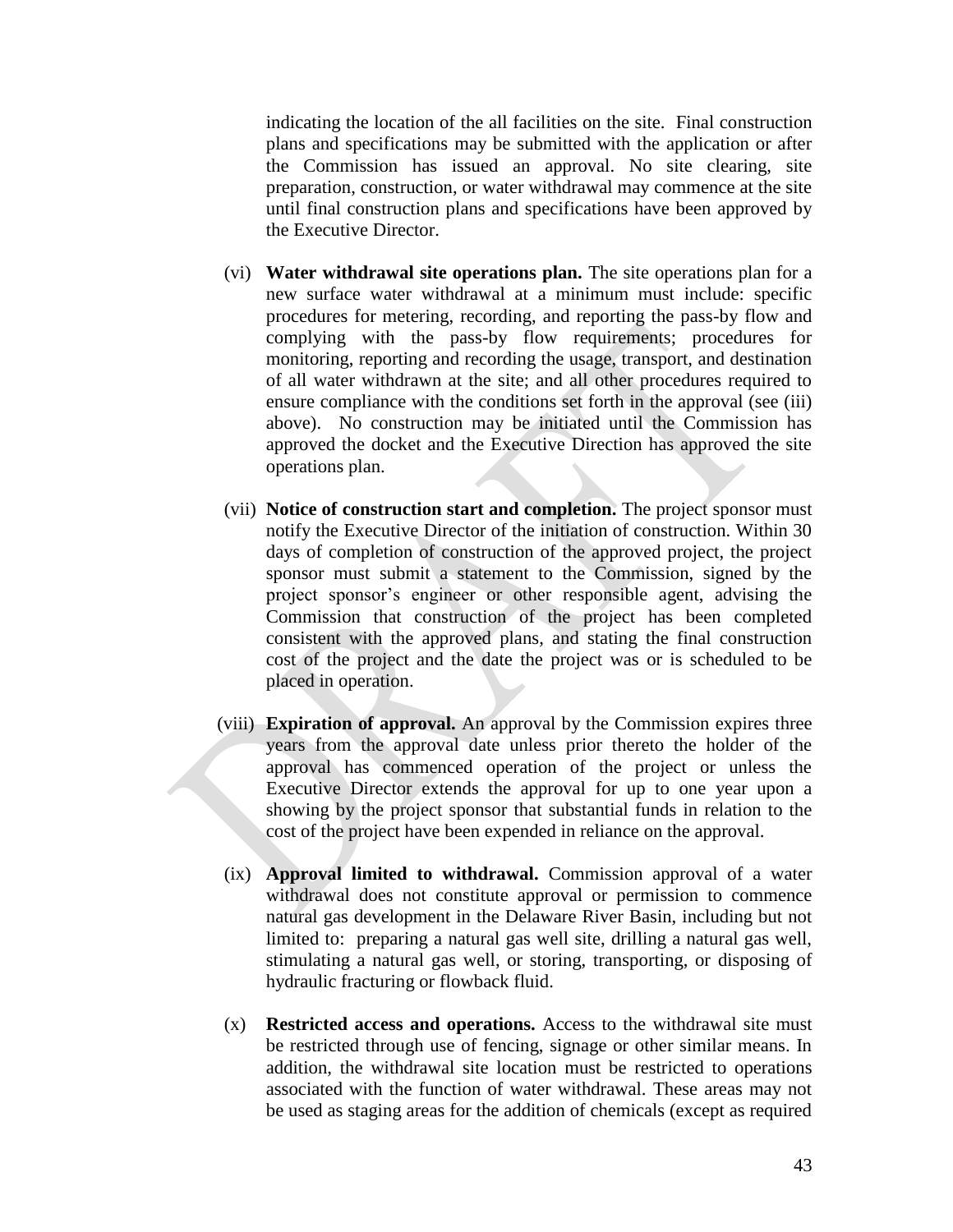indicating the location of the all facilities on the site. Final construction plans and specifications may be submitted with the application or after the Commission has issued an approval. No site clearing, site preparation, construction, or water withdrawal may commence at the site until final construction plans and specifications have been approved by the Executive Director.

(vi) **Water withdrawal site operations plan.** The site operations plan for a new surface water withdrawal at a minimum must include: specific procedures for metering, recording, and reporting the pass-by flow and complying with the pass-by flow requirements; procedures for monitoring, reporting and recording the usage, transport, and destination of all water withdrawn at the site; and all other procedures required to ensure compliance with the conditions set forth in the approval (see (iii) above). No construction may be initiated until the Commission has approved the docket and the Executive Direction has approved the site operations plan.

(vii) **Notice of construction start and completion.** The project sponsor must notify the Executive Director of the initiation of construction. Within 30 days of completion of construction of the approved project, the project sponsor must submit a statement to the Commission, signed by the project sponsor's engineer or other responsible agent, advising the Commission that construction of the project has been completed consistent with the approved plans, and stating the final construction cost of the project and the date the project was or is scheduled to be placed in operation.

(viii) **Expiration of approval.** An approval by the Commission expires three years from the approval date unless prior thereto the holder of the approval has commenced operation of the project or unless the Executive Director extends the approval for up to one year upon a showing by the project sponsor that substantial funds in relation to the cost of the project have been expended in reliance on the approval.

(ix) **Approval limited to withdrawal.** Commission approval of a water withdrawal does not constitute approval or permission to commence natural gas development in the Delaware River Basin, including but not limited to: preparing a natural gas well site, drilling a natural gas well, stimulating a natural gas well, or storing, transporting, or disposing of hydraulic fracturing or flowback fluid.

(x) **Restricted access and operations.** Access to the withdrawal site must be restricted through use of fencing, signage or other similar means. In addition, the withdrawal site location must be restricted to operations associated with the function of water withdrawal. These areas may not be used as staging areas for the addition of chemicals (except as required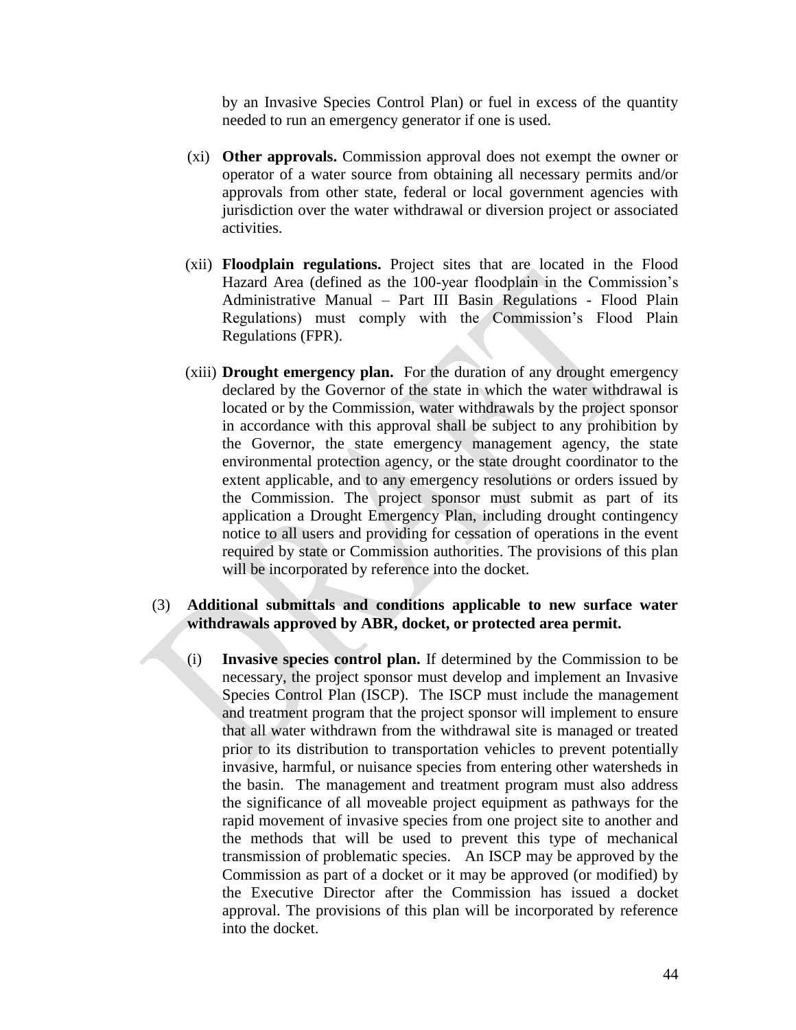by an Invasive Species Control Plan) or fuel in excess of the quantity needed to run an emergency generator if one is used.

(xi) **Other approvals.** Commission approval does not exempt the owner or operator of a water source from obtaining all necessary permits and/or approvals from other state, federal or local government agencies with jurisdiction over the water withdrawal or diversion project or associated activities.

(xii) **Floodplain regulations.** Project sites that are located in the Flood Hazard Area (defined as the 100-year floodplain in the Commission's Administrative Manual – Part III Basin Regulations - Flood Plain Regulations) must comply with the Commission's Flood Plain Regulations (FPR).

(xiii) **Drought emergency plan.** For the duration of any drought emergency declared by the Governor of the state in which the water withdrawal is located or by the Commission, water withdrawals by the project sponsor in accordance with this approval shall be subject to any prohibition by the Governor, the state emergency management agency, the state environmental protection agency, or the state drought coordinator to the extent applicable, and to any emergency resolutions or orders issued by the Commission. The project sponsor must submit as part of its application a Drought Emergency Plan, including drought contingency notice to all users and providing for cessation of operations in the event required by state or Commission authorities. The provisions of this plan will be incorporated by reference into the docket.

(3) **Additional submittals and conditions applicable to new surface water withdrawals approved by ABR, docket, or protected area permit.**

(i) **Invasive species control plan.** If determined by the Commission to be necessary, the project sponsor must develop and implement an Invasive Species Control Plan (ISCP). The ISCP must include the management and treatment program that the project sponsor will implement to ensure that all water withdrawn from the withdrawal site is managed or treated prior to its distribution to transportation vehicles to prevent potentially invasive, harmful, or nuisance species from entering other watersheds in the basin. The management and treatment program must also address the significance of all moveable project equipment as pathways for the rapid movement of invasive species from one project site to another and the methods that will be used to prevent this type of mechanical transmission of problematic species. An ISCP may be approved by the Commission as part of a docket or it may be approved (or modified) by the Executive Director after the Commission has issued a docket approval. The provisions of this plan will be incorporated by reference into the docket.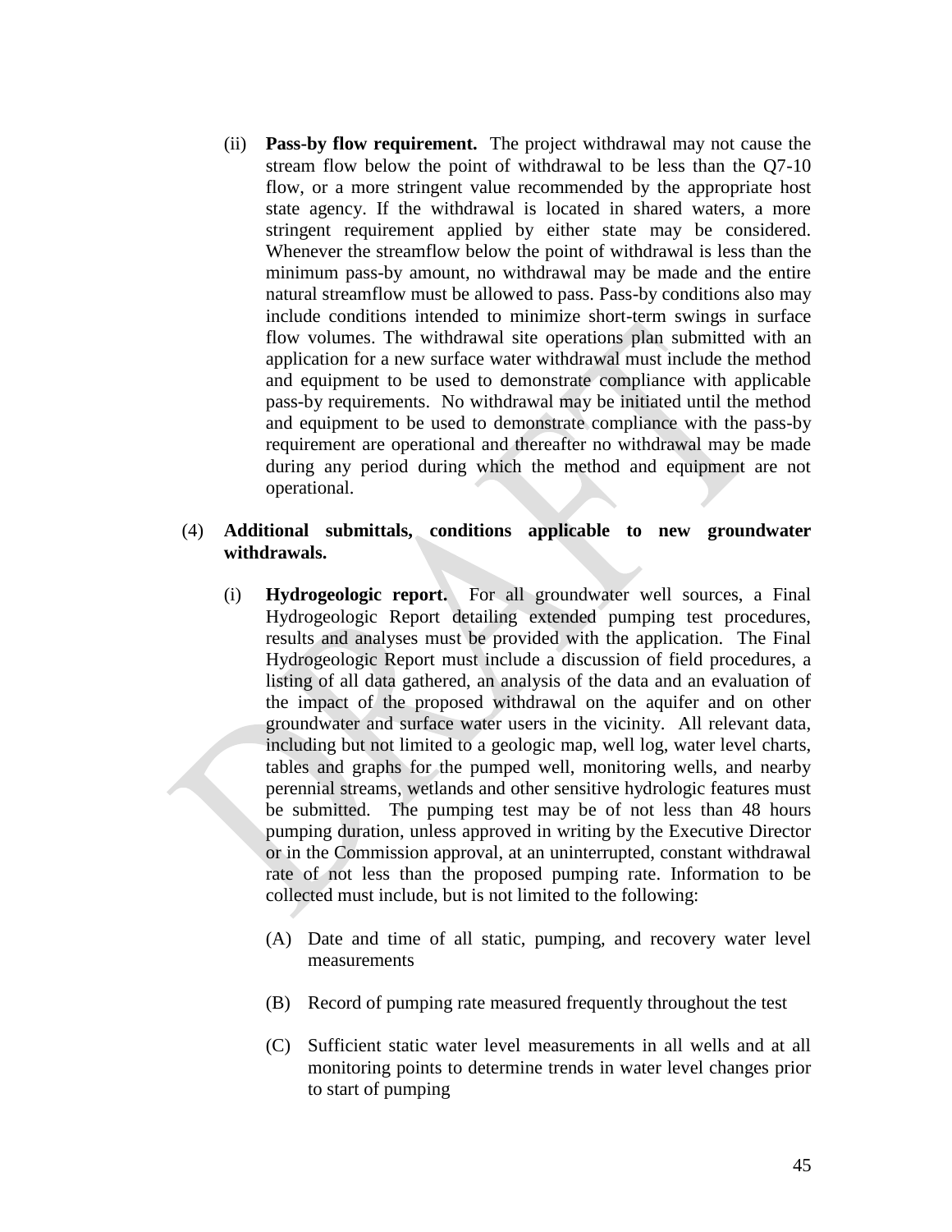(ii) **Pass-by flow requirement.** The project withdrawal may not cause the stream flow below the point of withdrawal to be less than the Q7-10 flow, or a more stringent value recommended by the appropriate host state agency. If the withdrawal is located in shared waters, a more stringent requirement applied by either state may be considered. Whenever the streamflow below the point of withdrawal is less than the minimum pass-by amount, no withdrawal may be made and the entire natural streamflow must be allowed to pass. Pass-by conditions also may include conditions intended to minimize short-term swings in surface flow volumes. The withdrawal site operations plan submitted with an application for a new surface water withdrawal must include the method and equipment to be used to demonstrate compliance with applicable pass-by requirements. No withdrawal may be initiated until the method and equipment to be used to demonstrate compliance with the pass-by requirement are operational and thereafter no withdrawal may be made during any period during which the method and equipment are not operational.

(4) **Additional submittals, conditions applicable to new groundwater withdrawals.**

(i) **Hydrogeologic report.** For all groundwater well sources, a Final Hydrogeologic Report detailing extended pumping test procedures, results and analyses must be provided with the application. The Final Hydrogeologic Report must include a discussion of field procedures, a listing of all data gathered, an analysis of the data and an evaluation of the impact of the proposed withdrawal on the aquifer and on other groundwater and surface water users in the vicinity. All relevant data, including but not limited to a geologic map, well log, water level charts, tables and graphs for the pumped well, monitoring wells, and nearby perennial streams, wetlands and other sensitive hydrologic features must be submitted. The pumping test may be of not less than 48 hours pumping duration, unless approved in writing by the Executive Director or in the Commission approval, at an uninterrupted, constant withdrawal rate of not less than the proposed pumping rate. Information to be collected must include, but is not limited to the following:

(A) Date and time of all static, pumping, and recovery water level measurements

(B) Record of pumping rate measured frequently throughout the test

(C) Sufficient static water level measurements in all wells and at all monitoring points to determine trends in water level changes prior to start of pumping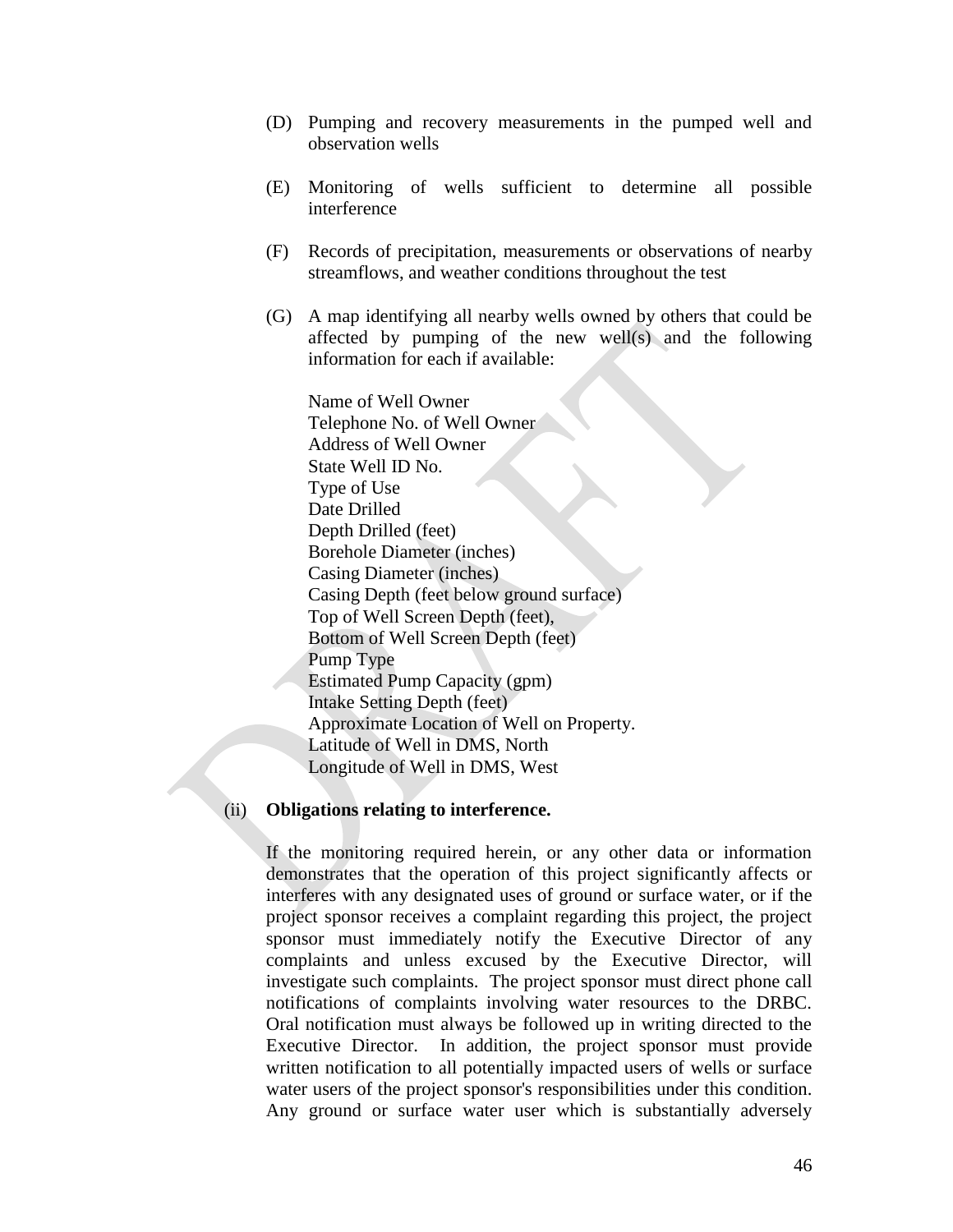(D) Pumping and recovery measurements in the pumped well and observation wells

(E) Monitoring of wells sufficient to determine all possible interference

(F) Records of precipitation, measurements or observations of nearby streamflows, and weather conditions throughout the test

(G) A map identifying all nearby wells owned by others that could be affected by pumping of the new well(s) and the following information for each if available:

Name of Well Owner
Telephone No. of Well Owner
Address of Well Owner
State Well ID No.
Type of Use
Date Drilled
Depth Drilled (feet)
Borehole Diameter (inches)
Casing Diameter (inches)
Casing Depth (feet below ground surface)
Top of Well Screen Depth (feet),
Bottom of Well Screen Depth (feet)
Pump Type
Estimated Pump Capacity (gpm)
Intake Setting Depth (feet)
Approximate Location of Well on Property.
Latitude of Well in DMS, North
Longitude of Well in DMS, West

(ii) **Obligations relating to interference.**

If the monitoring required herein, or any other data or information demonstrates that the operation of this project significantly affects or interferes with any designated uses of ground or surface water, or if the project sponsor receives a complaint regarding this project, the project sponsor must immediately notify the Executive Director of any complaints and unless excused by the Executive Director, will investigate such complaints. The project sponsor must direct phone call notifications of complaints involving water resources to the DRBC. Oral notification must always be followed up in writing directed to the Executive Director. In addition, the project sponsor must provide written notification to all potentially impacted users of wells or surface water users of the project sponsor's responsibilities under this condition. Any ground or surface water user which is substantially adversely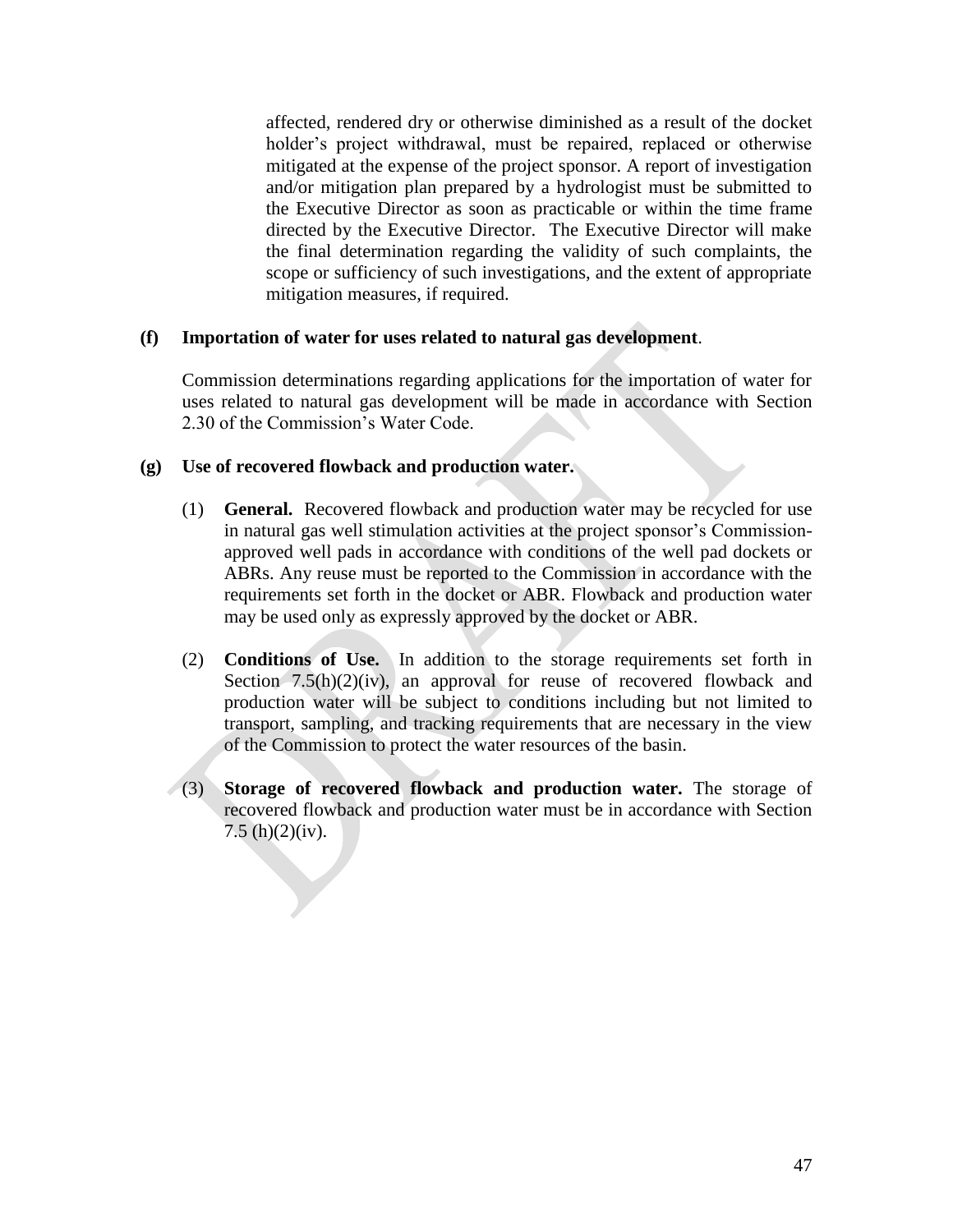affected, rendered dry or otherwise diminished as a result of the docket holder's project withdrawal, must be repaired, replaced or otherwise mitigated at the expense of the project sponsor. A report of investigation and/or mitigation plan prepared by a hydrologist must be submitted to the Executive Director as soon as practicable or within the time frame directed by the Executive Director. The Executive Director will make the final determination regarding the validity of such complaints, the scope or sufficiency of such investigations, and the extent of appropriate mitigation measures, if required.

**(f) Importation of water for uses related to natural gas development**.

Commission determinations regarding applications for the importation of water for uses related to natural gas development will be made in accordance with Section 2.30 of the Commission's Water Code.

**(g) Use of recovered flowback and production water.**

(1) **General.** Recovered flowback and production water may be recycled for use in natural gas well stimulation activities at the project sponsor's Commission-approved well pads in accordance with conditions of the well pad dockets or ABRs. Any reuse must be reported to the Commission in accordance with the requirements set forth in the docket or ABR. Flowback and production water may be used only as expressly approved by the docket or ABR.

(2) **Conditions of Use.** In addition to the storage requirements set forth in Section 7.5(h)(2)(iv), an approval for reuse of recovered flowback and production water will be subject to conditions including but not limited to transport, sampling, and tracking requirements that are necessary in the view of the Commission to protect the water resources of the basin.

(3) **Storage of recovered flowback and production water.** The storage of recovered flowback and production water must be in accordance with Section 7.5 (h)(2)(iv).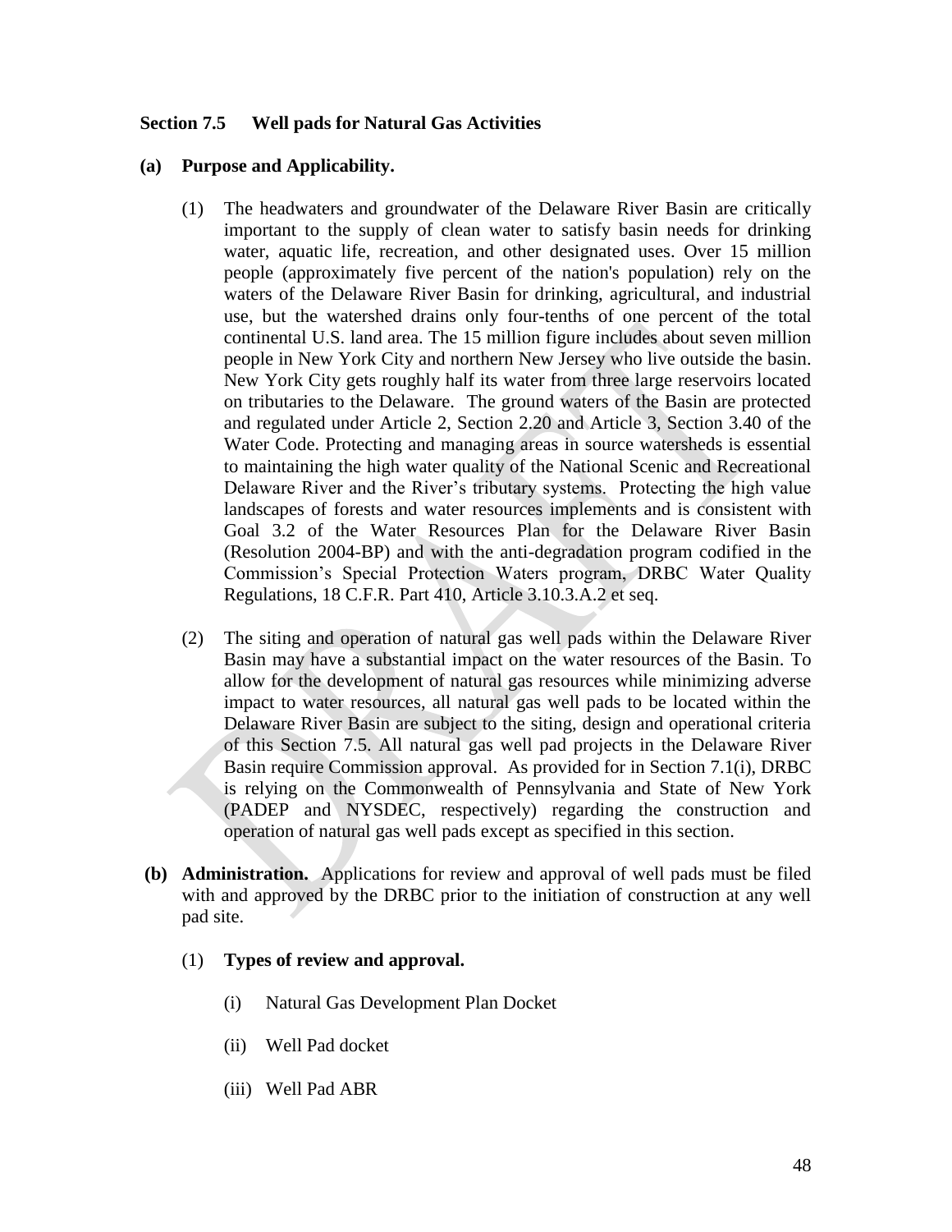## Section 7.5 Well pads for Natural Gas Activities

**(a) Purpose and Applicability.**

(1) The headwaters and groundwater of the Delaware River Basin are critically important to the supply of clean water to satisfy basin needs for drinking water, aquatic life, recreation, and other designated uses. Over 15 million people (approximately five percent of the nation's population) rely on the waters of the Delaware River Basin for drinking, agricultural, and industrial use, but the watershed drains only four-tenths of one percent of the total continental U.S. land area. The 15 million figure includes about seven million people in New York City and northern New Jersey who live outside the basin. New York City gets roughly half its water from three large reservoirs located on tributaries to the Delaware. The ground waters of the Basin are protected and regulated under Article 2, Section 2.20 and Article 3, Section 3.40 of the Water Code. Protecting and managing areas in source watersheds is essential to maintaining the high water quality of the National Scenic and Recreational Delaware River and the River's tributary systems. Protecting the high value landscapes of forests and water resources implements and is consistent with Goal 3.2 of the Water Resources Plan for the Delaware River Basin (Resolution 2004-BP) and with the anti-degradation program codified in the Commission's Special Protection Waters program, DRBC Water Quality Regulations, 18 C.F.R. Part 410, Article 3.10.3.A.2 et seq.

(2) The siting and operation of natural gas well pads within the Delaware River Basin may have a substantial impact on the water resources of the Basin. To allow for the development of natural gas resources while minimizing adverse impact to water resources, all natural gas well pads to be located within the Delaware River Basin are subject to the siting, design and operational criteria of this Section 7.5. All natural gas well pad projects in the Delaware River Basin require Commission approval. As provided for in Section 7.1(i), DRBC is relying on the Commonwealth of Pennsylvania and State of New York (PADEP and NYSDEC, respectively) regarding the construction and operation of natural gas well pads except as specified in this section.

**(b) Administration.** Applications for review and approval of well pads must be filed with and approved by the DRBC prior to the initiation of construction at any well pad site.

(1) **Types of review and approval.**

(i) Natural Gas Development Plan Docket

(ii) Well Pad docket

(iii) Well Pad ABR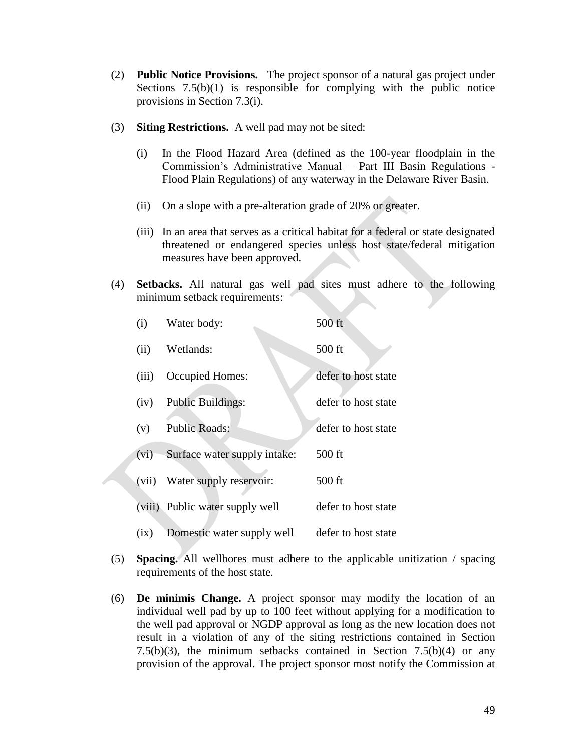(2) **Public Notice Provisions.** The project sponsor of a natural gas project under Sections 7.5(b)(1) is responsible for complying with the public notice provisions in Section 7.3(i).

(3) **Siting Restrictions.** A well pad may not be sited:

(i) In the Flood Hazard Area (defined as the 100-year floodplain in the Commission's Administrative Manual – Part III Basin Regulations - Flood Plain Regulations) of any waterway in the Delaware River Basin.

(ii) On a slope with a pre-alteration grade of 20% or greater.

(iii) In an area that serves as a critical habitat for a federal or state designated threatened or endangered species unless host state/federal mitigation measures have been approved.

(4) **Setbacks.** All natural gas well pad sites must adhere to the following minimum setback requirements:

| | | |
|---|---|---|
| (i) | Water body: | 500 ft |
| (ii) | Wetlands: | 500 ft |
| (iii) | Occupied Homes: | defer to host state |
| (iv) | Public Buildings: | defer to host state |
| (v) | Public Roads: | defer to host state |
| (vi) | Surface water supply intake: | 500 ft |
| (vii) | Water supply reservoir: | 500 ft |
| (viii) | Public water supply well | defer to host state |
| (ix) | Domestic water supply well | defer to host state |

(5) **Spacing.** All wellbores must adhere to the applicable unitization / spacing requirements of the host state.

(6) **De minimis Change.** A project sponsor may modify the location of an individual well pad by up to 100 feet without applying for a modification to the well pad approval or NGDP approval as long as the new location does not result in a violation of any of the siting restrictions contained in Section 7.5(b)(3), the minimum setbacks contained in Section 7.5(b)(4) or any provision of the approval. The project sponsor most notify the Commission at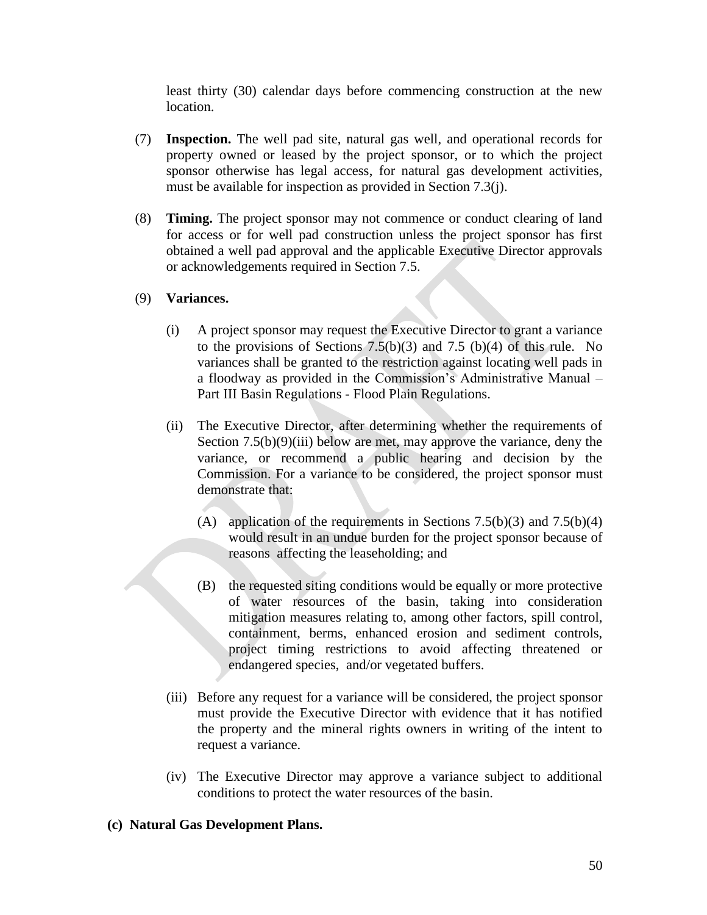least thirty (30) calendar days before commencing construction at the new location.

(7) **Inspection.** The well pad site, natural gas well, and operational records for property owned or leased by the project sponsor, or to which the project sponsor otherwise has legal access, for natural gas development activities, must be available for inspection as provided in Section 7.3(j).

(8) **Timing.** The project sponsor may not commence or conduct clearing of land for access or for well pad construction unless the project sponsor has first obtained a well pad approval and the applicable Executive Director approvals or acknowledgements required in Section 7.5.

(9) **Variances.**

(i) A project sponsor may request the Executive Director to grant a variance to the provisions of Sections 7.5(b)(3) and 7.5 (b)(4) of this rule. No variances shall be granted to the restriction against locating well pads in a floodway as provided in the Commission's Administrative Manual – Part III Basin Regulations - Flood Plain Regulations.

(ii) The Executive Director, after determining whether the requirements of Section 7.5(b)(9)(iii) below are met, may approve the variance, deny the variance, or recommend a public hearing and decision by the Commission. For a variance to be considered, the project sponsor must demonstrate that:

(A) application of the requirements in Sections 7.5(b)(3) and 7.5(b)(4) would result in an undue burden for the project sponsor because of reasons affecting the leaseholding; and

(B) the requested siting conditions would be equally or more protective of water resources of the basin, taking into consideration mitigation measures relating to, among other factors, spill control, containment, berms, enhanced erosion and sediment controls, project timing restrictions to avoid affecting threatened or endangered species, and/or vegetated buffers.

(iii) Before any request for a variance will be considered, the project sponsor must provide the Executive Director with evidence that it has notified the property and the mineral rights owners in writing of the intent to request a variance.

(iv) The Executive Director may approve a variance subject to additional conditions to protect the water resources of the basin.

**(c) Natural Gas Development Plans.**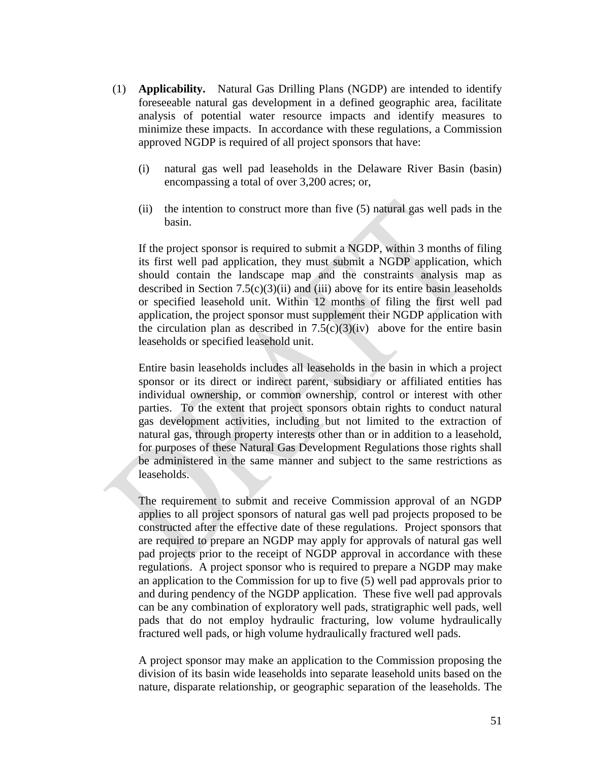(1) **Applicability.** Natural Gas Drilling Plans (NGDP) are intended to identify foreseeable natural gas development in a defined geographic area, facilitate analysis of potential water resource impacts and identify measures to minimize these impacts. In accordance with these regulations, a Commission approved NGDP is required of all project sponsors that have:

  (i) natural gas well pad leaseholds in the Delaware River Basin (basin) encompassing a total of over 3,200 acres; or,

  (ii) the intention to construct more than five (5) natural gas well pads in the basin.

  If the project sponsor is required to submit a NGDP, within 3 months of filing its first well pad application, they must submit a NGDP application, which should contain the landscape map and the constraints analysis map as described in Section 7.5(c)(3)(ii) and (iii) above for its entire basin leaseholds or specified leasehold unit. Within 12 months of filing the first well pad application, the project sponsor must supplement their NGDP application with the circulation plan as described in 7.5(c)(3)(iv) above for the entire basin leaseholds or specified leasehold unit.

  Entire basin leaseholds includes all leaseholds in the basin in which a project sponsor or its direct or indirect parent, subsidiary or affiliated entities has individual ownership, or common ownership, control or interest with other parties. To the extent that project sponsors obtain rights to conduct natural gas development activities, including but not limited to the extraction of natural gas, through property interests other than or in addition to a leasehold, for purposes of these Natural Gas Development Regulations those rights shall be administered in the same manner and subject to the same restrictions as leaseholds.

  The requirement to submit and receive Commission approval of an NGDP applies to all project sponsors of natural gas well pad projects proposed to be constructed after the effective date of these regulations. Project sponsors that are required to prepare an NGDP may apply for approvals of natural gas well pad projects prior to the receipt of NGDP approval in accordance with these regulations. A project sponsor who is required to prepare a NGDP may make an application to the Commission for up to five (5) well pad approvals prior to and during pendency of the NGDP application. These five well pad approvals can be any combination of exploratory well pads, stratigraphic well pads, well pads that do not employ hydraulic fracturing, low volume hydraulically fractured well pads, or high volume hydraulically fractured well pads.

  A project sponsor may make an application to the Commission proposing the division of its basin wide leaseholds into separate leasehold units based on the nature, disparate relationship, or geographic separation of the leaseholds. The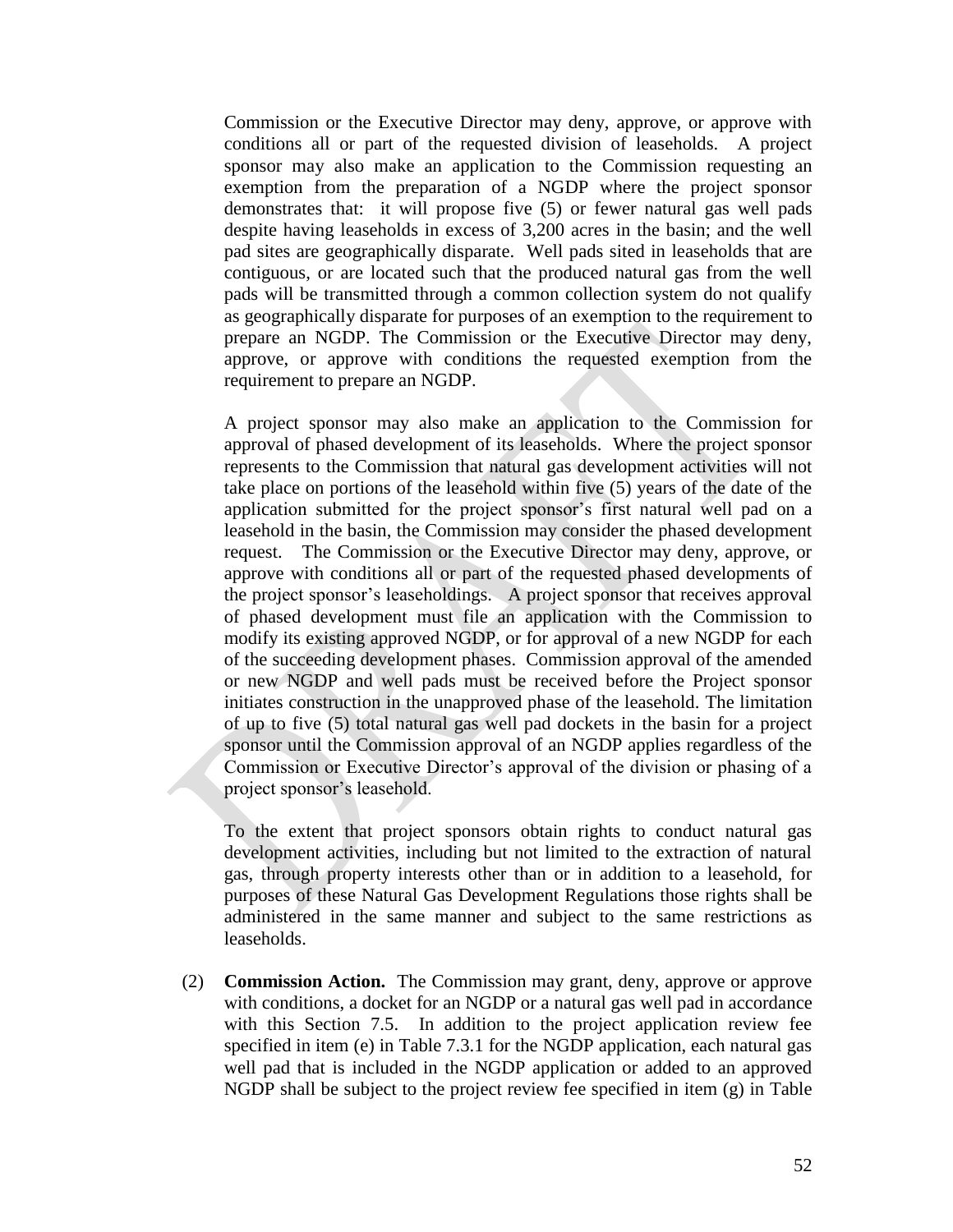Commission or the Executive Director may deny, approve, or approve with conditions all or part of the requested division of leaseholds. A project sponsor may also make an application to the Commission requesting an exemption from the preparation of a NGDP where the project sponsor demonstrates that: it will propose five (5) or fewer natural gas well pads despite having leaseholds in excess of 3,200 acres in the basin; and the well pad sites are geographically disparate. Well pads sited in leaseholds that are contiguous, or are located such that the produced natural gas from the well pads will be transmitted through a common collection system do not qualify as geographically disparate for purposes of an exemption to the requirement to prepare an NGDP. The Commission or the Executive Director may deny, approve, or approve with conditions the requested exemption from the requirement to prepare an NGDP.

A project sponsor may also make an application to the Commission for approval of phased development of its leaseholds. Where the project sponsor represents to the Commission that natural gas development activities will not take place on portions of the leasehold within five (5) years of the date of the application submitted for the project sponsor's first natural well pad on a leasehold in the basin, the Commission may consider the phased development request. The Commission or the Executive Director may deny, approve, or approve with conditions all or part of the requested phased developments of the project sponsor's leaseholdings. A project sponsor that receives approval of phased development must file an application with the Commission to modify its existing approved NGDP, or for approval of a new NGDP for each of the succeeding development phases. Commission approval of the amended or new NGDP and well pads must be received before the Project sponsor initiates construction in the unapproved phase of the leasehold. The limitation of up to five (5) total natural gas well pad dockets in the basin for a project sponsor until the Commission approval of an NGDP applies regardless of the Commission or Executive Director's approval of the division or phasing of a project sponsor's leasehold.

To the extent that project sponsors obtain rights to conduct natural gas development activities, including but not limited to the extraction of natural gas, through property interests other than or in addition to a leasehold, for purposes of these Natural Gas Development Regulations those rights shall be administered in the same manner and subject to the same restrictions as leaseholds.

(2) **Commission Action.** The Commission may grant, deny, approve or approve with conditions, a docket for an NGDP or a natural gas well pad in accordance with this Section 7.5. In addition to the project application review fee specified in item (e) in Table 7.3.1 for the NGDP application, each natural gas well pad that is included in the NGDP application or added to an approved NGDP shall be subject to the project review fee specified in item (g) in Table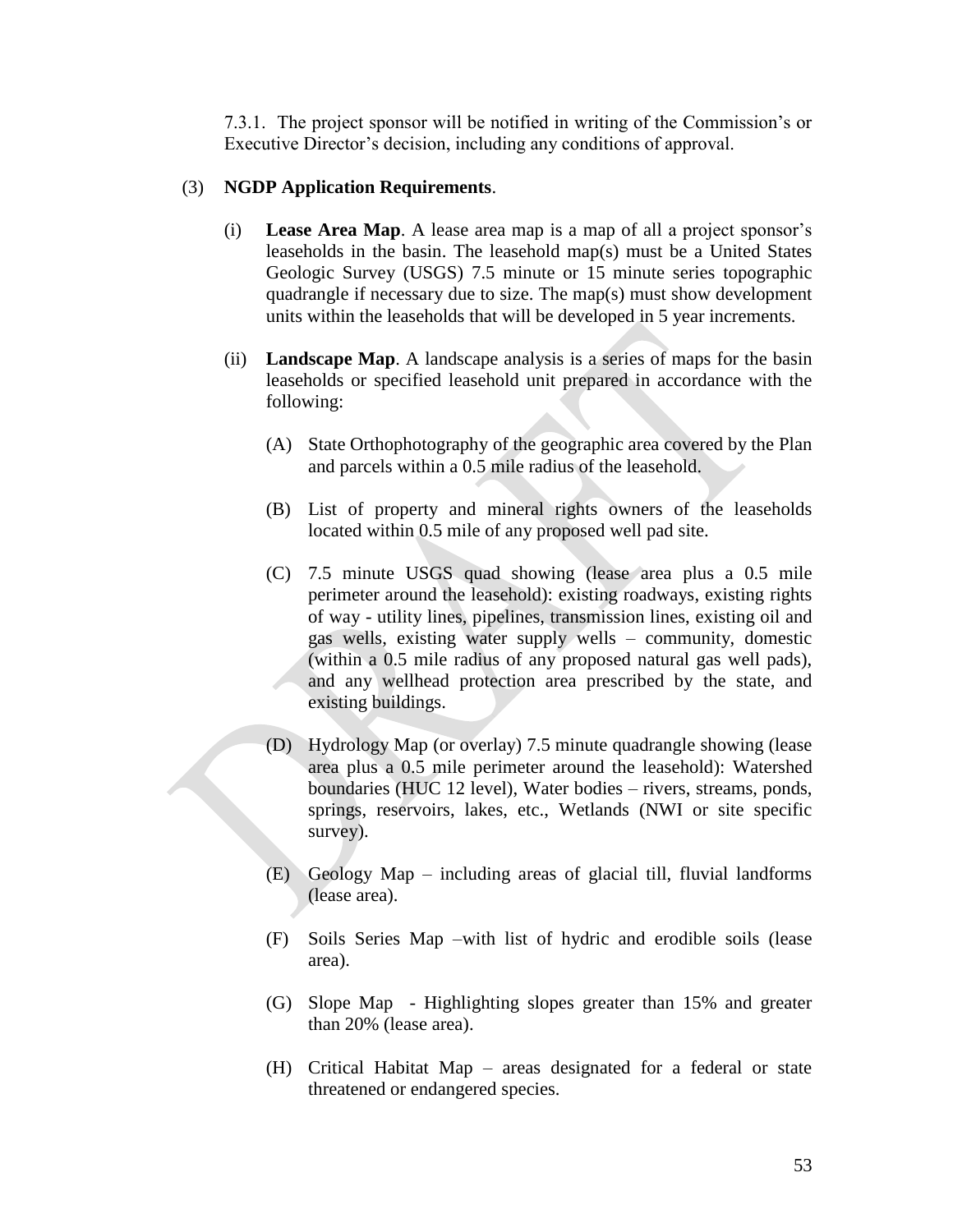7.3.1. The project sponsor will be notified in writing of the Commission's or Executive Director's decision, including any conditions of approval.

(3) **NGDP Application Requirements**.

(i) **Lease Area Map**. A lease area map is a map of all a project sponsor's leaseholds in the basin. The leasehold map(s) must be a United States Geologic Survey (USGS) 7.5 minute or 15 minute series topographic quadrangle if necessary due to size. The map(s) must show development units within the leaseholds that will be developed in 5 year increments.

(ii) **Landscape Map**. A landscape analysis is a series of maps for the basin leaseholds or specified leasehold unit prepared in accordance with the following:

(A) State Orthophotography of the geographic area covered by the Plan and parcels within a 0.5 mile radius of the leasehold.

(B) List of property and mineral rights owners of the leaseholds located within 0.5 mile of any proposed well pad site.

(C) 7.5 minute USGS quad showing (lease area plus a 0.5 mile perimeter around the leasehold): existing roadways, existing rights of way - utility lines, pipelines, transmission lines, existing oil and gas wells, existing water supply wells – community, domestic (within a 0.5 mile radius of any proposed natural gas well pads), and any wellhead protection area prescribed by the state, and existing buildings.

(D) Hydrology Map (or overlay) 7.5 minute quadrangle showing (lease area plus a 0.5 mile perimeter around the leasehold): Watershed boundaries (HUC 12 level), Water bodies – rivers, streams, ponds, springs, reservoirs, lakes, etc., Wetlands (NWI or site specific survey).

(E) Geology Map – including areas of glacial till, fluvial landforms (lease area).

(F) Soils Series Map –with list of hydric and erodible soils (lease area).

(G) Slope Map - Highlighting slopes greater than 15% and greater than 20% (lease area).

(H) Critical Habitat Map – areas designated for a federal or state threatened or endangered species.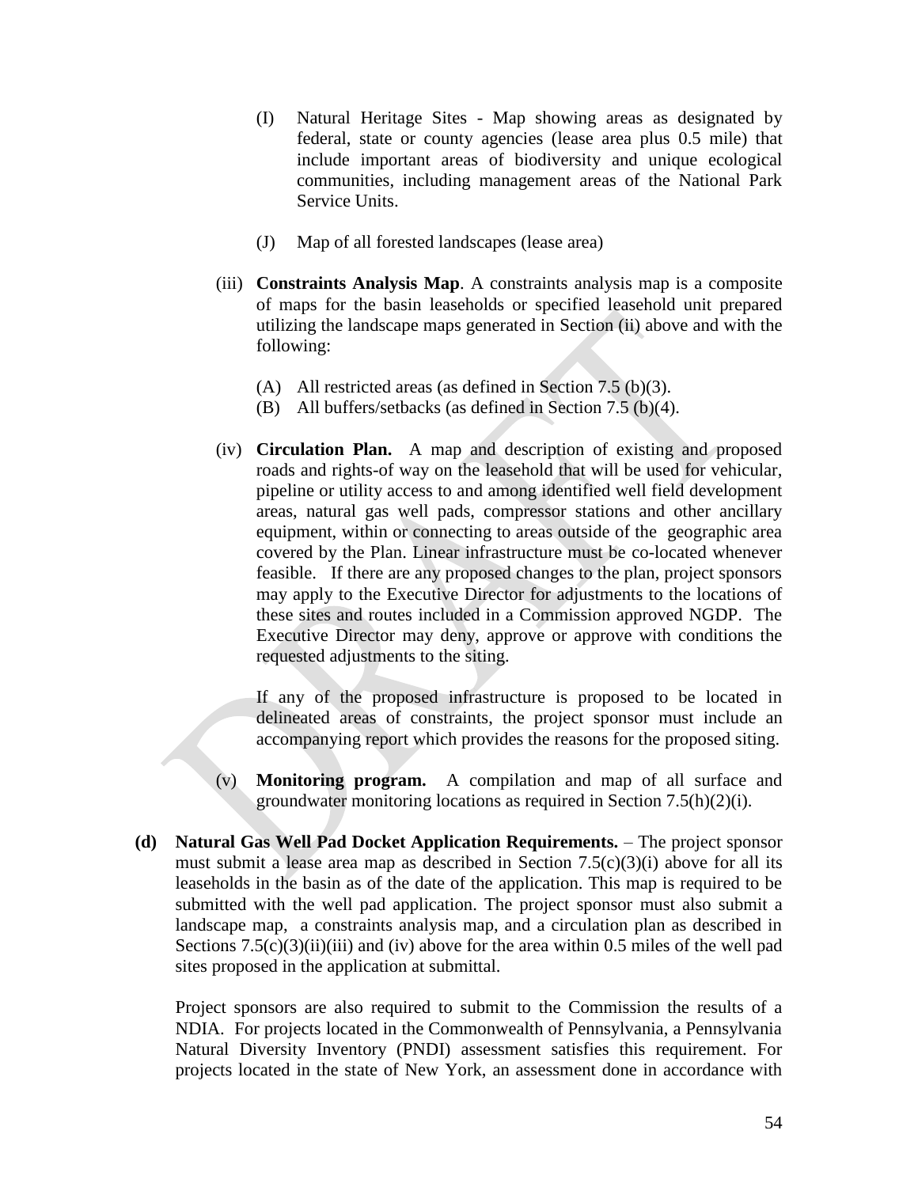(I) Natural Heritage Sites - Map showing areas as designated by federal, state or county agencies (lease area plus 0.5 mile) that include important areas of biodiversity and unique ecological communities, including management areas of the National Park Service Units.

(J) Map of all forested landscapes (lease area)

(iii) **Constraints Analysis Map**. A constraints analysis map is a composite of maps for the basin leaseholds or specified leasehold unit prepared utilizing the landscape maps generated in Section (ii) above and with the following:

(A) All restricted areas (as defined in Section 7.5 (b)(3).
(B) All buffers/setbacks (as defined in Section 7.5 (b)(4).

(iv) **Circulation Plan.** A map and description of existing and proposed roads and rights-of way on the leasehold that will be used for vehicular, pipeline or utility access to and among identified well field development areas, natural gas well pads, compressor stations and other ancillary equipment, within or connecting to areas outside of the geographic area covered by the Plan. Linear infrastructure must be co-located whenever feasible. If there are any proposed changes to the plan, project sponsors may apply to the Executive Director for adjustments to the locations of these sites and routes included in a Commission approved NGDP. The Executive Director may deny, approve or approve with conditions the requested adjustments to the siting.

If any of the proposed infrastructure is proposed to be located in delineated areas of constraints, the project sponsor must include an accompanying report which provides the reasons for the proposed siting.

(v) **Monitoring program.** A compilation and map of all surface and groundwater monitoring locations as required in Section 7.5(h)(2)(i).

**(d) Natural Gas Well Pad Docket Application Requirements.** – The project sponsor must submit a lease area map as described in Section 7.5(c)(3)(i) above for all its leaseholds in the basin as of the date of the application. This map is required to be submitted with the well pad application. The project sponsor must also submit a landscape map, a constraints analysis map, and a circulation plan as described in Sections 7.5(c)(3)(ii)(iii) and (iv) above for the area within 0.5 miles of the well pad sites proposed in the application at submittal.

Project sponsors are also required to submit to the Commission the results of a NDIA. For projects located in the Commonwealth of Pennsylvania, a Pennsylvania Natural Diversity Inventory (PNDI) assessment satisfies this requirement. For projects located in the state of New York, an assessment done in accordance with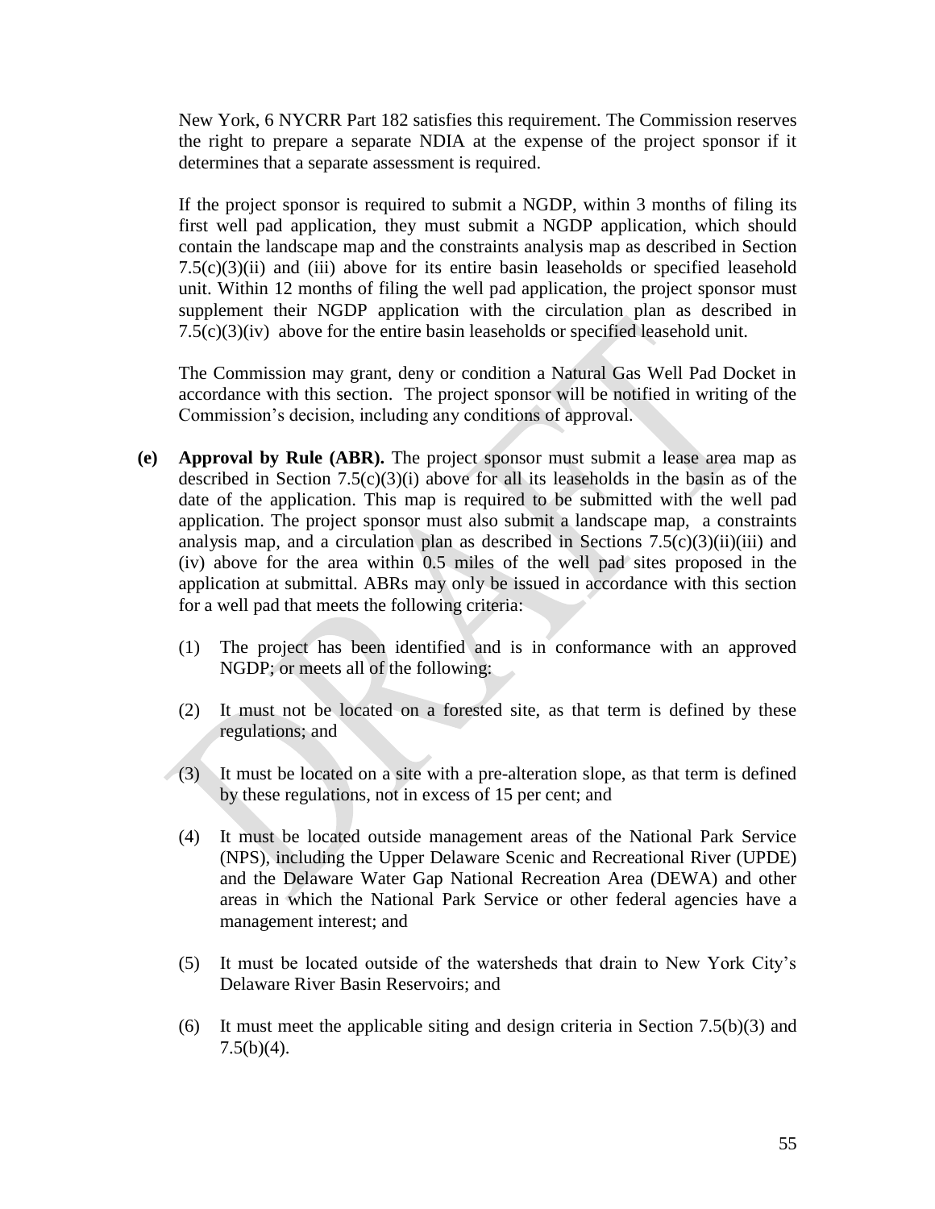New York, 6 NYCRR Part 182 satisfies this requirement. The Commission reserves the right to prepare a separate NDIA at the expense of the project sponsor if it determines that a separate assessment is required.

If the project sponsor is required to submit a NGDP, within 3 months of filing its first well pad application, they must submit a NGDP application, which should contain the landscape map and the constraints analysis map as described in Section 7.5(c)(3)(ii) and (iii) above for its entire basin leaseholds or specified leasehold unit. Within 12 months of filing the well pad application, the project sponsor must supplement their NGDP application with the circulation plan as described in 7.5(c)(3)(iv) above for the entire basin leaseholds or specified leasehold unit.

The Commission may grant, deny or condition a Natural Gas Well Pad Docket in accordance with this section. The project sponsor will be notified in writing of the Commission's decision, including any conditions of approval.

**(e) Approval by Rule (ABR).** The project sponsor must submit a lease area map as described in Section 7.5(c)(3)(i) above for all its leaseholds in the basin as of the date of the application. This map is required to be submitted with the well pad application. The project sponsor must also submit a landscape map, a constraints analysis map, and a circulation plan as described in Sections 7.5(c)(3)(ii)(iii) and (iv) above for the area within 0.5 miles of the well pad sites proposed in the application at submittal. ABRs may only be issued in accordance with this section for a well pad that meets the following criteria:

(1) The project has been identified and is in conformance with an approved NGDP; or meets all of the following:

(2) It must not be located on a forested site, as that term is defined by these regulations; and

(3) It must be located on a site with a pre-alteration slope, as that term is defined by these regulations, not in excess of 15 per cent; and

(4) It must be located outside management areas of the National Park Service (NPS), including the Upper Delaware Scenic and Recreational River (UPDE) and the Delaware Water Gap National Recreation Area (DEWA) and other areas in which the National Park Service or other federal agencies have a management interest; and

(5) It must be located outside of the watersheds that drain to New York City's Delaware River Basin Reservoirs; and

(6) It must meet the applicable siting and design criteria in Section 7.5(b)(3) and 7.5(b)(4).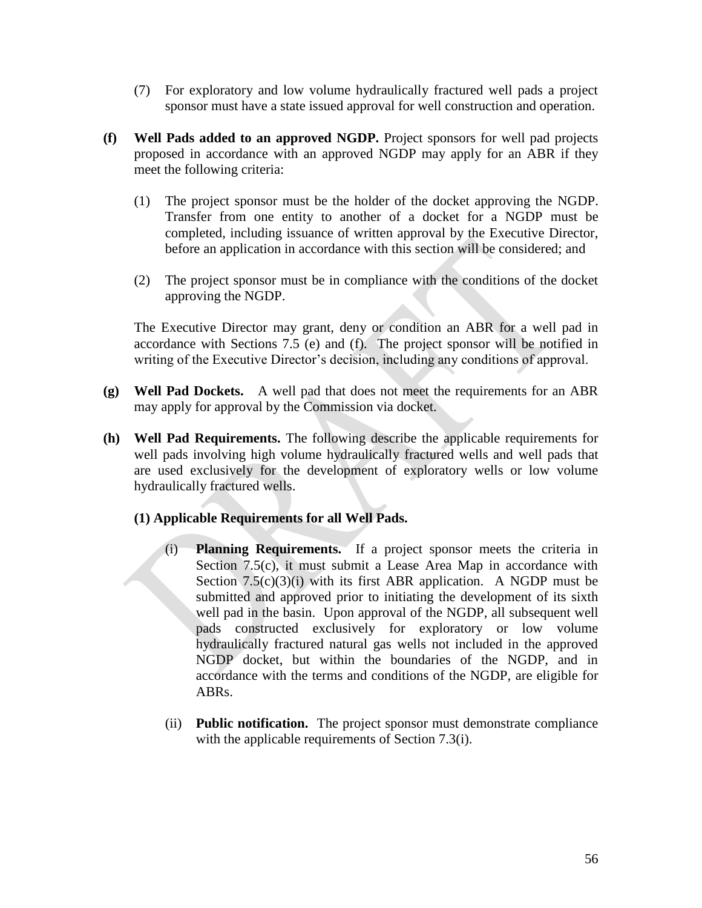(7) For exploratory and low volume hydraulically fractured well pads a project sponsor must have a state issued approval for well construction and operation.

**(f) Well Pads added to an approved NGDP.** Project sponsors for well pad projects proposed in accordance with an approved NGDP may apply for an ABR if they meet the following criteria:

(1) The project sponsor must be the holder of the docket approving the NGDP. Transfer from one entity to another of a docket for a NGDP must be completed, including issuance of written approval by the Executive Director, before an application in accordance with this section will be considered; and

(2) The project sponsor must be in compliance with the conditions of the docket approving the NGDP.

The Executive Director may grant, deny or condition an ABR for a well pad in accordance with Sections 7.5 (e) and (f). The project sponsor will be notified in writing of the Executive Director's decision, including any conditions of approval.

**(g) Well Pad Dockets.** A well pad that does not meet the requirements for an ABR may apply for approval by the Commission via docket.

**(h) Well Pad Requirements.** The following describe the applicable requirements for well pads involving high volume hydraulically fractured wells and well pads that are used exclusively for the development of exploratory wells or low volume hydraulically fractured wells.

**(1) Applicable Requirements for all Well Pads.**

(i) **Planning Requirements.** If a project sponsor meets the criteria in Section 7.5(c), it must submit a Lease Area Map in accordance with Section 7.5(c)(3)(i) with its first ABR application. A NGDP must be submitted and approved prior to initiating the development of its sixth well pad in the basin. Upon approval of the NGDP, all subsequent well pads constructed exclusively for exploratory or low volume hydraulically fractured natural gas wells not included in the approved NGDP docket, but within the boundaries of the NGDP, and in accordance with the terms and conditions of the NGDP, are eligible for ABRs.

(ii) **Public notification.** The project sponsor must demonstrate compliance with the applicable requirements of Section 7.3(i).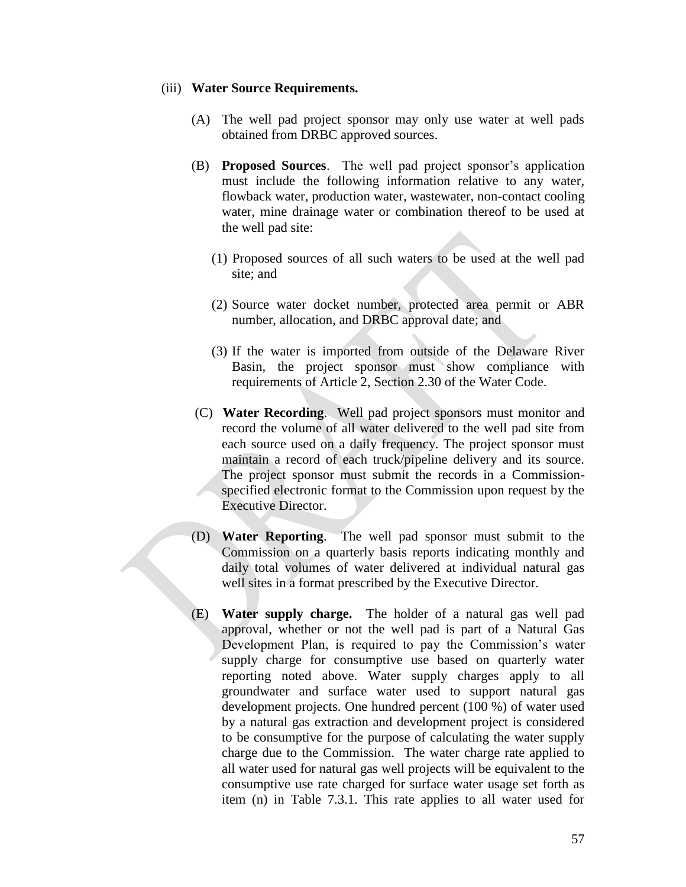(iii) **Water Source Requirements.**

(A) The well pad project sponsor may only use water at well pads obtained from DRBC approved sources.

(B) **Proposed Sources**. The well pad project sponsor's application must include the following information relative to any water, flowback water, production water, wastewater, non-contact cooling water, mine drainage water or combination thereof to be used at the well pad site:

(1) Proposed sources of all such waters to be used at the well pad site; and

(2) Source water docket number, protected area permit or ABR number, allocation, and DRBC approval date; and

(3) If the water is imported from outside of the Delaware River Basin, the project sponsor must show compliance with requirements of Article 2, Section 2.30 of the Water Code.

(C) **Water Recording**. Well pad project sponsors must monitor and record the volume of all water delivered to the well pad site from each source used on a daily frequency. The project sponsor must maintain a record of each truck/pipeline delivery and its source. The project sponsor must submit the records in a Commission-specified electronic format to the Commission upon request by the Executive Director.

(D) **Water Reporting**. The well pad sponsor must submit to the Commission on a quarterly basis reports indicating monthly and daily total volumes of water delivered at individual natural gas well sites in a format prescribed by the Executive Director.

(E) **Water supply charge.** The holder of a natural gas well pad approval, whether or not the well pad is part of a Natural Gas Development Plan, is required to pay the Commission's water supply charge for consumptive use based on quarterly water reporting noted above. Water supply charges apply to all groundwater and surface water used to support natural gas development projects. One hundred percent (100 %) of water used by a natural gas extraction and development project is considered to be consumptive for the purpose of calculating the water supply charge due to the Commission. The water charge rate applied to all water used for natural gas well projects will be equivalent to the consumptive use rate charged for surface water usage set forth as item (n) in Table 7.3.1. This rate applies to all water used for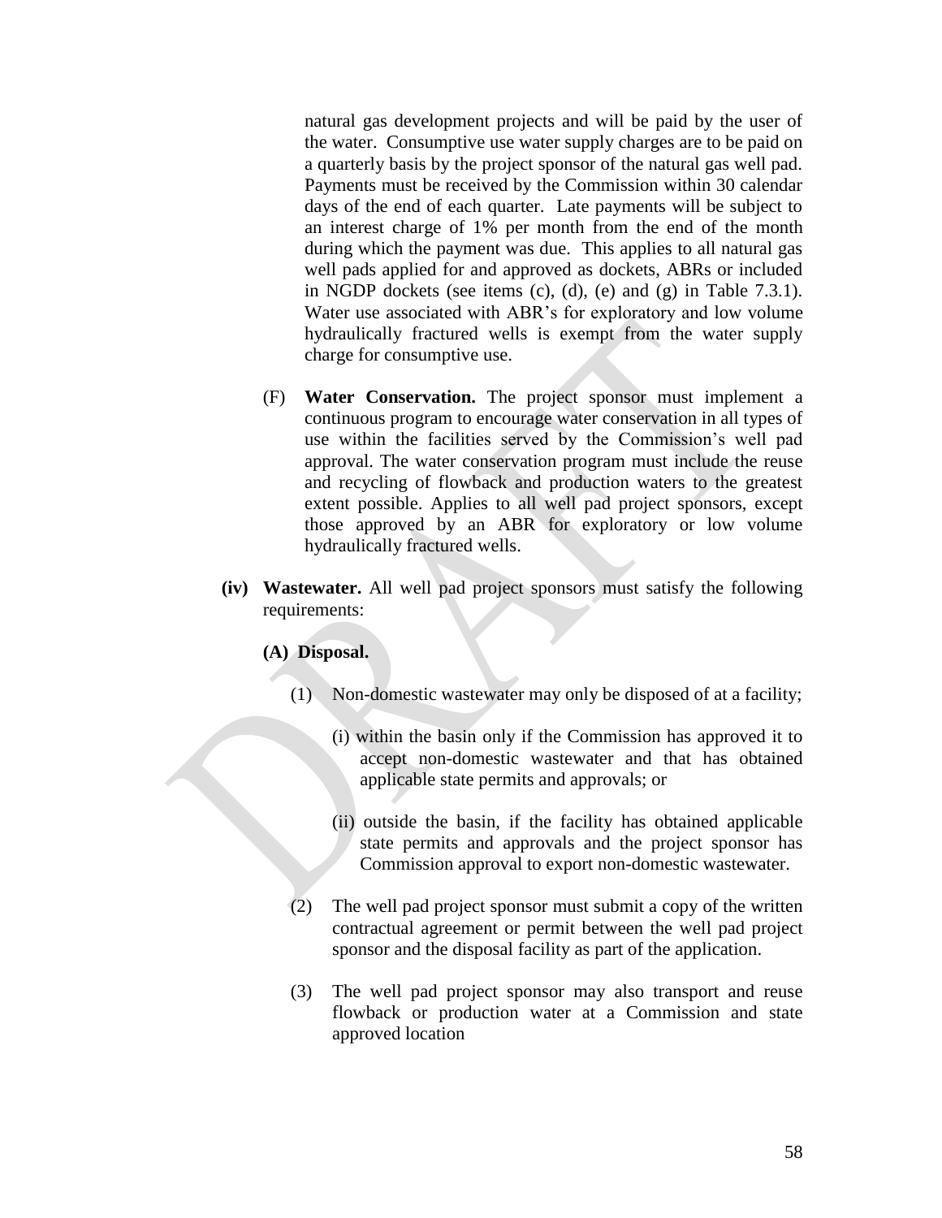natural gas development projects and will be paid by the user of the water. Consumptive use water supply charges are to be paid on a quarterly basis by the project sponsor of the natural gas well pad. Payments must be received by the Commission within 30 calendar days of the end of each quarter. Late payments will be subject to an interest charge of 1% per month from the end of the month during which the payment was due. This applies to all natural gas well pads applied for and approved as dockets, ABRs or included in NGDP dockets (see items (c), (d), (e) and (g) in Table 7.3.1). Water use associated with ABR's for exploratory and low volume hydraulically fractured wells is exempt from the water supply charge for consumptive use.

(F) **Water Conservation.** The project sponsor must implement a continuous program to encourage water conservation in all types of use within the facilities served by the Commission's well pad approval. The water conservation program must include the reuse and recycling of flowback and production waters to the greatest extent possible. Applies to all well pad project sponsors, except those approved by an ABR for exploratory or low volume hydraulically fractured wells.

**(iv) Wastewater.** All well pad project sponsors must satisfy the following requirements:

**(A) Disposal.**

(1) Non-domestic wastewater may only be disposed of at a facility;

(i) within the basin only if the Commission has approved it to accept non-domestic wastewater and that has obtained applicable state permits and approvals; or

(ii) outside the basin, if the facility has obtained applicable state permits and approvals and the project sponsor has Commission approval to export non-domestic wastewater.

(2) The well pad project sponsor must submit a copy of the written contractual agreement or permit between the well pad project sponsor and the disposal facility as part of the application.

(3) The well pad project sponsor may also transport and reuse flowback or production water at a Commission and state approved location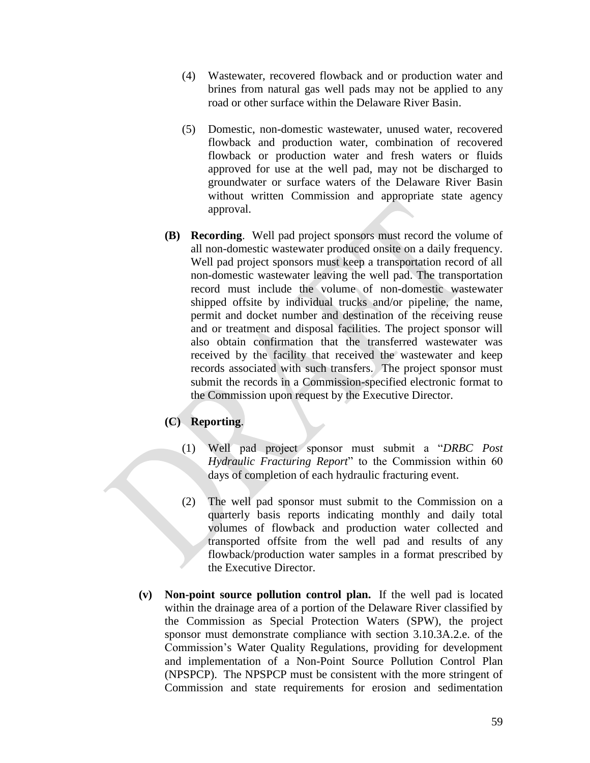(4) Wastewater, recovered flowback and or production water and brines from natural gas well pads may not be applied to any road or other surface within the Delaware River Basin.

(5) Domestic, non-domestic wastewater, unused water, recovered flowback and production water, combination of recovered flowback or production water and fresh waters or fluids approved for use at the well pad, may not be discharged to groundwater or surface waters of the Delaware River Basin without written Commission and appropriate state agency approval.

**(B) Recording**. Well pad project sponsors must record the volume of all non-domestic wastewater produced onsite on a daily frequency. Well pad project sponsors must keep a transportation record of all non-domestic wastewater leaving the well pad. The transportation record must include the volume of non-domestic wastewater shipped offsite by individual trucks and/or pipeline, the name, permit and docket number and destination of the receiving reuse and or treatment and disposal facilities. The project sponsor will also obtain confirmation that the transferred wastewater was received by the facility that received the wastewater and keep records associated with such transfers. The project sponsor must submit the records in a Commission-specified electronic format to the Commission upon request by the Executive Director.

**(C) Reporting**.

(1) Well pad project sponsor must submit a "*DRBC Post Hydraulic Fracturing Report*" to the Commission within 60 days of completion of each hydraulic fracturing event.

(2) The well pad sponsor must submit to the Commission on a quarterly basis reports indicating monthly and daily total volumes of flowback and production water collected and transported offsite from the well pad and results of any flowback/production water samples in a format prescribed by the Executive Director.

**(v) Non-point source pollution control plan.** If the well pad is located within the drainage area of a portion of the Delaware River classified by the Commission as Special Protection Waters (SPW), the project sponsor must demonstrate compliance with section 3.10.3A.2.e. of the Commission's Water Quality Regulations, providing for development and implementation of a Non-Point Source Pollution Control Plan (NPSPCP). The NPSPCP must be consistent with the more stringent of Commission and state requirements for erosion and sedimentation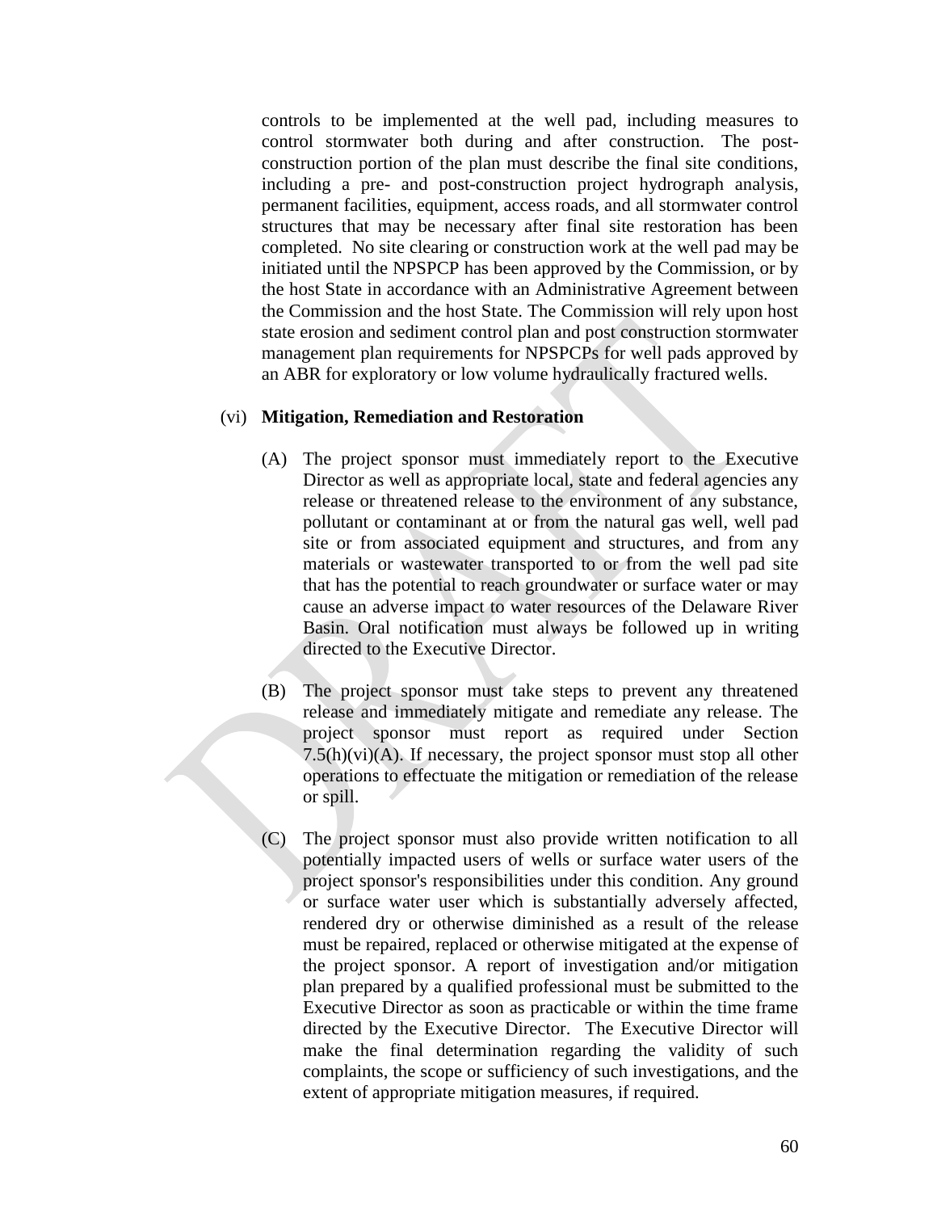controls to be implemented at the well pad, including measures to control stormwater both during and after construction. The post-construction portion of the plan must describe the final site conditions, including a pre- and post-construction project hydrograph analysis, permanent facilities, equipment, access roads, and all stormwater control structures that may be necessary after final site restoration has been completed. No site clearing or construction work at the well pad may be initiated until the NPSPCP has been approved by the Commission, or by the host State in accordance with an Administrative Agreement between the Commission and the host State. The Commission will rely upon host state erosion and sediment control plan and post construction stormwater management plan requirements for NPSPCPs for well pads approved by an ABR for exploratory or low volume hydraulically fractured wells.

(vi) **Mitigation, Remediation and Restoration**

(A) The project sponsor must immediately report to the Executive Director as well as appropriate local, state and federal agencies any release or threatened release to the environment of any substance, pollutant or contaminant at or from the natural gas well, well pad site or from associated equipment and structures, and from any materials or wastewater transported to or from the well pad site that has the potential to reach groundwater or surface water or may cause an adverse impact to water resources of the Delaware River Basin. Oral notification must always be followed up in writing directed to the Executive Director.

(B) The project sponsor must take steps to prevent any threatened release and immediately mitigate and remediate any release. The project sponsor must report as required under Section 7.5(h)(vi)(A). If necessary, the project sponsor must stop all other operations to effectuate the mitigation or remediation of the release or spill.

(C) The project sponsor must also provide written notification to all potentially impacted users of wells or surface water users of the project sponsor's responsibilities under this condition. Any ground or surface water user which is substantially adversely affected, rendered dry or otherwise diminished as a result of the release must be repaired, replaced or otherwise mitigated at the expense of the project sponsor. A report of investigation and/or mitigation plan prepared by a qualified professional must be submitted to the Executive Director as soon as practicable or within the time frame directed by the Executive Director. The Executive Director will make the final determination regarding the validity of such complaints, the scope or sufficiency of such investigations, and the extent of appropriate mitigation measures, if required.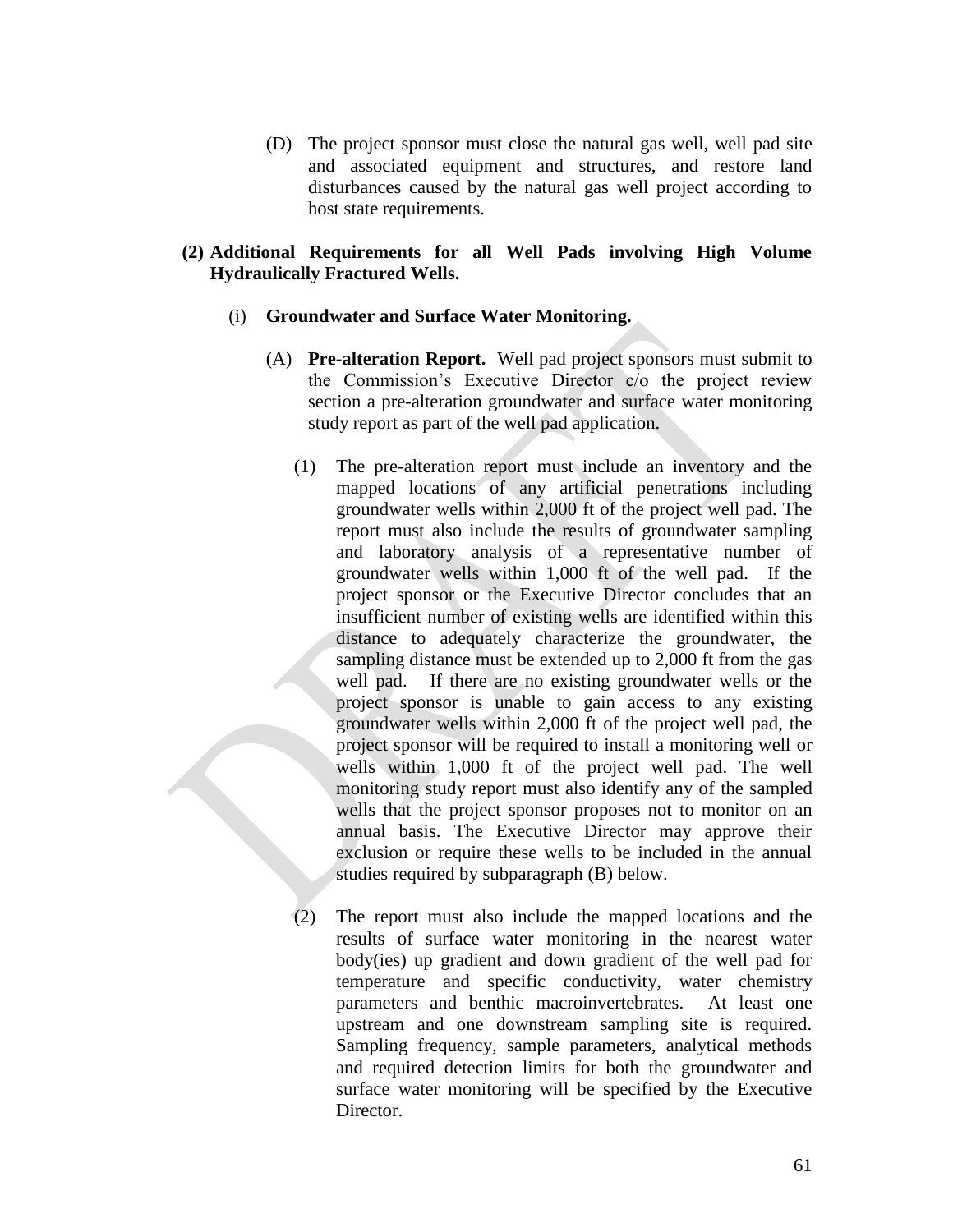(D) The project sponsor must close the natural gas well, well pad site and associated equipment and structures, and restore land disturbances caused by the natural gas well project according to host state requirements.

**(2) Additional Requirements for all Well Pads involving High Volume Hydraulically Fractured Wells.**

(i) **Groundwater and Surface Water Monitoring.**

(A) **Pre-alteration Report.** Well pad project sponsors must submit to the Commission's Executive Director c/o the project review section a pre-alteration groundwater and surface water monitoring study report as part of the well pad application.

(1) The pre-alteration report must include an inventory and the mapped locations of any artificial penetrations including groundwater wells within 2,000 ft of the project well pad. The report must also include the results of groundwater sampling and laboratory analysis of a representative number of groundwater wells within 1,000 ft of the well pad. If the project sponsor or the Executive Director concludes that an insufficient number of existing wells are identified within this distance to adequately characterize the groundwater, the sampling distance must be extended up to 2,000 ft from the gas well pad. If there are no existing groundwater wells or the project sponsor is unable to gain access to any existing groundwater wells within 2,000 ft of the project well pad, the project sponsor will be required to install a monitoring well or wells within 1,000 ft of the project well pad. The well monitoring study report must also identify any of the sampled wells that the project sponsor proposes not to monitor on an annual basis. The Executive Director may approve their exclusion or require these wells to be included in the annual studies required by subparagraph (B) below.

(2) The report must also include the mapped locations and the results of surface water monitoring in the nearest water body(ies) up gradient and down gradient of the well pad for temperature and specific conductivity, water chemistry parameters and benthic macroinvertebrates. At least one upstream and one downstream sampling site is required. Sampling frequency, sample parameters, analytical methods and required detection limits for both the groundwater and surface water monitoring will be specified by the Executive Director.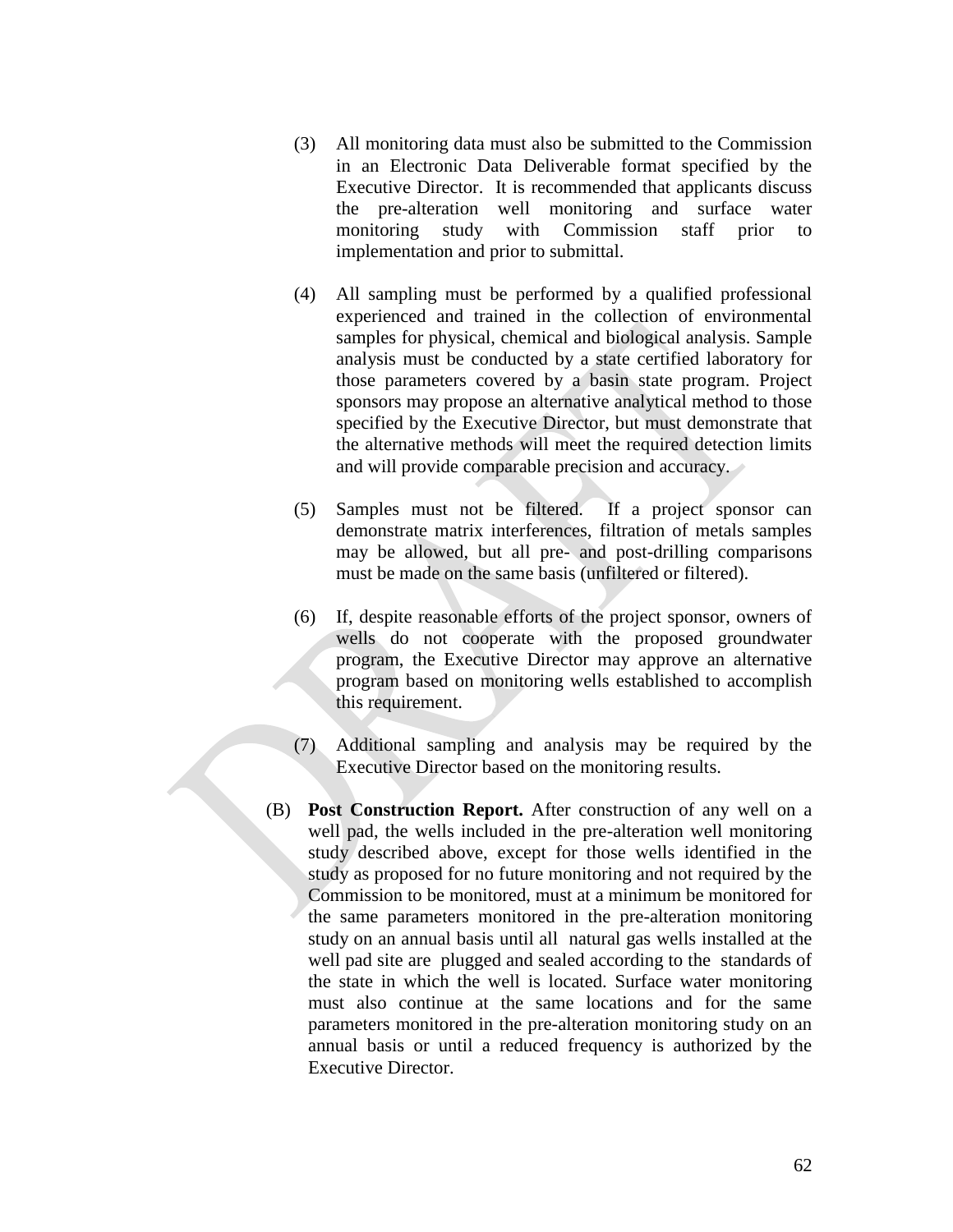(3) All monitoring data must also be submitted to the Commission in an Electronic Data Deliverable format specified by the Executive Director. It is recommended that applicants discuss the pre-alteration well monitoring and surface water monitoring study with Commission staff prior to implementation and prior to submittal.

(4) All sampling must be performed by a qualified professional experienced and trained in the collection of environmental samples for physical, chemical and biological analysis. Sample analysis must be conducted by a state certified laboratory for those parameters covered by a basin state program. Project sponsors may propose an alternative analytical method to those specified by the Executive Director, but must demonstrate that the alternative methods will meet the required detection limits and will provide comparable precision and accuracy.

(5) Samples must not be filtered. If a project sponsor can demonstrate matrix interferences, filtration of metals samples may be allowed, but all pre- and post-drilling comparisons must be made on the same basis (unfiltered or filtered).

(6) If, despite reasonable efforts of the project sponsor, owners of wells do not cooperate with the proposed groundwater program, the Executive Director may approve an alternative program based on monitoring wells established to accomplish this requirement.

(7) Additional sampling and analysis may be required by the Executive Director based on the monitoring results.

(B) **Post Construction Report.** After construction of any well on a well pad, the wells included in the pre-alteration well monitoring study described above, except for those wells identified in the study as proposed for no future monitoring and not required by the Commission to be monitored, must at a minimum be monitored for the same parameters monitored in the pre-alteration monitoring study on an annual basis until all natural gas wells installed at the well pad site are plugged and sealed according to the standards of the state in which the well is located. Surface water monitoring must also continue at the same locations and for the same parameters monitored in the pre-alteration monitoring study on an annual basis or until a reduced frequency is authorized by the Executive Director.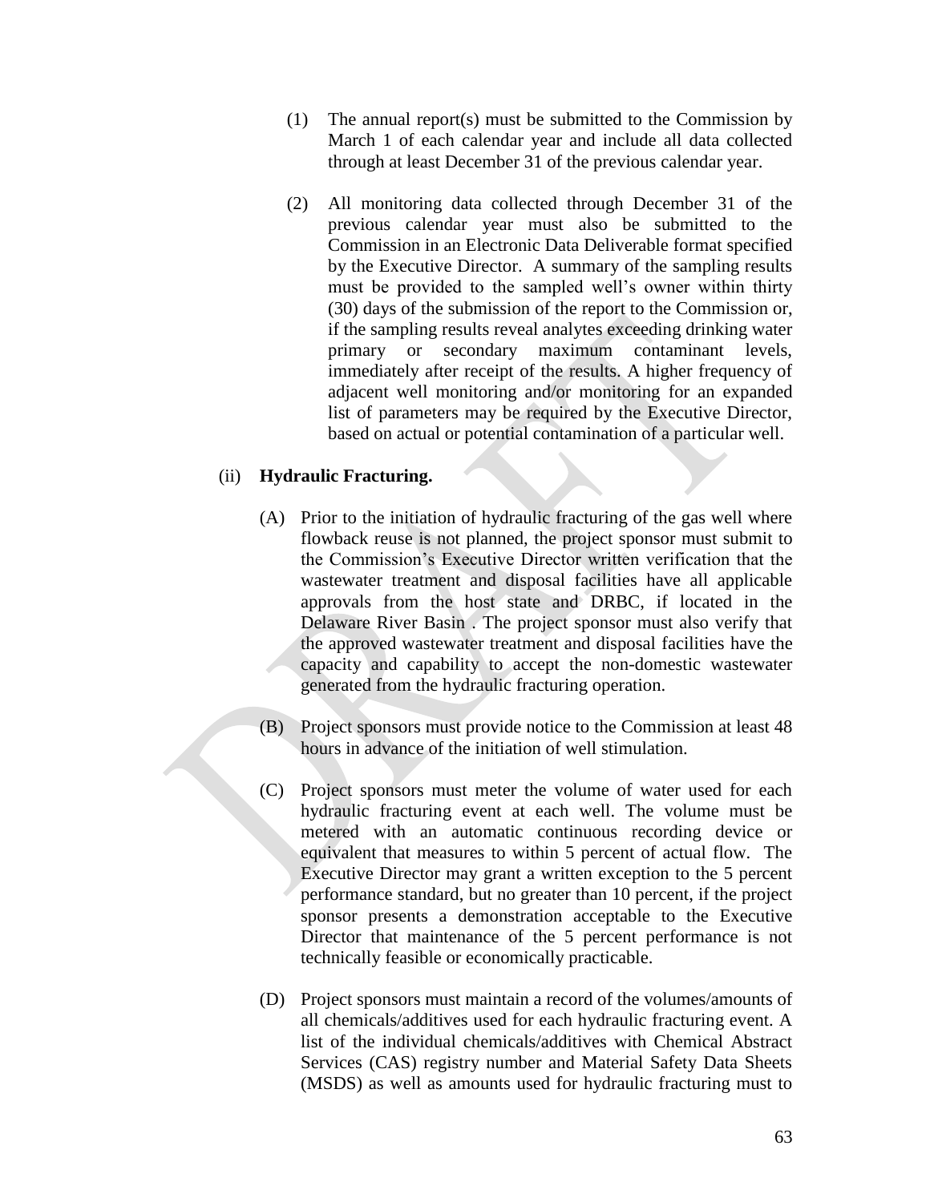(1) The annual report(s) must be submitted to the Commission by March 1 of each calendar year and include all data collected through at least December 31 of the previous calendar year.

(2) All monitoring data collected through December 31 of the previous calendar year must also be submitted to the Commission in an Electronic Data Deliverable format specified by the Executive Director. A summary of the sampling results must be provided to the sampled well's owner within thirty (30) days of the submission of the report to the Commission or, if the sampling results reveal analytes exceeding drinking water primary or secondary maximum contaminant levels, immediately after receipt of the results. A higher frequency of adjacent well monitoring and/or monitoring for an expanded list of parameters may be required by the Executive Director, based on actual or potential contamination of a particular well.

(ii) **Hydraulic Fracturing.**

(A) Prior to the initiation of hydraulic fracturing of the gas well where flowback reuse is not planned, the project sponsor must submit to the Commission's Executive Director written verification that the wastewater treatment and disposal facilities have all applicable approvals from the host state and DRBC, if located in the Delaware River Basin . The project sponsor must also verify that the approved wastewater treatment and disposal facilities have the capacity and capability to accept the non-domestic wastewater generated from the hydraulic fracturing operation.

(B) Project sponsors must provide notice to the Commission at least 48 hours in advance of the initiation of well stimulation.

(C) Project sponsors must meter the volume of water used for each hydraulic fracturing event at each well. The volume must be metered with an automatic continuous recording device or equivalent that measures to within 5 percent of actual flow. The Executive Director may grant a written exception to the 5 percent performance standard, but no greater than 10 percent, if the project sponsor presents a demonstration acceptable to the Executive Director that maintenance of the 5 percent performance is not technically feasible or economically practicable.

(D) Project sponsors must maintain a record of the volumes/amounts of all chemicals/additives used for each hydraulic fracturing event. A list of the individual chemicals/additives with Chemical Abstract Services (CAS) registry number and Material Safety Data Sheets (MSDS) as well as amounts used for hydraulic fracturing must to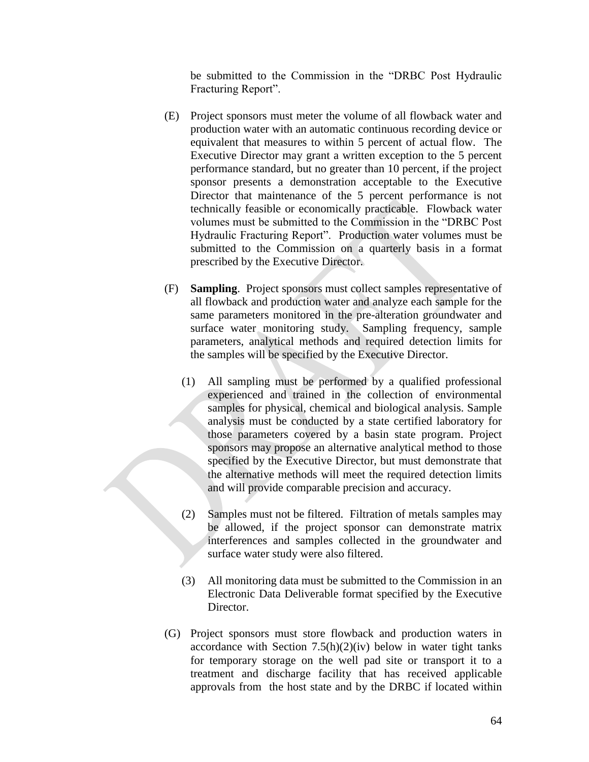be submitted to the Commission in the "DRBC Post Hydraulic Fracturing Report".

(E) Project sponsors must meter the volume of all flowback water and production water with an automatic continuous recording device or equivalent that measures to within 5 percent of actual flow. The Executive Director may grant a written exception to the 5 percent performance standard, but no greater than 10 percent, if the project sponsor presents a demonstration acceptable to the Executive Director that maintenance of the 5 percent performance is not technically feasible or economically practicable. Flowback water volumes must be submitted to the Commission in the "DRBC Post Hydraulic Fracturing Report". Production water volumes must be submitted to the Commission on a quarterly basis in a format prescribed by the Executive Director.

(F) **Sampling**. Project sponsors must collect samples representative of all flowback and production water and analyze each sample for the same parameters monitored in the pre-alteration groundwater and surface water monitoring study. Sampling frequency, sample parameters, analytical methods and required detection limits for the samples will be specified by the Executive Director.

   (1) All sampling must be performed by a qualified professional experienced and trained in the collection of environmental samples for physical, chemical and biological analysis. Sample analysis must be conducted by a state certified laboratory for those parameters covered by a basin state program. Project sponsors may propose an alternative analytical method to those specified by the Executive Director, but must demonstrate that the alternative methods will meet the required detection limits and will provide comparable precision and accuracy.

   (2) Samples must not be filtered. Filtration of metals samples may be allowed, if the project sponsor can demonstrate matrix interferences and samples collected in the groundwater and surface water study were also filtered.

   (3) All monitoring data must be submitted to the Commission in an Electronic Data Deliverable format specified by the Executive Director.

(G) Project sponsors must store flowback and production waters in accordance with Section 7.5(h)(2)(iv) below in water tight tanks for temporary storage on the well pad site or transport it to a treatment and discharge facility that has received applicable approvals from the host state and by the DRBC if located within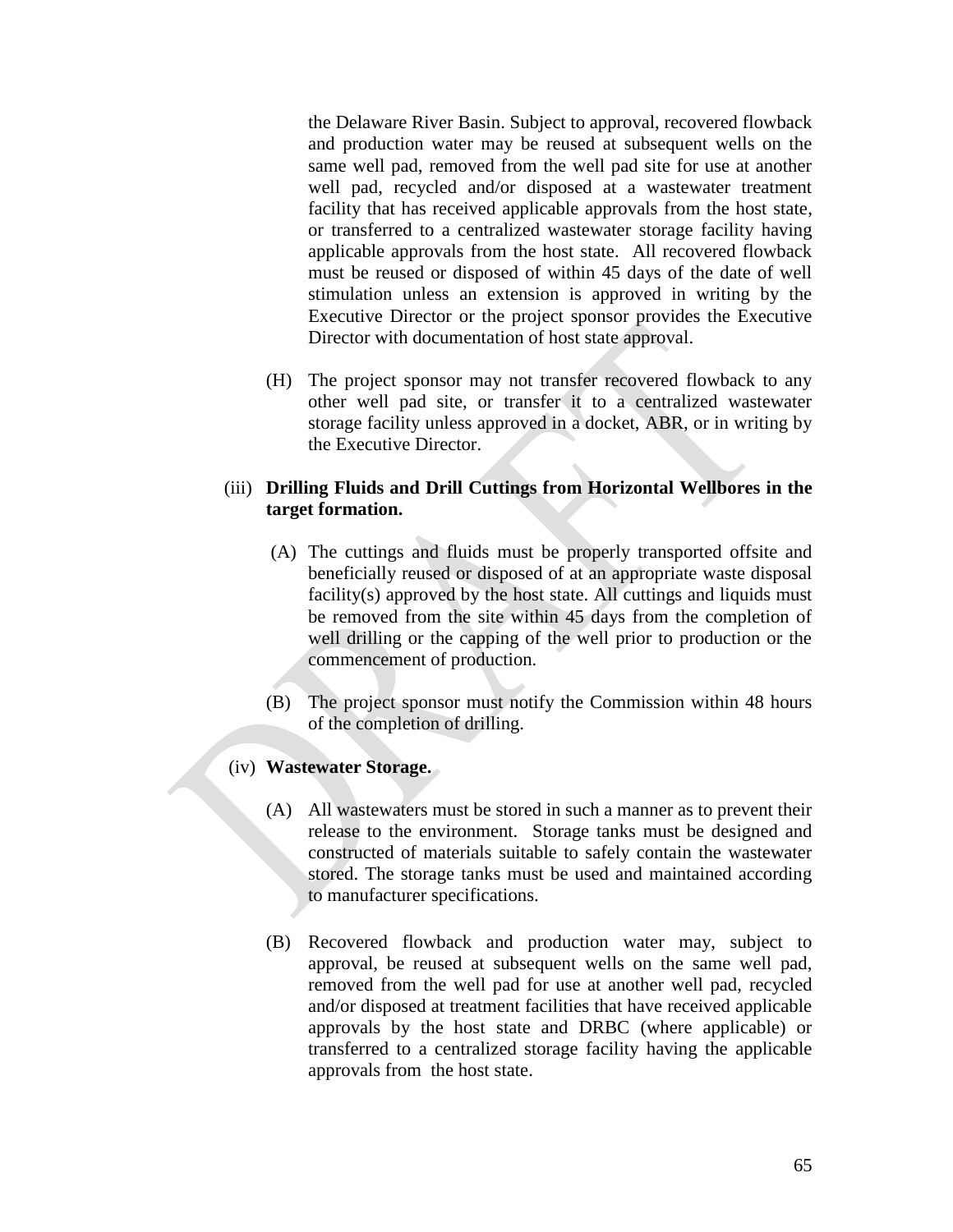the Delaware River Basin. Subject to approval, recovered flowback and production water may be reused at subsequent wells on the same well pad, removed from the well pad site for use at another well pad, recycled and/or disposed at a wastewater treatment facility that has received applicable approvals from the host state, or transferred to a centralized wastewater storage facility having applicable approvals from the host state. All recovered flowback must be reused or disposed of within 45 days of the date of well stimulation unless an extension is approved in writing by the Executive Director or the project sponsor provides the Executive Director with documentation of host state approval.

(H) The project sponsor may not transfer recovered flowback to any other well pad site, or transfer it to a centralized wastewater storage facility unless approved in a docket, ABR, or in writing by the Executive Director.

(iii) **Drilling Fluids and Drill Cuttings from Horizontal Wellbores in the target formation.**

(A) The cuttings and fluids must be properly transported offsite and beneficially reused or disposed of at an appropriate waste disposal facility(s) approved by the host state. All cuttings and liquids must be removed from the site within 45 days from the completion of well drilling or the capping of the well prior to production or the commencement of production.

(B) The project sponsor must notify the Commission within 48 hours of the completion of drilling.

(iv) **Wastewater Storage.**

(A) All wastewaters must be stored in such a manner as to prevent their release to the environment. Storage tanks must be designed and constructed of materials suitable to safely contain the wastewater stored. The storage tanks must be used and maintained according to manufacturer specifications.

(B) Recovered flowback and production water may, subject to approval, be reused at subsequent wells on the same well pad, removed from the well pad for use at another well pad, recycled and/or disposed at treatment facilities that have received applicable approvals by the host state and DRBC (where applicable) or transferred to a centralized storage facility having the applicable approvals from the host state.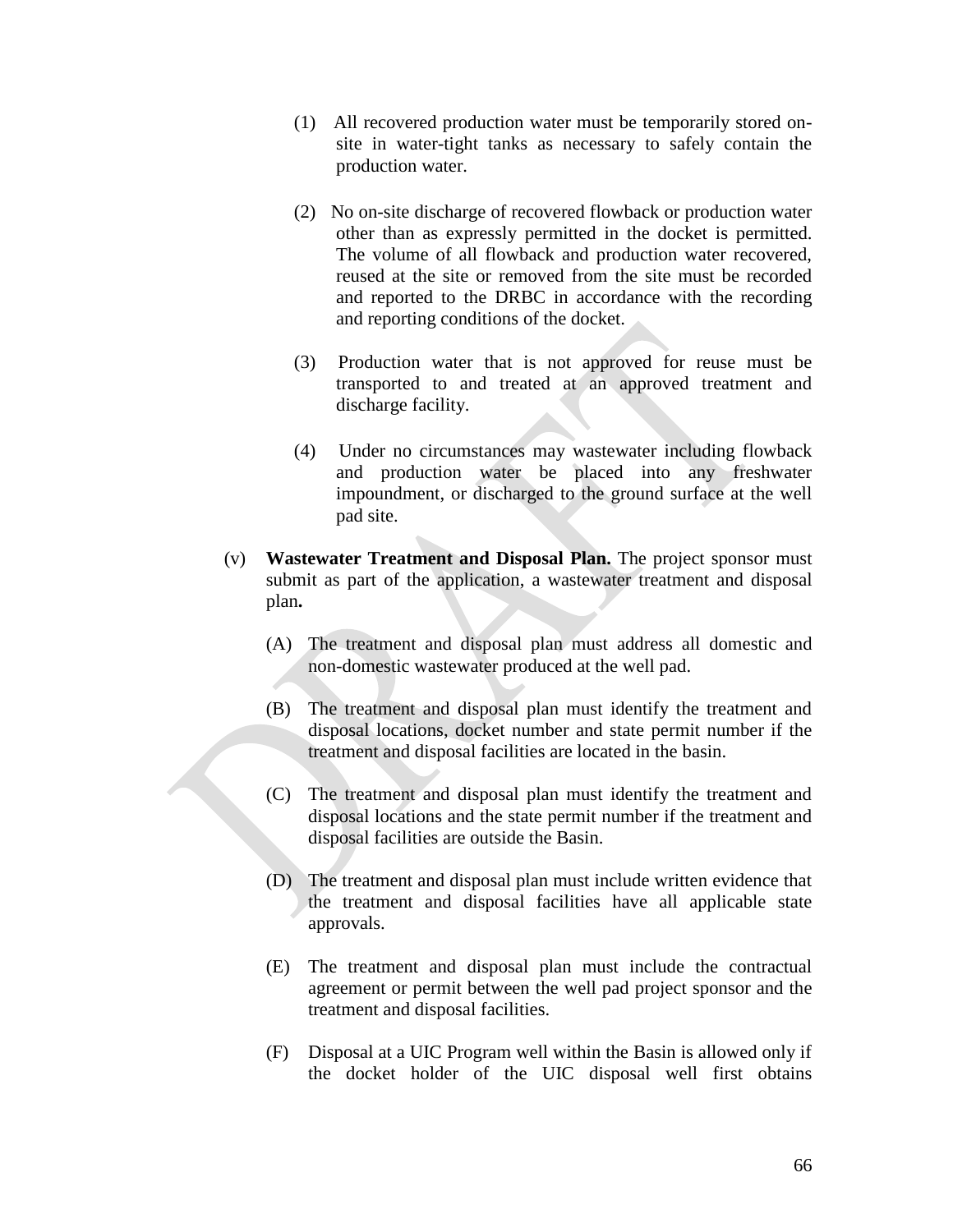(1) All recovered production water must be temporarily stored on-site in water-tight tanks as necessary to safely contain the production water.

(2) No on-site discharge of recovered flowback or production water other than as expressly permitted in the docket is permitted. The volume of all flowback and production water recovered, reused at the site or removed from the site must be recorded and reported to the DRBC in accordance with the recording and reporting conditions of the docket.

(3) Production water that is not approved for reuse must be transported to and treated at an approved treatment and discharge facility.

(4) Under no circumstances may wastewater including flowback and production water be placed into any freshwater impoundment, or discharged to the ground surface at the well pad site.

(v) **Wastewater Treatment and Disposal Plan.** The project sponsor must submit as part of the application, a wastewater treatment and disposal plan**.**

(A) The treatment and disposal plan must address all domestic and non-domestic wastewater produced at the well pad.

(B) The treatment and disposal plan must identify the treatment and disposal locations, docket number and state permit number if the treatment and disposal facilities are located in the basin.

(C) The treatment and disposal plan must identify the treatment and disposal locations and the state permit number if the treatment and disposal facilities are outside the Basin.

(D) The treatment and disposal plan must include written evidence that the treatment and disposal facilities have all applicable state approvals.

(E) The treatment and disposal plan must include the contractual agreement or permit between the well pad project sponsor and the treatment and disposal facilities.

(F) Disposal at a UIC Program well within the Basin is allowed only if the docket holder of the UIC disposal well first obtains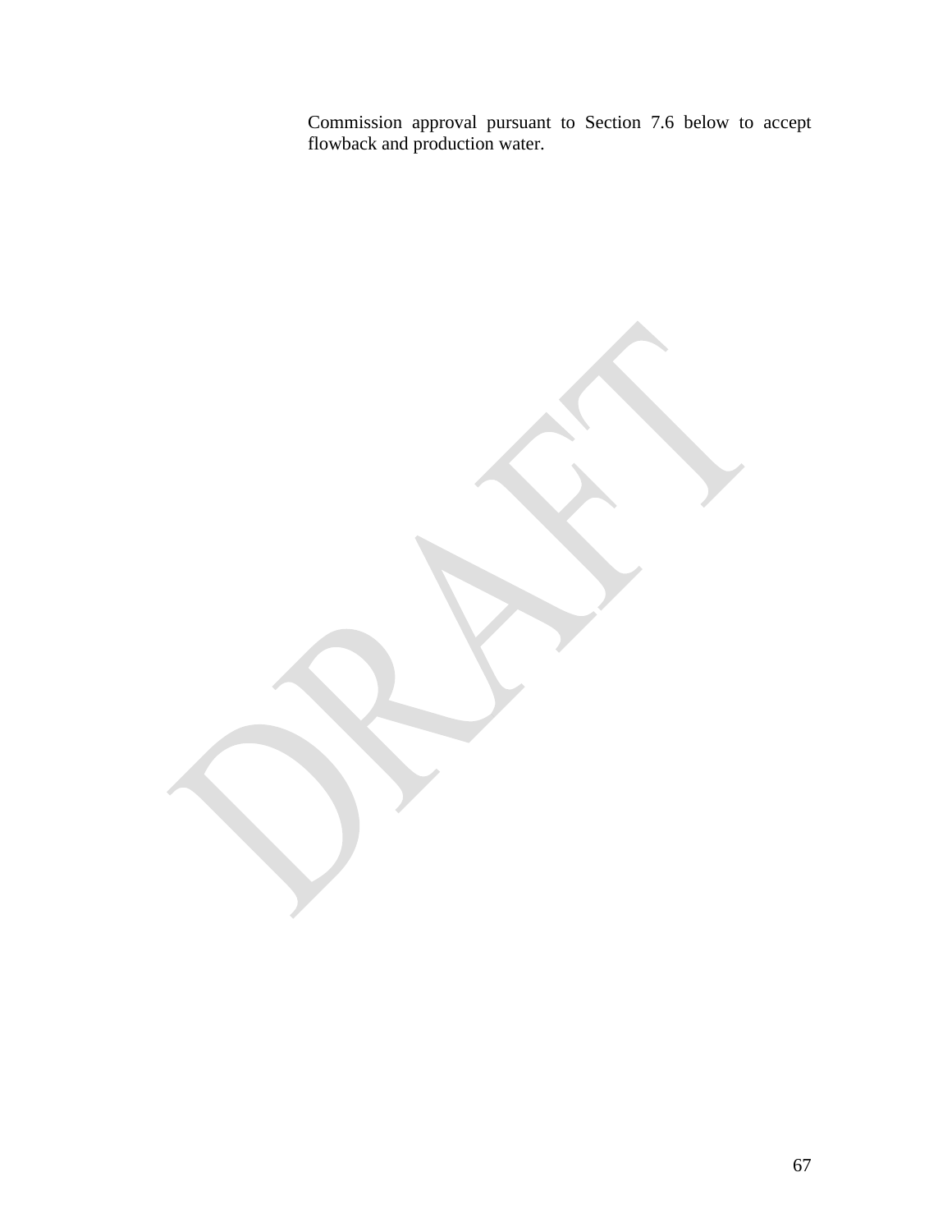Commission approval pursuant to Section 7.6 below to accept flowback and production water.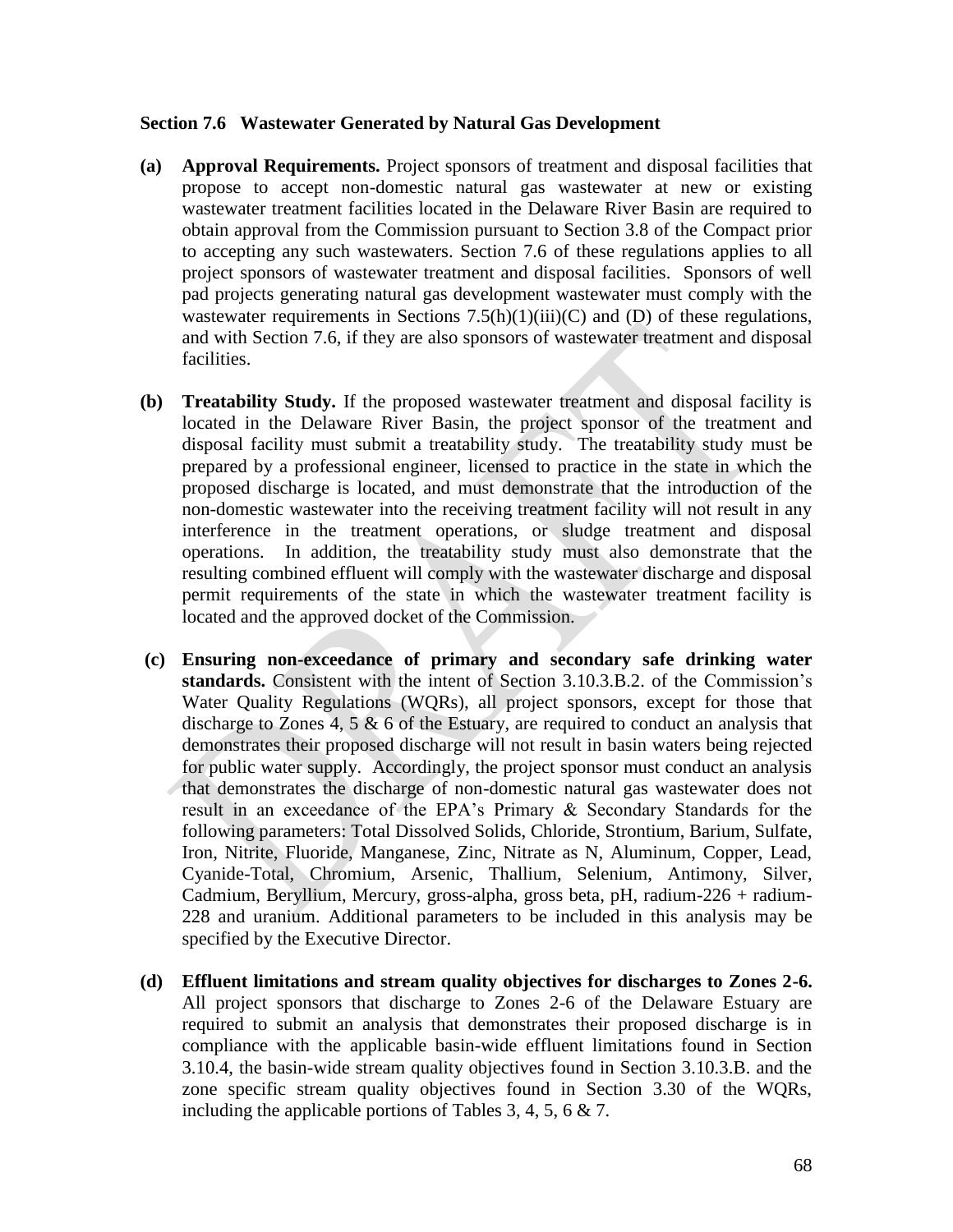### Section 7.6 Wastewater Generated by Natural Gas Development

**(a) Approval Requirements.** Project sponsors of treatment and disposal facilities that propose to accept non-domestic natural gas wastewater at new or existing wastewater treatment facilities located in the Delaware River Basin are required to obtain approval from the Commission pursuant to Section 3.8 of the Compact prior to accepting any such wastewaters. Section 7.6 of these regulations applies to all project sponsors of wastewater treatment and disposal facilities. Sponsors of well pad projects generating natural gas development wastewater must comply with the wastewater requirements in Sections 7.5(h)(1)(iii)(C) and (D) of these regulations, and with Section 7.6, if they are also sponsors of wastewater treatment and disposal facilities.

**(b) Treatability Study.** If the proposed wastewater treatment and disposal facility is located in the Delaware River Basin, the project sponsor of the treatment and disposal facility must submit a treatability study. The treatability study must be prepared by a professional engineer, licensed to practice in the state in which the proposed discharge is located, and must demonstrate that the introduction of the non-domestic wastewater into the receiving treatment facility will not result in any interference in the treatment operations, or sludge treatment and disposal operations. In addition, the treatability study must also demonstrate that the resulting combined effluent will comply with the wastewater discharge and disposal permit requirements of the state in which the wastewater treatment facility is located and the approved docket of the Commission.

**(c) Ensuring non-exceedance of primary and secondary safe drinking water standards.** Consistent with the intent of Section 3.10.3.B.2. of the Commission's Water Quality Regulations (WQRs), all project sponsors, except for those that discharge to Zones 4, 5 & 6 of the Estuary, are required to conduct an analysis that demonstrates their proposed discharge will not result in basin waters being rejected for public water supply. Accordingly, the project sponsor must conduct an analysis that demonstrates the discharge of non-domestic natural gas wastewater does not result in an exceedance of the EPA's Primary & Secondary Standards for the following parameters: Total Dissolved Solids, Chloride, Strontium, Barium, Sulfate, Iron, Nitrite, Fluoride, Manganese, Zinc, Nitrate as N, Aluminum, Copper, Lead, Cyanide-Total, Chromium, Arsenic, Thallium, Selenium, Antimony, Silver, Cadmium, Beryllium, Mercury, gross-alpha, gross beta, pH, radium-226 + radium-228 and uranium. Additional parameters to be included in this analysis may be specified by the Executive Director.

**(d) Effluent limitations and stream quality objectives for discharges to Zones 2-6.** All project sponsors that discharge to Zones 2-6 of the Delaware Estuary are required to submit an analysis that demonstrates their proposed discharge is in compliance with the applicable basin-wide effluent limitations found in Section 3.10.4, the basin-wide stream quality objectives found in Section 3.10.3.B. and the zone specific stream quality objectives found in Section 3.30 of the WQRs, including the applicable portions of Tables 3, 4, 5, 6 & 7.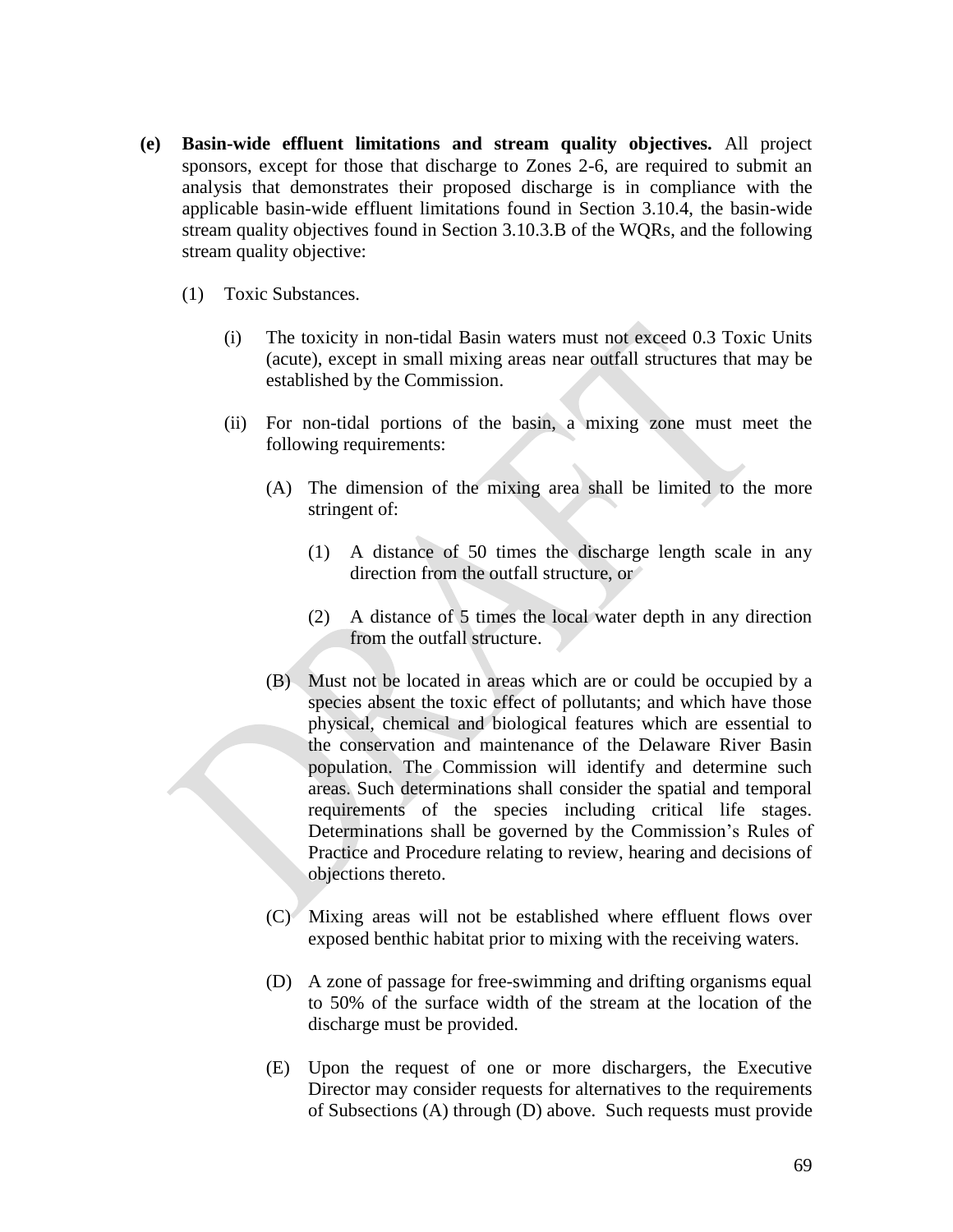**(e) Basin-wide effluent limitations and stream quality objectives.** All project sponsors, except for those that discharge to Zones 2-6, are required to submit an analysis that demonstrates their proposed discharge is in compliance with the applicable basin-wide effluent limitations found in Section 3.10.4, the basin-wide stream quality objectives found in Section 3.10.3.B of the WQRs, and the following stream quality objective:

(1) Toxic Substances.

(i) The toxicity in non-tidal Basin waters must not exceed 0.3 Toxic Units (acute), except in small mixing areas near outfall structures that may be established by the Commission.

(ii) For non-tidal portions of the basin, a mixing zone must meet the following requirements:

(A) The dimension of the mixing area shall be limited to the more stringent of:

(1) A distance of 50 times the discharge length scale in any direction from the outfall structure, or

(2) A distance of 5 times the local water depth in any direction from the outfall structure.

(B) Must not be located in areas which are or could be occupied by a species absent the toxic effect of pollutants; and which have those physical, chemical and biological features which are essential to the conservation and maintenance of the Delaware River Basin population. The Commission will identify and determine such areas. Such determinations shall consider the spatial and temporal requirements of the species including critical life stages. Determinations shall be governed by the Commission's Rules of Practice and Procedure relating to review, hearing and decisions of objections thereto.

(C) Mixing areas will not be established where effluent flows over exposed benthic habitat prior to mixing with the receiving waters.

(D) A zone of passage for free-swimming and drifting organisms equal to 50% of the surface width of the stream at the location of the discharge must be provided.

(E) Upon the request of one or more dischargers, the Executive Director may consider requests for alternatives to the requirements of Subsections (A) through (D) above. Such requests must provide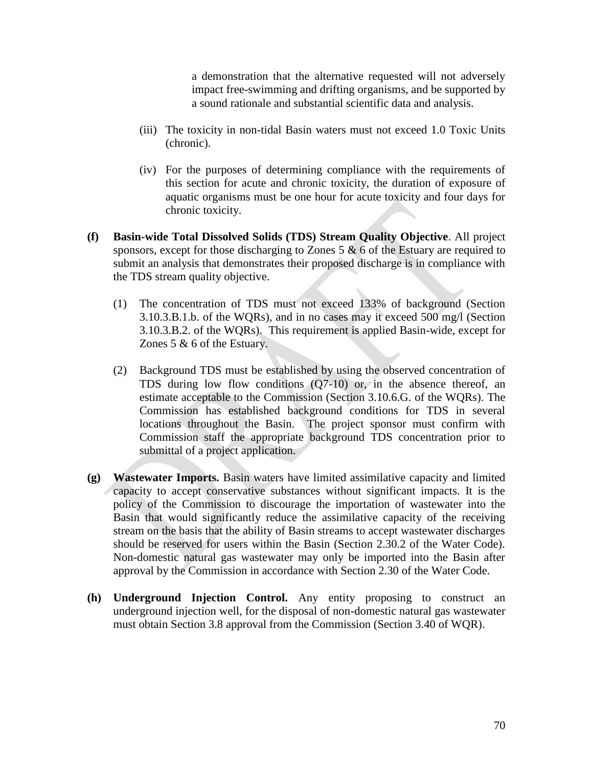a demonstration that the alternative requested will not adversely impact free-swimming and drifting organisms, and be supported by a sound rationale and substantial scientific data and analysis.

(iii) The toxicity in non-tidal Basin waters must not exceed 1.0 Toxic Units (chronic).

(iv) For the purposes of determining compliance with the requirements of this section for acute and chronic toxicity, the duration of exposure of aquatic organisms must be one hour for acute toxicity and four days for chronic toxicity.

**(f) Basin-wide Total Dissolved Solids (TDS) Stream Quality Objective**. All project sponsors, except for those discharging to Zones 5 & 6 of the Estuary are required to submit an analysis that demonstrates their proposed discharge is in compliance with the TDS stream quality objective.

(1) The concentration of TDS must not exceed 133% of background (Section 3.10.3.B.1.b. of the WQRs), and in no cases may it exceed 500 mg/l (Section 3.10.3.B.2. of the WQRs). This requirement is applied Basin-wide, except for Zones 5 & 6 of the Estuary.

(2) Background TDS must be established by using the observed concentration of TDS during low flow conditions (Q7-10) or, in the absence thereof, an estimate acceptable to the Commission (Section 3.10.6.G. of the WQRs). The Commission has established background conditions for TDS in several locations throughout the Basin. The project sponsor must confirm with Commission staff the appropriate background TDS concentration prior to submittal of a project application.

**(g) Wastewater Imports.** Basin waters have limited assimilative capacity and limited capacity to accept conservative substances without significant impacts. It is the policy of the Commission to discourage the importation of wastewater into the Basin that would significantly reduce the assimilative capacity of the receiving stream on the basis that the ability of Basin streams to accept wastewater discharges should be reserved for users within the Basin (Section 2.30.2 of the Water Code). Non-domestic natural gas wastewater may only be imported into the Basin after approval by the Commission in accordance with Section 2.30 of the Water Code.

**(h) Underground Injection Control.** Any entity proposing to construct an underground injection well, for the disposal of non-domestic natural gas wastewater must obtain Section 3.8 approval from the Commission (Section 3.40 of WQR).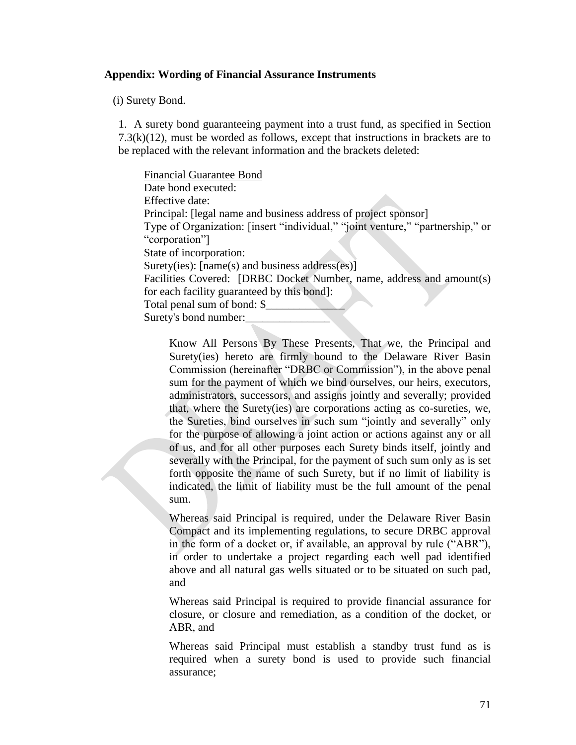**Appendix: Wording of Financial Assurance Instruments**

(i) Surety Bond.

1. A surety bond guaranteeing payment into a trust fund, as specified in Section 7.3(k)(12), must be worded as follows, except that instructions in brackets are to be replaced with the relevant information and the brackets deleted:

Financial Guarantee Bond
Date bond executed:
Effective date:
Principal: [legal name and business address of project sponsor]
Type of Organization: [insert "individual," "joint venture," "partnership," or "corporation"]
State of incorporation:
Surety(ies): [name(s) and business address(es)]
Facilities Covered: [DRBC Docket Number, name, address and amount(s) for each facility guaranteed by this bond]:
Total penal sum of bond: $______________
Surety's bond number:_______________

Know All Persons By These Presents, That we, the Principal and Surety(ies) hereto are firmly bound to the Delaware River Basin Commission (hereinafter "DRBC or Commission"), in the above penal sum for the payment of which we bind ourselves, our heirs, executors, administrators, successors, and assigns jointly and severally; provided that, where the Surety(ies) are corporations acting as co-sureties, we, the Sureties, bind ourselves in such sum "jointly and severally" only for the purpose of allowing a joint action or actions against any or all of us, and for all other purposes each Surety binds itself, jointly and severally with the Principal, for the payment of such sum only as is set forth opposite the name of such Surety, but if no limit of liability is indicated, the limit of liability must be the full amount of the penal sum.

Whereas said Principal is required, under the Delaware River Basin Compact and its implementing regulations, to secure DRBC approval in the form of a docket or, if available, an approval by rule ("ABR"), in order to undertake a project regarding each well pad identified above and all natural gas wells situated or to be situated on such pad, and

Whereas said Principal is required to provide financial assurance for closure, or closure and remediation, as a condition of the docket, or ABR, and

Whereas said Principal must establish a standby trust fund as is required when a surety bond is used to provide such financial assurance;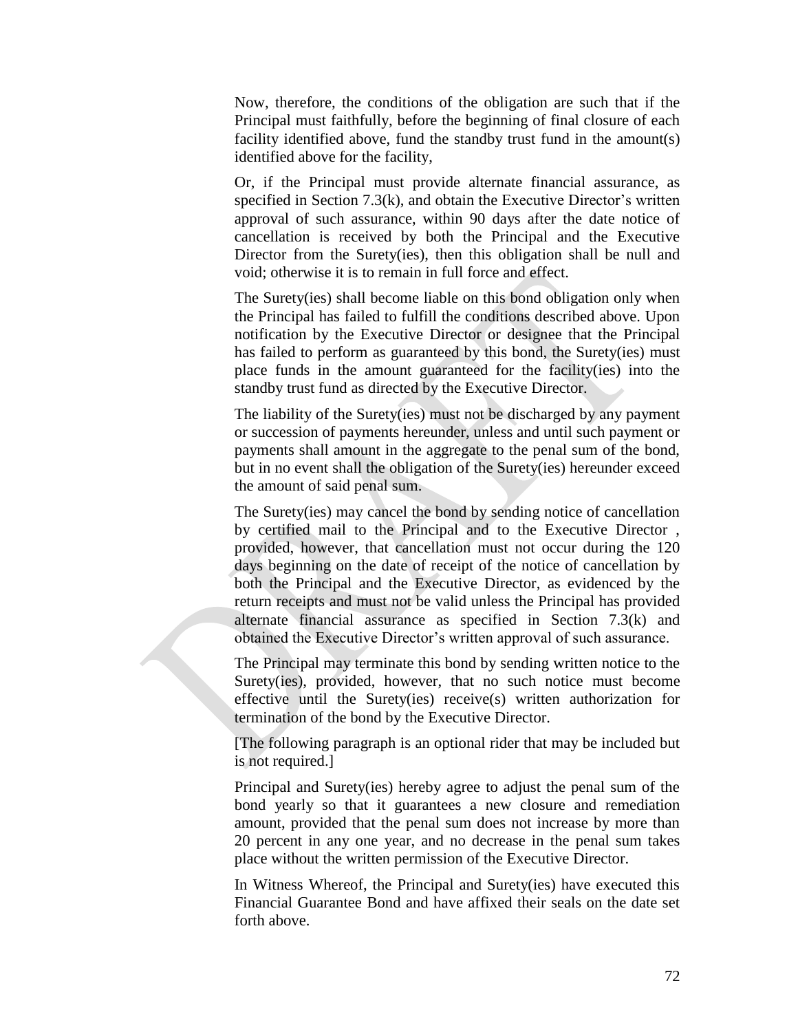Now, therefore, the conditions of the obligation are such that if the Principal must faithfully, before the beginning of final closure of each facility identified above, fund the standby trust fund in the amount(s) identified above for the facility,

Or, if the Principal must provide alternate financial assurance, as specified in Section 7.3(k), and obtain the Executive Director's written approval of such assurance, within 90 days after the date notice of cancellation is received by both the Principal and the Executive Director from the Surety(ies), then this obligation shall be null and void; otherwise it is to remain in full force and effect.

The Surety(ies) shall become liable on this bond obligation only when the Principal has failed to fulfill the conditions described above. Upon notification by the Executive Director or designee that the Principal has failed to perform as guaranteed by this bond, the Surety(ies) must place funds in the amount guaranteed for the facility(ies) into the standby trust fund as directed by the Executive Director.

The liability of the Surety(ies) must not be discharged by any payment or succession of payments hereunder, unless and until such payment or payments shall amount in the aggregate to the penal sum of the bond, but in no event shall the obligation of the Surety(ies) hereunder exceed the amount of said penal sum.

The Surety(ies) may cancel the bond by sending notice of cancellation by certified mail to the Principal and to the Executive Director , provided, however, that cancellation must not occur during the 120 days beginning on the date of receipt of the notice of cancellation by both the Principal and the Executive Director, as evidenced by the return receipts and must not be valid unless the Principal has provided alternate financial assurance as specified in Section 7.3(k) and obtained the Executive Director's written approval of such assurance.

The Principal may terminate this bond by sending written notice to the Surety(ies), provided, however, that no such notice must become effective until the Surety(ies) receive(s) written authorization for termination of the bond by the Executive Director.

[The following paragraph is an optional rider that may be included but is not required.]

Principal and Surety(ies) hereby agree to adjust the penal sum of the bond yearly so that it guarantees a new closure and remediation amount, provided that the penal sum does not increase by more than 20 percent in any one year, and no decrease in the penal sum takes place without the written permission of the Executive Director.

In Witness Whereof, the Principal and Surety(ies) have executed this Financial Guarantee Bond and have affixed their seals on the date set forth above.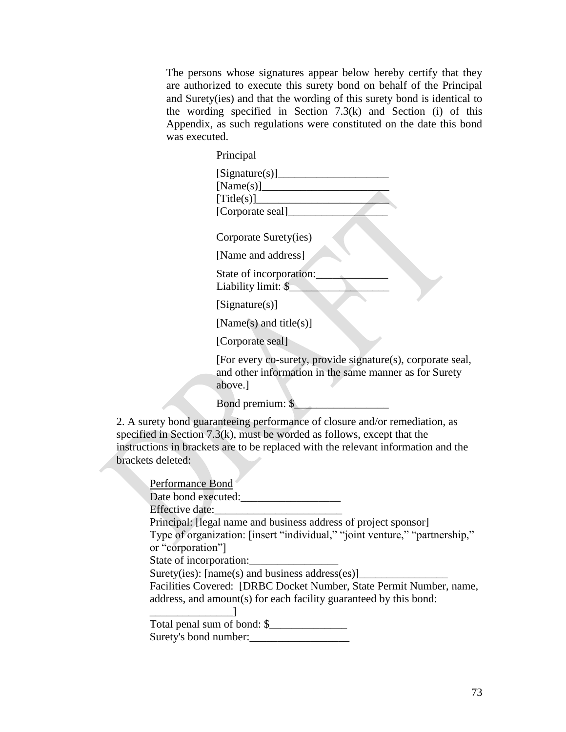The persons whose signatures appear below hereby certify that they are authorized to execute this surety bond on behalf of the Principal and Surety(ies) and that the wording of this surety bond is identical to the wording specified in Section 7.3(k) and Section (i) of this Appendix, as such regulations were constituted on the date this bond was executed.

Principal

[Signature(s)]____________________
[Name(s)]_______________________
[Title(s)]________________________
[Corporate seal]__________________

Corporate Surety(ies)

[Name and address]

State of incorporation:_____________
Liability limit: $_________________

[Signature(s)]

[Name(s) and title(s)]

[Corporate seal]

[For every co-surety, provide signature(s), corporate seal, and other information in the same manner as for Surety above.]

Bond premium: $_________________

2. A surety bond guaranteeing performance of closure and/or remediation, as specified in Section 7.3(k), must be worded as follows, except that the instructions in brackets are to be replaced with the relevant information and the brackets deleted:

<u>Performance Bond</u>
Date bond executed:__________________
Effective date:_______________________
Principal: [legal name and business address of project sponsor]
Type of organization: [insert "individual," "joint venture," "partnership," or "corporation"]
State of incorporation:________________
Surety(ies): [name(s) and business address(es)]________________
Facilities Covered: [DRBC Docket Number, State Permit Number, name, address, and amount(s) for each facility guaranteed by this bond: _______________]
Total penal sum of bond: $______________
Surety's bond number:__________________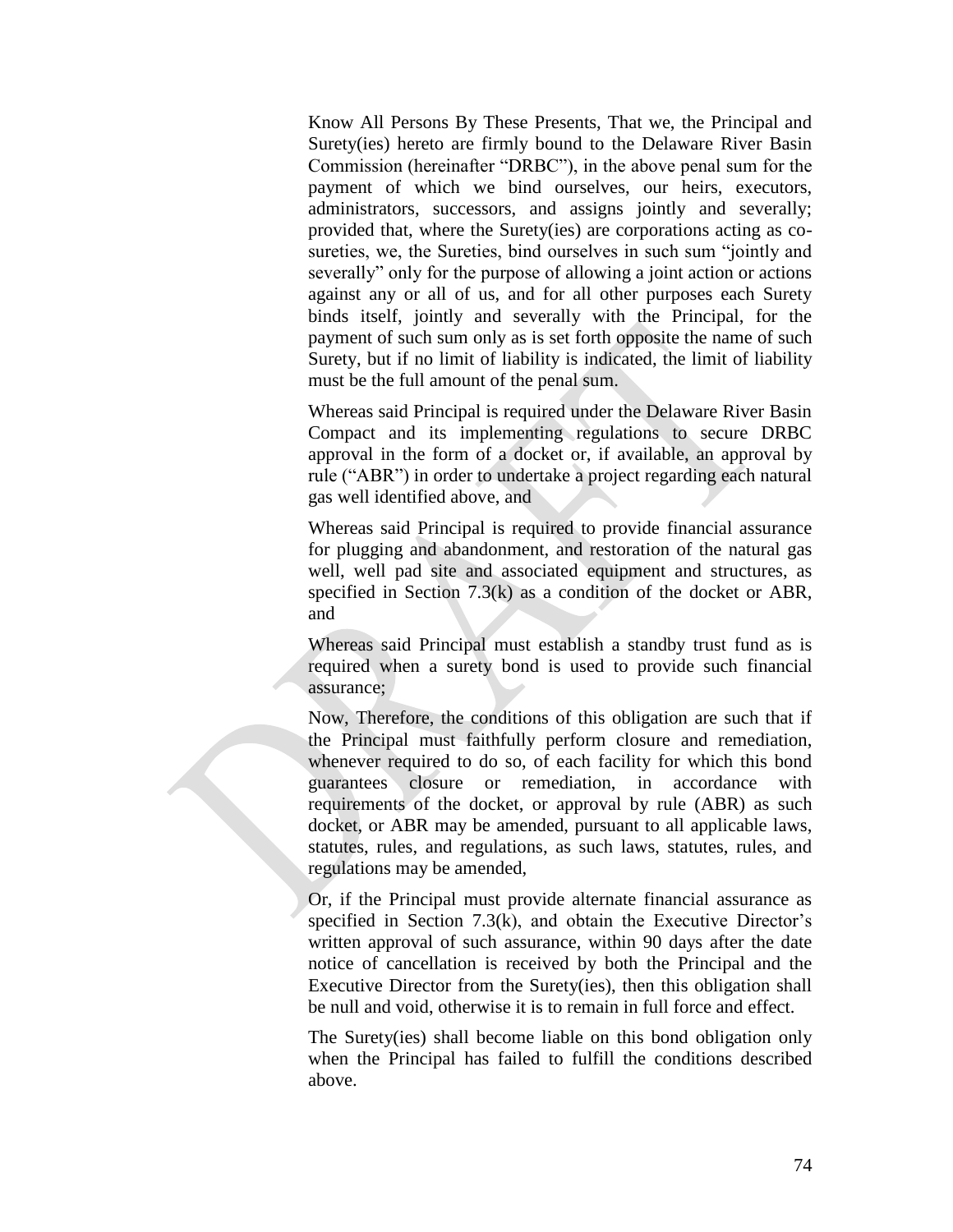Know All Persons By These Presents, That we, the Principal and Surety(ies) hereto are firmly bound to the Delaware River Basin Commission (hereinafter "DRBC"), in the above penal sum for the payment of which we bind ourselves, our heirs, executors, administrators, successors, and assigns jointly and severally; provided that, where the Surety(ies) are corporations acting as co-sureties, we, the Sureties, bind ourselves in such sum "jointly and severally" only for the purpose of allowing a joint action or actions against any or all of us, and for all other purposes each Surety binds itself, jointly and severally with the Principal, for the payment of such sum only as is set forth opposite the name of such Surety, but if no limit of liability is indicated, the limit of liability must be the full amount of the penal sum.

Whereas said Principal is required under the Delaware River Basin Compact and its implementing regulations to secure DRBC approval in the form of a docket or, if available, an approval by rule ("ABR") in order to undertake a project regarding each natural gas well identified above, and

Whereas said Principal is required to provide financial assurance for plugging and abandonment, and restoration of the natural gas well, well pad site and associated equipment and structures, as specified in Section 7.3(k) as a condition of the docket or ABR, and

Whereas said Principal must establish a standby trust fund as is required when a surety bond is used to provide such financial assurance;

Now, Therefore, the conditions of this obligation are such that if the Principal must faithfully perform closure and remediation, whenever required to do so, of each facility for which this bond guarantees closure or remediation, in accordance with requirements of the docket, or approval by rule (ABR) as such docket, or ABR may be amended, pursuant to all applicable laws, statutes, rules, and regulations, as such laws, statutes, rules, and regulations may be amended,

Or, if the Principal must provide alternate financial assurance as specified in Section 7.3(k), and obtain the Executive Director's written approval of such assurance, within 90 days after the date notice of cancellation is received by both the Principal and the Executive Director from the Surety(ies), then this obligation shall be null and void, otherwise it is to remain in full force and effect.

The Surety(ies) shall become liable on this bond obligation only when the Principal has failed to fulfill the conditions described above.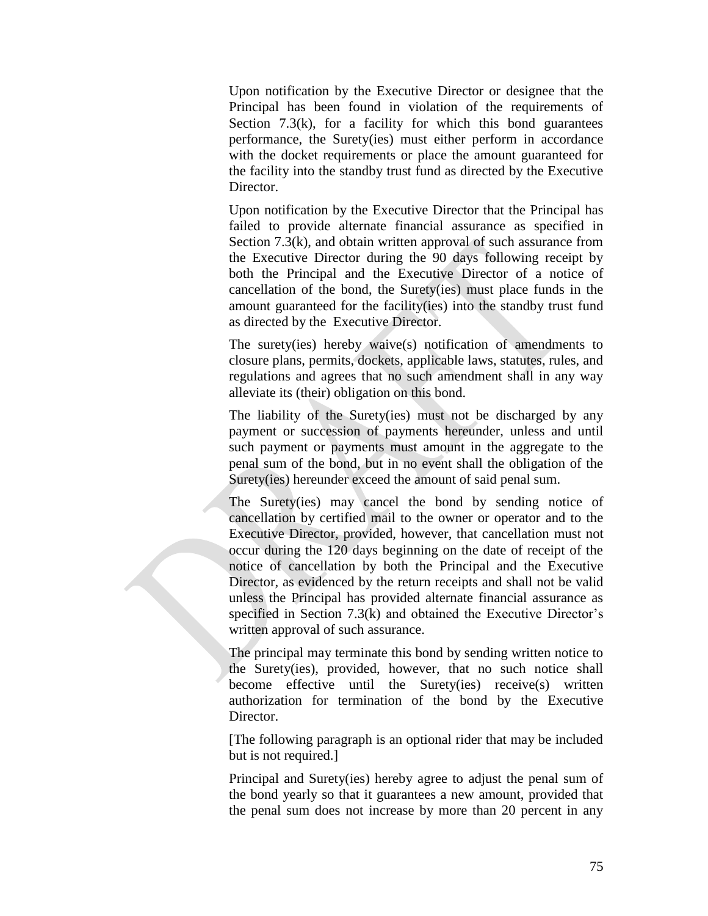Upon notification by the Executive Director or designee that the Principal has been found in violation of the requirements of Section 7.3(k), for a facility for which this bond guarantees performance, the Surety(ies) must either perform in accordance with the docket requirements or place the amount guaranteed for the facility into the standby trust fund as directed by the Executive Director.

Upon notification by the Executive Director that the Principal has failed to provide alternate financial assurance as specified in Section 7.3(k), and obtain written approval of such assurance from the Executive Director during the 90 days following receipt by both the Principal and the Executive Director of a notice of cancellation of the bond, the Surety(ies) must place funds in the amount guaranteed for the facility(ies) into the standby trust fund as directed by the Executive Director.

The surety(ies) hereby waive(s) notification of amendments to closure plans, permits, dockets, applicable laws, statutes, rules, and regulations and agrees that no such amendment shall in any way alleviate its (their) obligation on this bond.

The liability of the Surety(ies) must not be discharged by any payment or succession of payments hereunder, unless and until such payment or payments must amount in the aggregate to the penal sum of the bond, but in no event shall the obligation of the Surety(ies) hereunder exceed the amount of said penal sum.

The Surety(ies) may cancel the bond by sending notice of cancellation by certified mail to the owner or operator and to the Executive Director, provided, however, that cancellation must not occur during the 120 days beginning on the date of receipt of the notice of cancellation by both the Principal and the Executive Director, as evidenced by the return receipts and shall not be valid unless the Principal has provided alternate financial assurance as specified in Section 7.3(k) and obtained the Executive Director's written approval of such assurance.

The principal may terminate this bond by sending written notice to the Surety(ies), provided, however, that no such notice shall become effective until the Surety(ies) receive(s) written authorization for termination of the bond by the Executive Director.

[The following paragraph is an optional rider that may be included but is not required.]

Principal and Surety(ies) hereby agree to adjust the penal sum of the bond yearly so that it guarantees a new amount, provided that the penal sum does not increase by more than 20 percent in any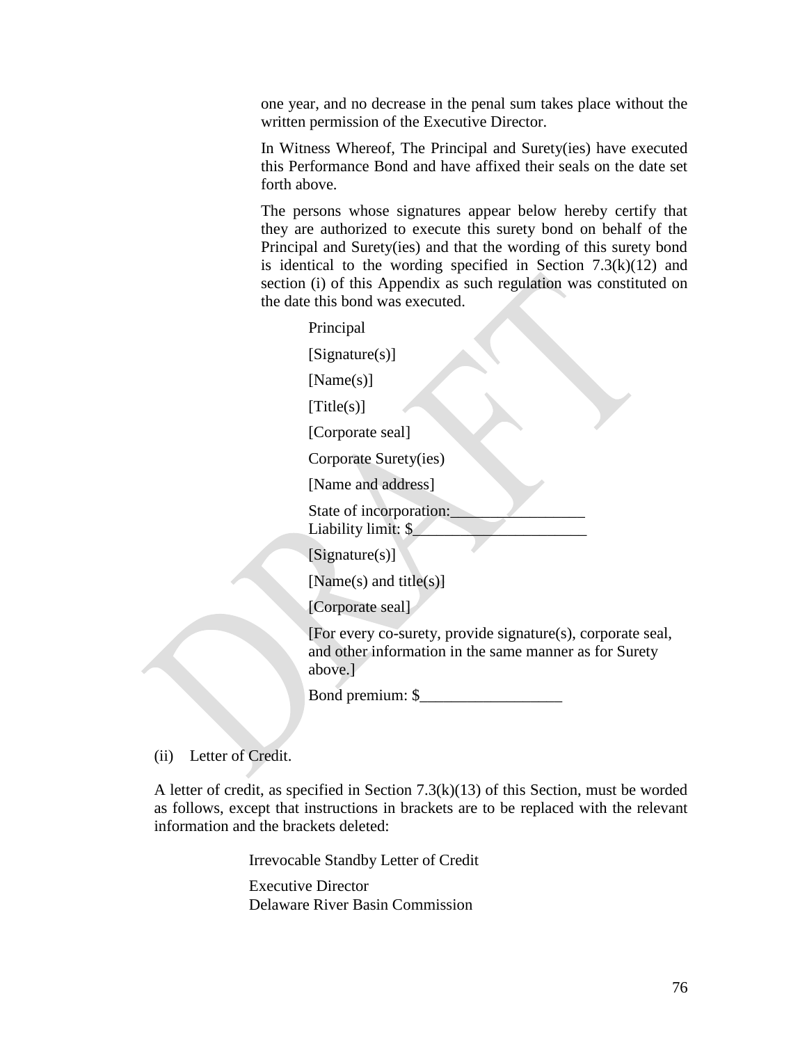one year, and no decrease in the penal sum takes place without the written permission of the Executive Director.

In Witness Whereof, The Principal and Surety(ies) have executed this Performance Bond and have affixed their seals on the date set forth above.

The persons whose signatures appear below hereby certify that they are authorized to execute this surety bond on behalf of the Principal and Surety(ies) and that the wording of this surety bond is identical to the wording specified in Section 7.3(k)(12) and section (i) of this Appendix as such regulation was constituted on the date this bond was executed.

Principal

[Signature(s)]

[Name(s)]

[Title(s)]

[Corporate seal]

Corporate Surety(ies)

[Name and address]

State of incorporation:_________________
Liability limit: $______________________

[Signature(s)]

[Name(s) and title(s)]

[Corporate seal]

[For every co-surety, provide signature(s), corporate seal, and other information in the same manner as for Surety above.]

Bond premium: $__________________

(ii) Letter of Credit.

A letter of credit, as specified in Section 7.3(k)(13) of this Section, must be worded as follows, except that instructions in brackets are to be replaced with the relevant information and the brackets deleted:

Irrevocable Standby Letter of Credit

Executive Director
Delaware River Basin Commission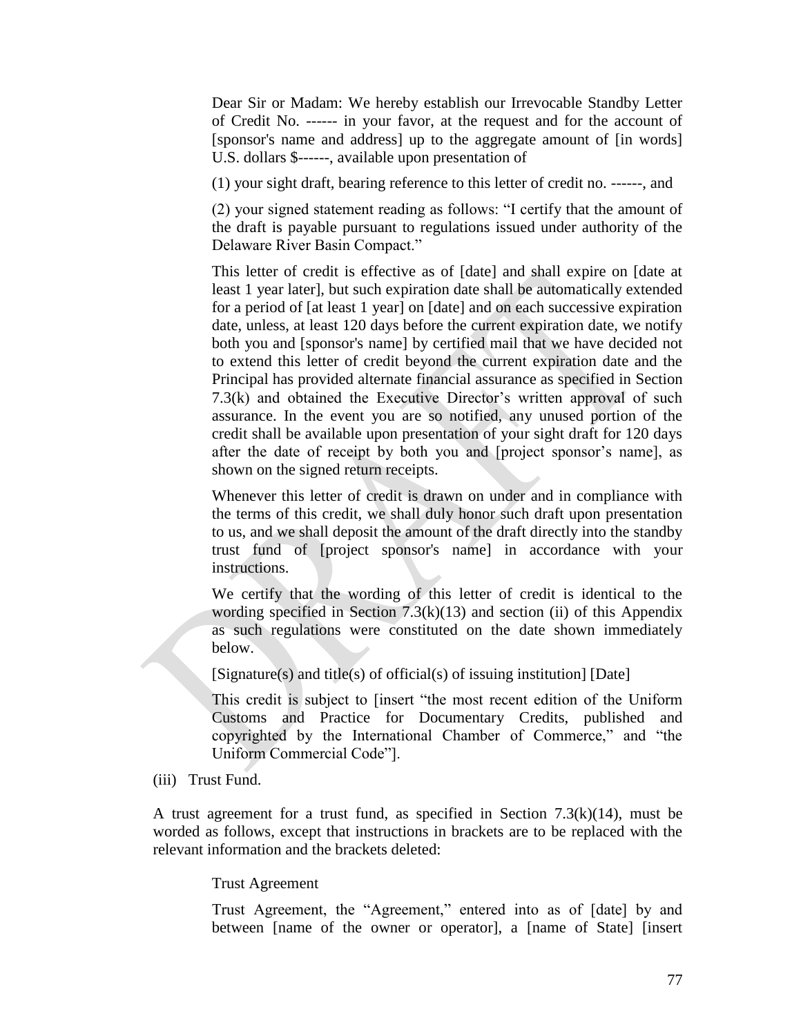Dear Sir or Madam: We hereby establish our Irrevocable Standby Letter of Credit No. ------ in your favor, at the request and for the account of [sponsor's name and address] up to the aggregate amount of [in words] U.S. dollars $------, available upon presentation of

(1) your sight draft, bearing reference to this letter of credit no. ------, and

(2) your signed statement reading as follows: "I certify that the amount of the draft is payable pursuant to regulations issued under authority of the Delaware River Basin Compact."

This letter of credit is effective as of [date] and shall expire on [date at least 1 year later], but such expiration date shall be automatically extended for a period of [at least 1 year] on [date] and on each successive expiration date, unless, at least 120 days before the current expiration date, we notify both you and [sponsor's name] by certified mail that we have decided not to extend this letter of credit beyond the current expiration date and the Principal has provided alternate financial assurance as specified in Section 7.3(k) and obtained the Executive Director's written approval of such assurance. In the event you are so notified, any unused portion of the credit shall be available upon presentation of your sight draft for 120 days after the date of receipt by both you and [project sponsor's name], as shown on the signed return receipts.

Whenever this letter of credit is drawn on under and in compliance with the terms of this credit, we shall duly honor such draft upon presentation to us, and we shall deposit the amount of the draft directly into the standby trust fund of [project sponsor's name] in accordance with your instructions.

We certify that the wording of this letter of credit is identical to the wording specified in Section 7.3(k)(13) and section (ii) of this Appendix as such regulations were constituted on the date shown immediately below.

[Signature(s) and title(s) of official(s) of issuing institution] [Date]

This credit is subject to [insert "the most recent edition of the Uniform Customs and Practice for Documentary Credits, published and copyrighted by the International Chamber of Commerce," and "the Uniform Commercial Code"].

(iii) Trust Fund.

A trust agreement for a trust fund, as specified in Section 7.3(k)(14), must be worded as follows, except that instructions in brackets are to be replaced with the relevant information and the brackets deleted:

Trust Agreement

Trust Agreement, the "Agreement," entered into as of [date] by and between [name of the owner or operator], a [name of State] [insert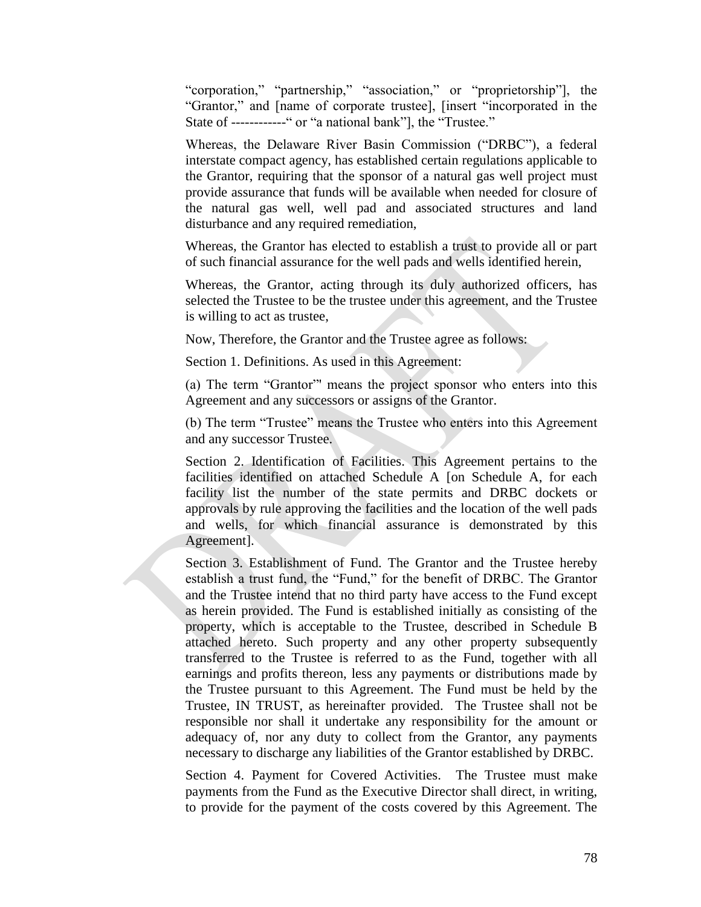"corporation," "partnership," "association," or "proprietorship"], the "Grantor," and [name of corporate trustee], [insert "incorporated in the State of ------------" or "a national bank"], the "Trustee."

Whereas, the Delaware River Basin Commission ("DRBC"), a federal interstate compact agency, has established certain regulations applicable to the Grantor, requiring that the sponsor of a natural gas well project must provide assurance that funds will be available when needed for closure of the natural gas well, well pad and associated structures and land disturbance and any required remediation,

Whereas, the Grantor has elected to establish a trust to provide all or part of such financial assurance for the well pads and wells identified herein,

Whereas, the Grantor, acting through its duly authorized officers, has selected the Trustee to be the trustee under this agreement, and the Trustee is willing to act as trustee,

Now, Therefore, the Grantor and the Trustee agree as follows:

Section 1. Definitions. As used in this Agreement:

(a) The term "Grantor"' means the project sponsor who enters into this Agreement and any successors or assigns of the Grantor.

(b) The term "Trustee" means the Trustee who enters into this Agreement and any successor Trustee.

Section 2. Identification of Facilities. This Agreement pertains to the facilities identified on attached Schedule A [on Schedule A, for each facility list the number of the state permits and DRBC dockets or approvals by rule approving the facilities and the location of the well pads and wells, for which financial assurance is demonstrated by this Agreement].

Section 3. Establishment of Fund. The Grantor and the Trustee hereby establish a trust fund, the "Fund," for the benefit of DRBC. The Grantor and the Trustee intend that no third party have access to the Fund except as herein provided. The Fund is established initially as consisting of the property, which is acceptable to the Trustee, described in Schedule B attached hereto. Such property and any other property subsequently transferred to the Trustee is referred to as the Fund, together with all earnings and profits thereon, less any payments or distributions made by the Trustee pursuant to this Agreement. The Fund must be held by the Trustee, IN TRUST, as hereinafter provided. The Trustee shall not be responsible nor shall it undertake any responsibility for the amount or adequacy of, nor any duty to collect from the Grantor, any payments necessary to discharge any liabilities of the Grantor established by DRBC.

Section 4. Payment for Covered Activities. The Trustee must make payments from the Fund as the Executive Director shall direct, in writing, to provide for the payment of the costs covered by this Agreement. The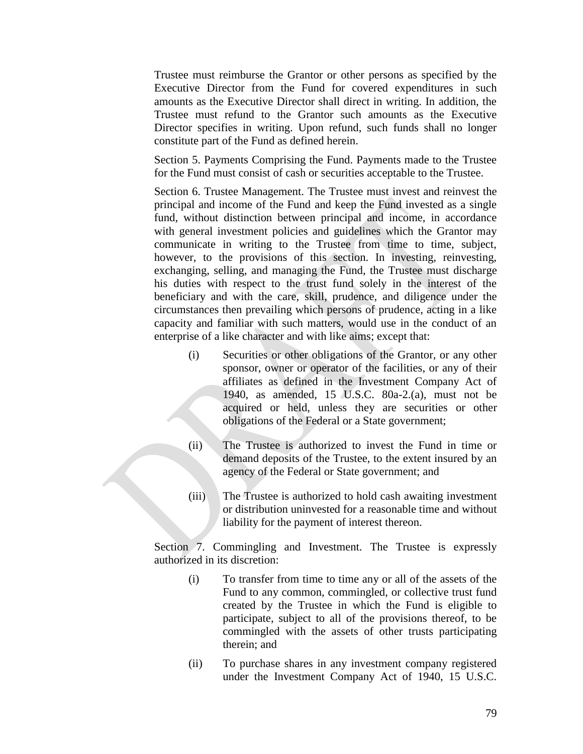Trustee must reimburse the Grantor or other persons as specified by the Executive Director from the Fund for covered expenditures in such amounts as the Executive Director shall direct in writing. In addition, the Trustee must refund to the Grantor such amounts as the Executive Director specifies in writing. Upon refund, such funds shall no longer constitute part of the Fund as defined herein.

Section 5. Payments Comprising the Fund. Payments made to the Trustee for the Fund must consist of cash or securities acceptable to the Trustee.

Section 6. Trustee Management. The Trustee must invest and reinvest the principal and income of the Fund and keep the Fund invested as a single fund, without distinction between principal and income, in accordance with general investment policies and guidelines which the Grantor may communicate in writing to the Trustee from time to time, subject, however, to the provisions of this section. In investing, reinvesting, exchanging, selling, and managing the Fund, the Trustee must discharge his duties with respect to the trust fund solely in the interest of the beneficiary and with the care, skill, prudence, and diligence under the circumstances then prevailing which persons of prudence, acting in a like capacity and familiar with such matters, would use in the conduct of an enterprise of a like character and with like aims; except that:

(i) Securities or other obligations of the Grantor, or any other sponsor, owner or operator of the facilities, or any of their affiliates as defined in the Investment Company Act of 1940, as amended, 15 U.S.C. 80a-2.(a), must not be acquired or held, unless they are securities or other obligations of the Federal or a State government;

(ii) The Trustee is authorized to invest the Fund in time or demand deposits of the Trustee, to the extent insured by an agency of the Federal or State government; and

(iii) The Trustee is authorized to hold cash awaiting investment or distribution uninvested for a reasonable time and without liability for the payment of interest thereon.

Section 7. Commingling and Investment. The Trustee is expressly authorized in its discretion:

(i) To transfer from time to time any or all of the assets of the Fund to any common, commingled, or collective trust fund created by the Trustee in which the Fund is eligible to participate, subject to all of the provisions thereof, to be commingled with the assets of other trusts participating therein; and

(ii) To purchase shares in any investment company registered under the Investment Company Act of 1940, 15 U.S.C.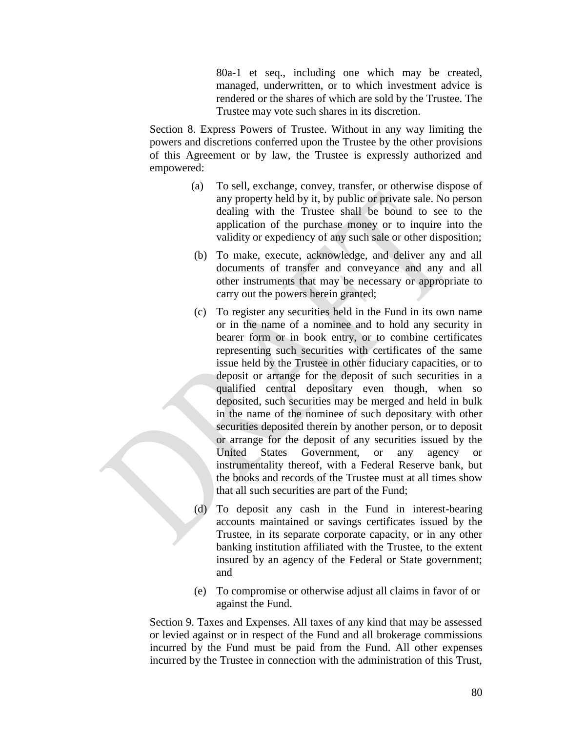80a-1 et seq., including one which may be created, managed, underwritten, or to which investment advice is rendered or the shares of which are sold by the Trustee. The Trustee may vote such shares in its discretion.

Section 8. Express Powers of Trustee. Without in any way limiting the powers and discretions conferred upon the Trustee by the other provisions of this Agreement or by law, the Trustee is expressly authorized and empowered:

(a) To sell, exchange, convey, transfer, or otherwise dispose of any property held by it, by public or private sale. No person dealing with the Trustee shall be bound to see to the application of the purchase money or to inquire into the validity or expediency of any such sale or other disposition;

(b) To make, execute, acknowledge, and deliver any and all documents of transfer and conveyance and any and all other instruments that may be necessary or appropriate to carry out the powers herein granted;

(c) To register any securities held in the Fund in its own name or in the name of a nominee and to hold any security in bearer form or in book entry, or to combine certificates representing such securities with certificates of the same issue held by the Trustee in other fiduciary capacities, or to deposit or arrange for the deposit of such securities in a qualified central depositary even though, when so deposited, such securities may be merged and held in bulk in the name of the nominee of such depositary with other securities deposited therein by another person, or to deposit or arrange for the deposit of any securities issued by the United States Government, or any agency or instrumentality thereof, with a Federal Reserve bank, but the books and records of the Trustee must at all times show that all such securities are part of the Fund;

(d) To deposit any cash in the Fund in interest-bearing accounts maintained or savings certificates issued by the Trustee, in its separate corporate capacity, or in any other banking institution affiliated with the Trustee, to the extent insured by an agency of the Federal or State government; and

(e) To compromise or otherwise adjust all claims in favor of or against the Fund.

Section 9. Taxes and Expenses. All taxes of any kind that may be assessed or levied against or in respect of the Fund and all brokerage commissions incurred by the Fund must be paid from the Fund. All other expenses incurred by the Trustee in connection with the administration of this Trust,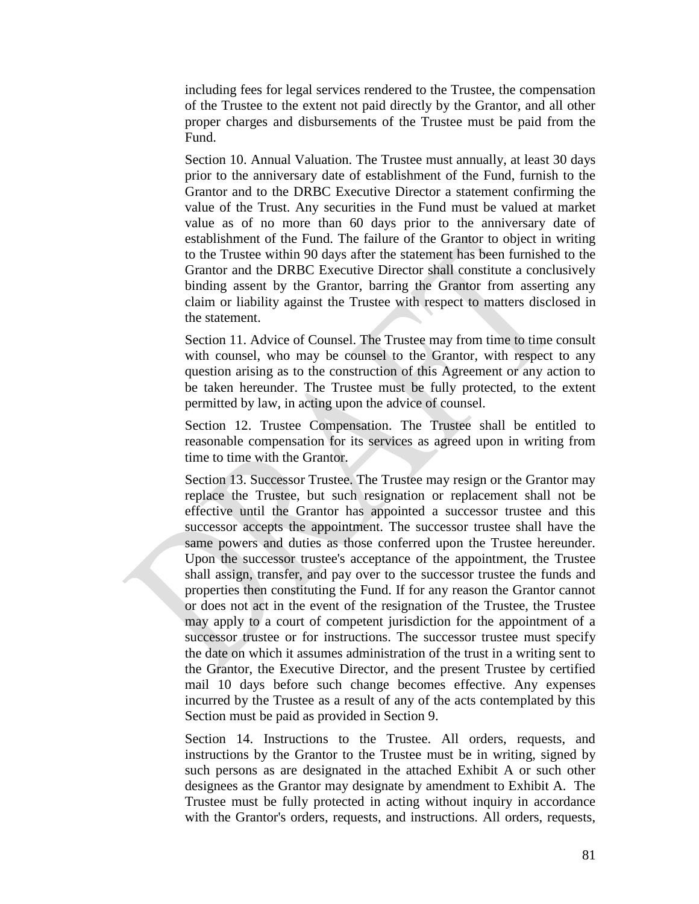including fees for legal services rendered to the Trustee, the compensation of the Trustee to the extent not paid directly by the Grantor, and all other proper charges and disbursements of the Trustee must be paid from the Fund.

Section 10. Annual Valuation. The Trustee must annually, at least 30 days prior to the anniversary date of establishment of the Fund, furnish to the Grantor and to the DRBC Executive Director a statement confirming the value of the Trust. Any securities in the Fund must be valued at market value as of no more than 60 days prior to the anniversary date of establishment of the Fund. The failure of the Grantor to object in writing to the Trustee within 90 days after the statement has been furnished to the Grantor and the DRBC Executive Director shall constitute a conclusively binding assent by the Grantor, barring the Grantor from asserting any claim or liability against the Trustee with respect to matters disclosed in the statement.

Section 11. Advice of Counsel. The Trustee may from time to time consult with counsel, who may be counsel to the Grantor, with respect to any question arising as to the construction of this Agreement or any action to be taken hereunder. The Trustee must be fully protected, to the extent permitted by law, in acting upon the advice of counsel.

Section 12. Trustee Compensation. The Trustee shall be entitled to reasonable compensation for its services as agreed upon in writing from time to time with the Grantor.

Section 13. Successor Trustee. The Trustee may resign or the Grantor may replace the Trustee, but such resignation or replacement shall not be effective until the Grantor has appointed a successor trustee and this successor accepts the appointment. The successor trustee shall have the same powers and duties as those conferred upon the Trustee hereunder. Upon the successor trustee's acceptance of the appointment, the Trustee shall assign, transfer, and pay over to the successor trustee the funds and properties then constituting the Fund. If for any reason the Grantor cannot or does not act in the event of the resignation of the Trustee, the Trustee may apply to a court of competent jurisdiction for the appointment of a successor trustee or for instructions. The successor trustee must specify the date on which it assumes administration of the trust in a writing sent to the Grantor, the Executive Director, and the present Trustee by certified mail 10 days before such change becomes effective. Any expenses incurred by the Trustee as a result of any of the acts contemplated by this Section must be paid as provided in Section 9.

Section 14. Instructions to the Trustee. All orders, requests, and instructions by the Grantor to the Trustee must be in writing, signed by such persons as are designated in the attached Exhibit A or such other designees as the Grantor may designate by amendment to Exhibit A. The Trustee must be fully protected in acting without inquiry in accordance with the Grantor's orders, requests, and instructions. All orders, requests,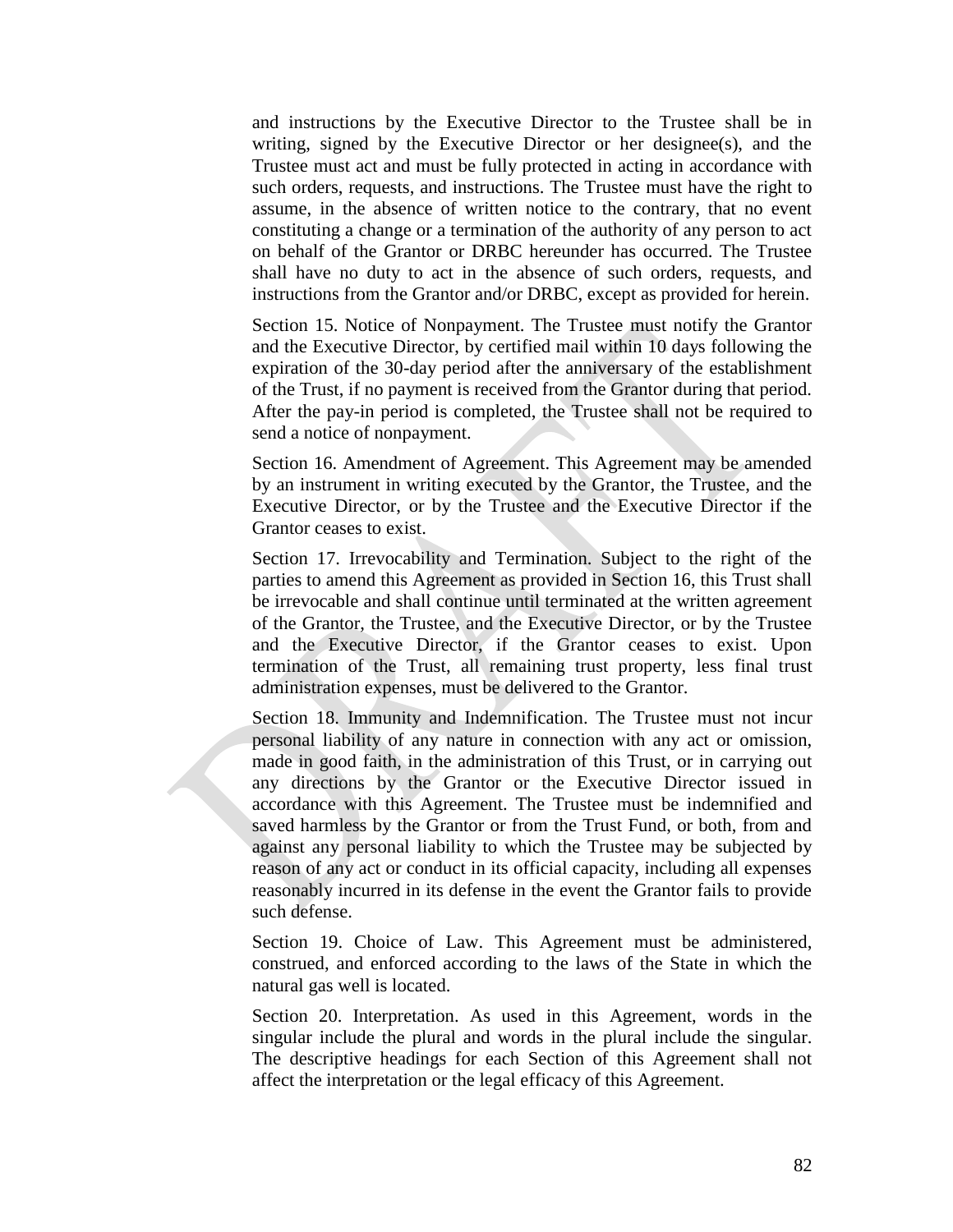and instructions by the Executive Director to the Trustee shall be in writing, signed by the Executive Director or her designee(s), and the Trustee must act and must be fully protected in acting in accordance with such orders, requests, and instructions. The Trustee must have the right to assume, in the absence of written notice to the contrary, that no event constituting a change or a termination of the authority of any person to act on behalf of the Grantor or DRBC hereunder has occurred. The Trustee shall have no duty to act in the absence of such orders, requests, and instructions from the Grantor and/or DRBC, except as provided for herein.

Section 15. Notice of Nonpayment. The Trustee must notify the Grantor and the Executive Director, by certified mail within 10 days following the expiration of the 30-day period after the anniversary of the establishment of the Trust, if no payment is received from the Grantor during that period. After the pay-in period is completed, the Trustee shall not be required to send a notice of nonpayment.

Section 16. Amendment of Agreement. This Agreement may be amended by an instrument in writing executed by the Grantor, the Trustee, and the Executive Director, or by the Trustee and the Executive Director if the Grantor ceases to exist.

Section 17. Irrevocability and Termination. Subject to the right of the parties to amend this Agreement as provided in Section 16, this Trust shall be irrevocable and shall continue until terminated at the written agreement of the Grantor, the Trustee, and the Executive Director, or by the Trustee and the Executive Director, if the Grantor ceases to exist. Upon termination of the Trust, all remaining trust property, less final trust administration expenses, must be delivered to the Grantor.

Section 18. Immunity and Indemnification. The Trustee must not incur personal liability of any nature in connection with any act or omission, made in good faith, in the administration of this Trust, or in carrying out any directions by the Grantor or the Executive Director issued in accordance with this Agreement. The Trustee must be indemnified and saved harmless by the Grantor or from the Trust Fund, or both, from and against any personal liability to which the Trustee may be subjected by reason of any act or conduct in its official capacity, including all expenses reasonably incurred in its defense in the event the Grantor fails to provide such defense.

Section 19. Choice of Law. This Agreement must be administered, construed, and enforced according to the laws of the State in which the natural gas well is located.

Section 20. Interpretation. As used in this Agreement, words in the singular include the plural and words in the plural include the singular. The descriptive headings for each Section of this Agreement shall not affect the interpretation or the legal efficacy of this Agreement.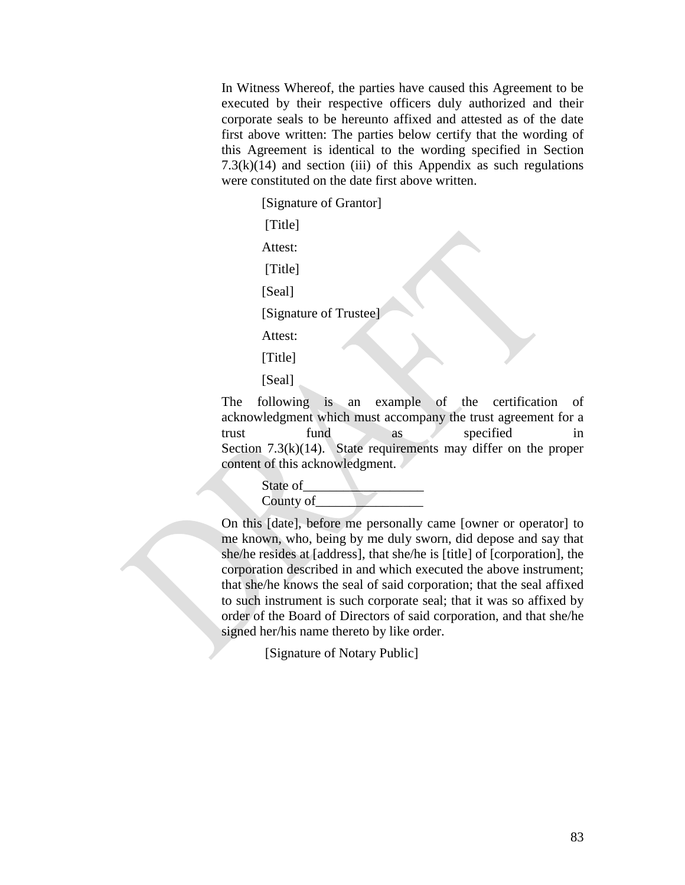In Witness Whereof, the parties have caused this Agreement to be executed by their respective officers duly authorized and their corporate seals to be hereunto affixed and attested as of the date first above written: The parties below certify that the wording of this Agreement is identical to the wording specified in Section 7.3(k)(14) and section (iii) of this Appendix as such regulations were constituted on the date first above written.

[Signature of Grantor]

[Title]

Attest:

[Title]

[Seal]

[Signature of Trustee]

Attest:

[Title]

[Seal]

The following is an example of the certification of acknowledgment which must accompany the trust agreement for a trust fund as specified in Section 7.3(k)(14). State requirements may differ on the proper content of this acknowledgment.

State of__________________
County of________________

On this [date], before me personally came [owner or operator] to me known, who, being by me duly sworn, did depose and say that she/he resides at [address], that she/he is [title] of [corporation], the corporation described in and which executed the above instrument; that she/he knows the seal of said corporation; that the seal affixed to such instrument is such corporate seal; that it was so affixed by order of the Board of Directors of said corporation, and that she/he signed her/his name thereto by like order.

[Signature of Notary Public]